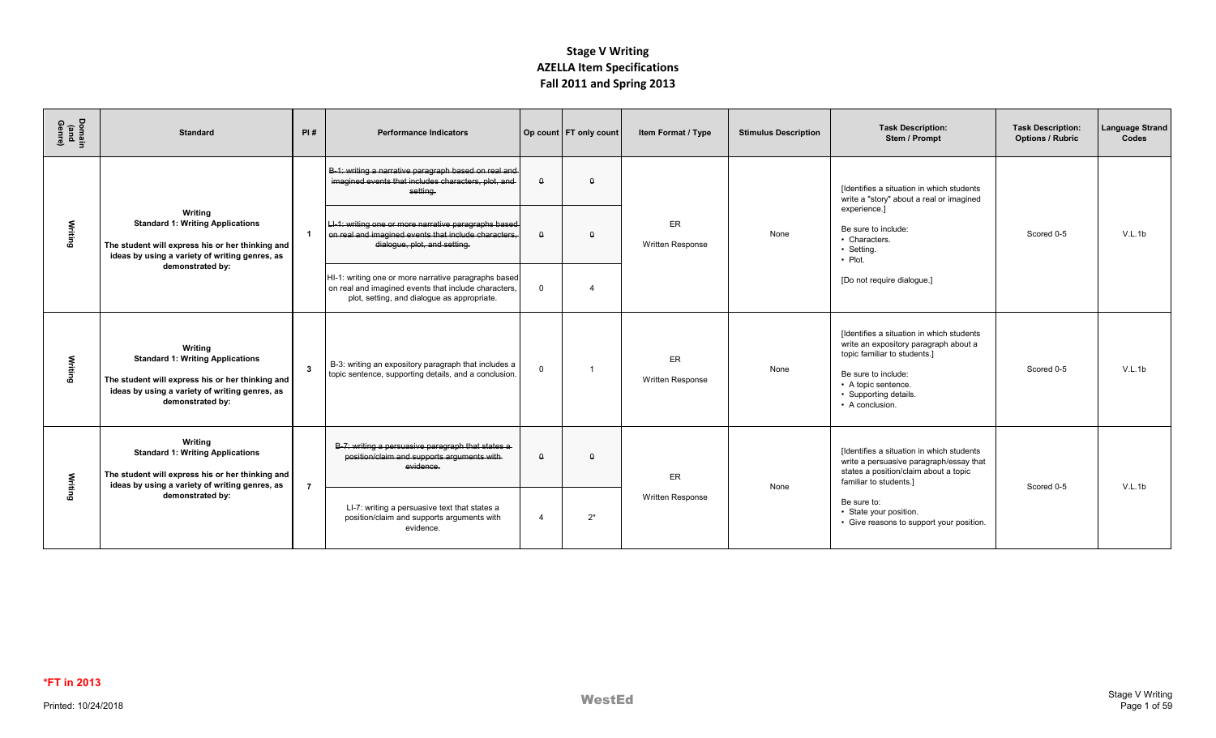# Stage V Writing
## AZELLA Item Specifications
## Fall 2011 and Spring 2013

| Domain (and Genre) | Standard | PI # | Performance Indicators | Op count | FT only count | Item Format / Type | Stimulus Description | Task Description: Stem / Prompt | Task Description: Options / Rubric | Language Strand Codes |
|---|---|---|---|---|---|---|---|---|---|---|
| Writing | **Writing** **Standard 1: Writing Applications** **The student will express his or her thinking and ideas by using a variety of writing genres, as demonstrated by:** | 1 | ~~B-1: writing a narrative paragraph based on real and imagined events that includes characters, plot, and setting.~~ | ~~0~~ | ~~0~~ | ER Written Response | None | [Identifies a situation in which students write a "story" about a real or imagined experience.] Be sure to include: • Characters. • Setting. • Plot. [Do not require dialogue.] | Scored 0-5 | V.L.1b |
| | | | ~~LI-1: writing one or more narrative paragraphs based on real and imagined events that include characters, dialogue, plot, and setting.~~ | ~~0~~ | ~~0~~ | | | | | |
| | | | HI-1: writing one or more narrative paragraphs based on real and imagined events that include characters, plot, setting, and dialogue as appropriate. | 0 | 4 | | | | | |
| Writing | **Writing** **Standard 1: Writing Applications** **The student will express his or her thinking and ideas by using a variety of writing genres, as demonstrated by:** | 3 | B-3: writing an expository paragraph that includes a topic sentence, supporting details, and a conclusion. | 0 | 1 | ER Written Response | None | [Identifies a situation in which students write an expository paragraph about a topic familiar to students.] Be sure to include: • A topic sentence. • Supporting details. • A conclusion. | Scored 0-5 | V.L.1b |
| Writing | **Writing** **Standard 1: Writing Applications** **The student will express his or her thinking and ideas by using a variety of writing genres, as demonstrated by:** | 7 | ~~B-7: writing a persuasive paragraph that states a position/claim and supports arguments with evidence.~~ | ~~0~~ | ~~0~~ | ER Written Response | None | [Identifies a situation in which students write a persuasive paragraph/essay that states a position/claim about a topic familiar to students.] Be sure to: • State your position. • Give reasons to support your position. | Scored 0-5 | V.L.1b |
| | | | LI-7: writing a persuasive text that states a position/claim and supports arguments with evidence. | 4 | 2* | | | | | |

*FT in 2013

Printed: 10/24/2018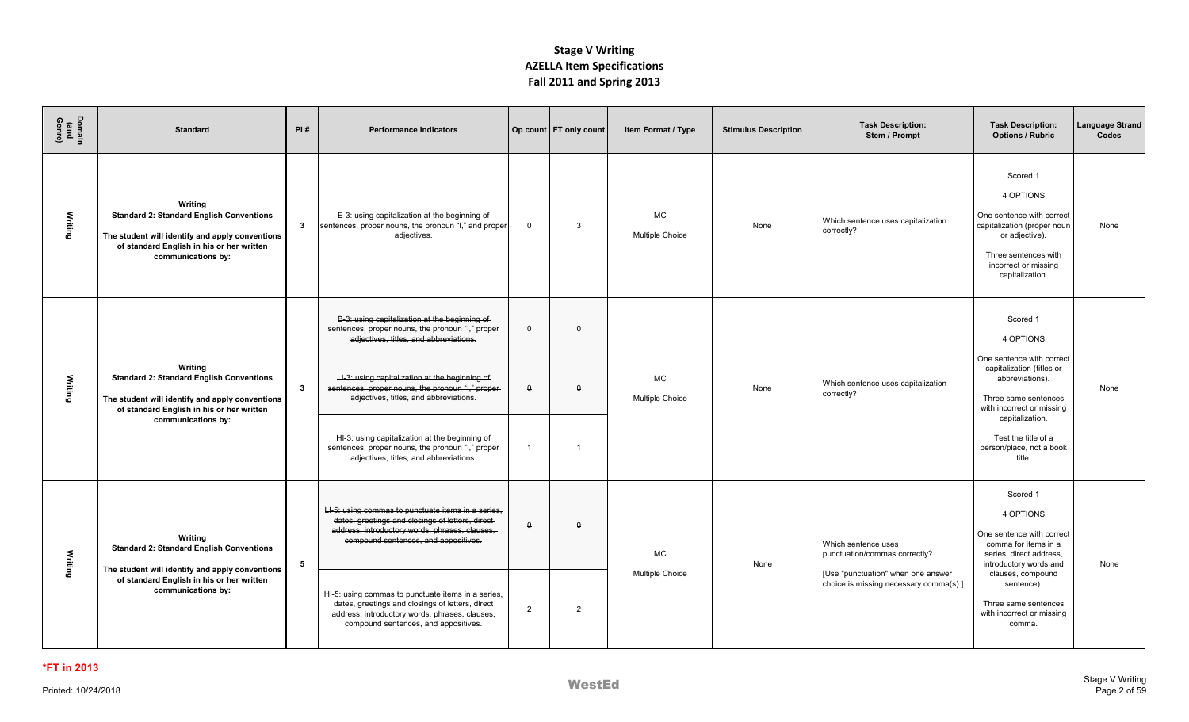# Stage V Writing
## AZELLA Item Specifications
### Fall 2011 and Spring 2013

| Domain (and Genre) | Standard | PI # | Performance Indicators | Op count | FT only count | Item Format / Type | Stimulus Description | Task Description: Stem / Prompt | Task Description: Options / Rubric | Language Strand Codes |
|---|---|---|---|---|---|---|---|---|---|---|
| Writing | **Writing**<br>**Standard 2: Standard English Conventions**<br>**The student will identify and apply conventions of standard English in his or her written communications by:** | **3** | E-3: using capitalization at the beginning of sentences, proper nouns, the pronoun "I," and proper adjectives. | 0 | 3 | MC<br>Multiple Choice | None | Which sentence uses capitalization correctly? | Scored 1<br>4 OPTIONS<br>One sentence with correct capitalization (proper noun or adjective).<br>Three sentences with incorrect or missing capitalization. | None |
| Writing | **Writing**<br>**Standard 2: Standard English Conventions**<br>**The student will identify and apply conventions of standard English in his or her written communications by:** | **3** | ~~B-3: using capitalization at the beginning of sentences, proper nouns, the pronoun "I," proper adjectives, titles, and abbreviations.~~ | ~~0~~ | ~~0~~ | MC<br>Multiple Choice | None | Which sentence uses capitalization correctly? | Scored 1<br>4 OPTIONS<br>One sentence with correct capitalization (titles or abbreviations).<br>Three same sentences with incorrect or missing capitalization.<br>Test the title of a person/place, not a book title. | None |
| | | | ~~LI-3: using capitalization at the beginning of sentences, proper nouns, the pronoun "I," proper adjectives, titles, and abbreviations.~~ | ~~0~~ | ~~0~~ | | | | | |
| | | | HI-3: using capitalization at the beginning of sentences, proper nouns, the pronoun "I," proper adjectives, titles, and abbreviations. | 1 | 1 | | | | | |
| Writing | **Writing**<br>**Standard 2: Standard English Conventions**<br>**The student will identify and apply conventions of standard English in his or her written communications by:** | **5** | ~~LI-5: using commas to punctuate items in a series, dates, greetings and closings of letters, direct address, introductory words, phrases, clauses, compound sentences, and appositives.~~ | ~~0~~ | ~~0~~ | MC<br>Multiple Choice | None | Which sentence uses punctuation/commas correctly?<br>[Use "punctuation" when one answer choice is missing necessary comma(s).] | Scored 1<br>4 OPTIONS<br>One sentence with correct comma for items in a series, direct address, introductory words and clauses, compound sentence).<br>Three same sentences with incorrect or missing comma. | None |
| | | | HI-5: using commas to punctuate items in a series, dates, greetings and closings of letters, direct address, introductory words, phrases, clauses, compound sentences, and appositives. | 2 | 2 | | | | | |

**\*FT in 2013**

Printed: 10/24/2018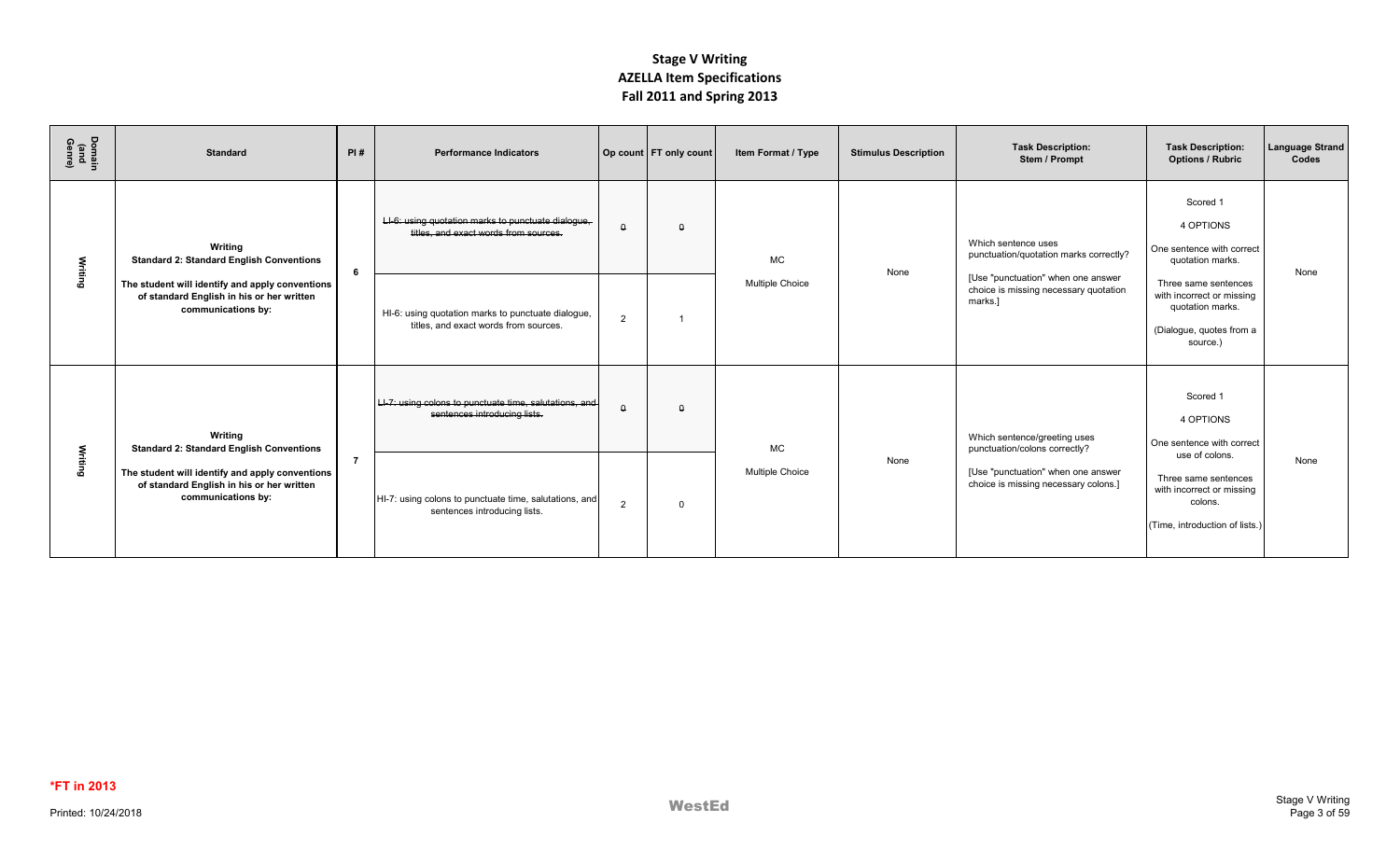# Stage V Writing
# AZELLA Item Specifications
# Fall 2011 and Spring 2013

| Domain (and Genre) | Standard | PI # | Performance Indicators | Op count | FT only count | Item Format / Type | Stimulus Description | Task Description: Stem / Prompt | Task Description: Options / Rubric | Language Strand Codes |
|---|---|---|---|---|---|---|---|---|---|---|
| Writing | **Writing** **Standard 2: Standard English Conventions** **The student will identify and apply conventions of standard English in his or her written communications by:** | 6 | ~~LI-6: using quotation marks to punctuate dialogue, titles, and exact words from sources.~~ | ~~0~~ | ~~0~~ | MC Multiple Choice | None | Which sentence uses punctuation/quotation marks correctly? [Use "punctuation" when one answer choice is missing necessary quotation marks.] | Scored 1 4 OPTIONS One sentence with correct quotation marks. Three same sentences with incorrect or missing quotation marks. (Dialogue, quotes from a source.) | None |
| | | | HI-6: using quotation marks to punctuate dialogue, titles, and exact words from sources. | 2 | 1 | | | | | |
| Writing | **Writing** **Standard 2: Standard English Conventions** **The student will identify and apply conventions of standard English in his or her written communications by:** | 7 | ~~LI-7: using colons to punctuate time, salutations, and sentences introducing lists.~~ | ~~0~~ | ~~0~~ | MC Multiple Choice | None | Which sentence/greeting uses punctuation/colons correctly? [Use "punctuation" when one answer choice is missing necessary colons.] | Scored 1 4 OPTIONS One sentence with correct use of colons. Three same sentences with incorrect or missing colons. (Time, introduction of lists.) | None |
| | | | HI-7: using colons to punctuate time, salutations, and sentences introducing lists. | 2 | 0 | | | | | |

**\*FT in 2013**

Printed: 10/24/2018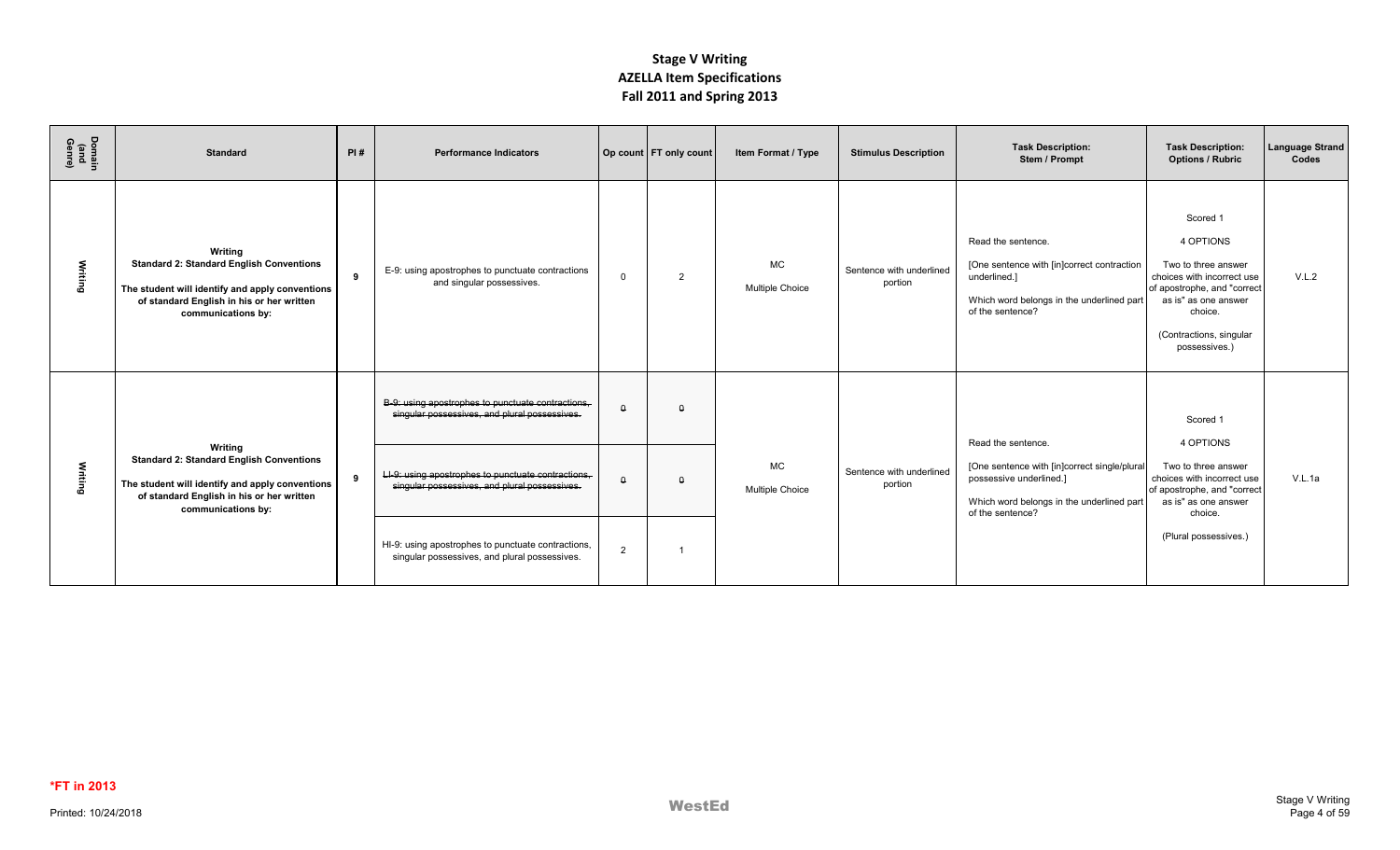# Stage V Writing
# AZELLA Item Specifications
# Fall 2011 and Spring 2013

| Domain (and Genre) | Standard | PI # | Performance Indicators | Op count | FT only count | Item Format / Type | Stimulus Description | Task Description: Stem / Prompt | Task Description: Options / Rubric | Language Strand Codes |
|---|---|---|---|---|---|---|---|---|---|---|
| Writing | **Writing** **Standard 2: Standard English Conventions** **The student will identify and apply conventions of standard English in his or her written communications by:** | 9 | E-9: using apostrophes to punctuate contractions and singular possessives. | 0 | 2 | MC Multiple Choice | Sentence with underlined portion | Read the sentence. [One sentence with [in]correct contraction underlined.] Which word belongs in the underlined part of the sentence? | Scored 1 4 OPTIONS Two to three answer choices with incorrect use of apostrophe, and "correct as is" as one answer choice. (Contractions, singular possessives.) | V.L.2 |
| Writing | **Writing** **Standard 2: Standard English Conventions** **The student will identify and apply conventions of standard English in his or her written communications by:** | 9 | ~~B-9: using apostrophes to punctuate contractions, singular possessives, and plural possessives.~~ | ~~0~~ | ~~0~~ | MC Multiple Choice | Sentence with underlined portion | Read the sentence. [One sentence with [in]correct single/plural possessive underlined.] Which word belongs in the underlined part of the sentence? | Scored 1 4 OPTIONS Two to three answer choices with incorrect use of apostrophe, and "correct as is" as one answer choice. (Plural possessives.) | V.L.1a |
| | | | ~~LI-9: using apostrophes to punctuate contractions, singular possessives, and plural possessives.~~ | ~~0~~ | ~~0~~ | | | | | |
| | | | HI-9: using apostrophes to punctuate contractions, singular possessives, and plural possessives. | 2 | 1 | | | | | |

*FT in 2013

Printed: 10/24/2018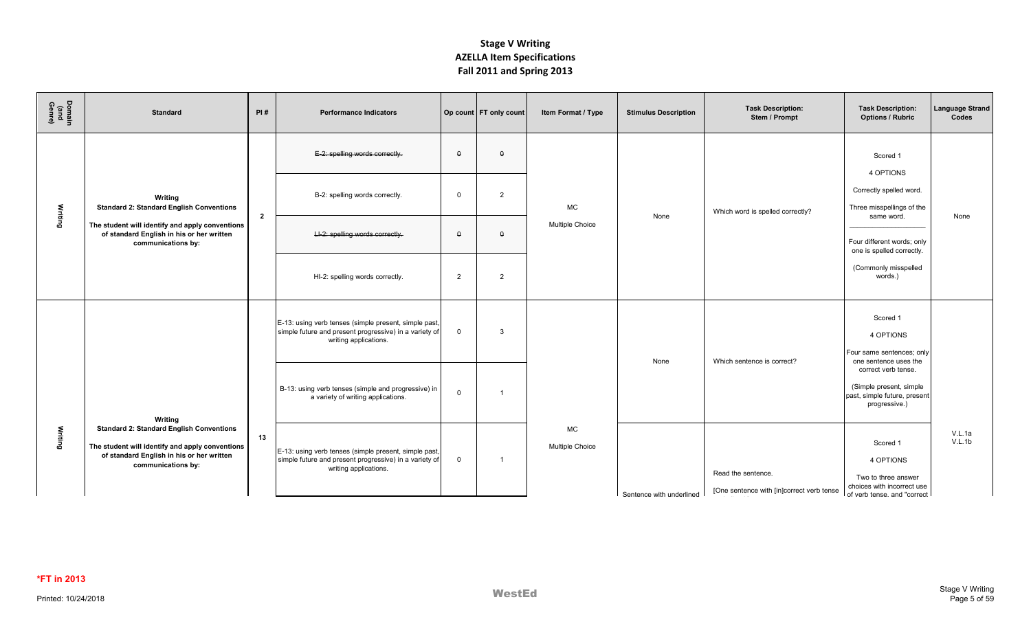# Stage V Writing
# AZELLA Item Specifications
# Fall 2011 and Spring 2013

| Domain (and Genre) | Standard | PI # | Performance Indicators | Op count | FT only count | Item Format / Type | Stimulus Description | Task Description: Stem / Prompt | Task Description: Options / Rubric | Language Strand Codes |
|---|---|---|---|---|---|---|---|---|---|---|
| Writing | **Writing** **Standard 2: Standard English Conventions** **The student will identify and apply conventions of standard English in his or her written communications by:** | **2** | ~~E-2: spelling words correctly.~~ | ~~0~~ | ~~0~~ | MC Multiple Choice | None | Which word is spelled correctly? | Scored 1 4 OPTIONS Correctly spelled word. Three misspellings of the same word. ——— Four different words; only one is spelled correctly. (Commonly misspelled words.) | None |
| | | | B-2: spelling words correctly. | 0 | 2 | | | | | |
| | | | ~~LI-2: spelling words correctly.~~ | ~~0~~ | ~~0~~ | | | | | |
| | | | HI-2: spelling words correctly. | 2 | 2 | | | | | |
| Writing | **Writing** **Standard 2: Standard English Conventions** **The student will identify and apply conventions of standard English in his or her written communications by:** | **13** | E-13: using verb tenses (simple present, simple past, simple future and present progressive) in a variety of writing applications. | 0 | 3 | MC Multiple Choice | None | Which sentence is correct? | Scored 1 4 OPTIONS Four same sentences; only one sentence uses the correct verb tense. (Simple present, simple past, simple future, present progressive.) | V.L.1a V.L.1b |
| | | | B-13: using verb tenses (simple and progressive) in a variety of writing applications. | 0 | 1 | | | | | |
| | | | E-13: using verb tenses (simple present, simple past, simple future and present progressive) in a variety of writing applications. | 0 | 1 | | Sentence with underlined | Read the sentence. [One sentence with [in]correct verb tense | Scored 1 4 OPTIONS Two to three answer choices with incorrect use of verb tense, and "correct | |

**\*FT in 2013**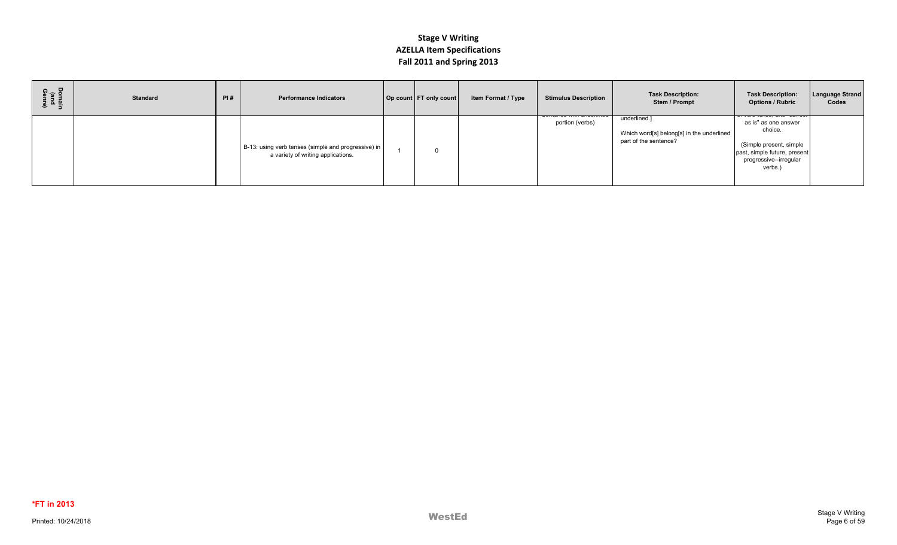# Stage V Writing
## AZELLA Item Specifications
## Fall 2011 and Spring 2013

| Domain (and Genre) | Standard | PI # | Performance Indicators | Op count | FT only count | Item Format / Type | Stimulus Description | Task Description: Stem / Prompt | Task Description: Options / Rubric | Language Strand Codes |
|---|---|---|---|---|---|---|---|---|---|---|
| | | | B-13: using verb tenses (simple and progressive) in a variety of writing applications. | 1 | 0 | | portion (verbs) | underlined.] Which word[s] belong[s] in the underlined part of the sentence? | as is" as one answer choice. (Simple present, simple past, simple future, present progressive--irregular verbs.) | |

**\*FT in 2013**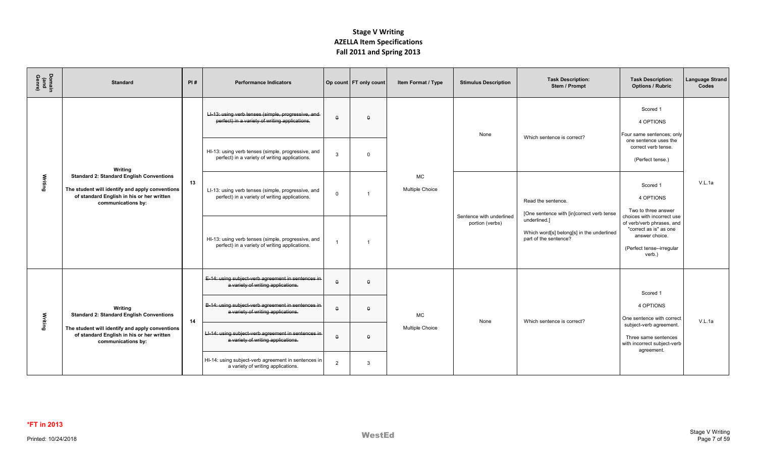# Stage V Writing
## AZELLA Item Specifications
## Fall 2011 and Spring 2013

| Domain (and Genre) | Standard | PI # | Performance Indicators | Op count | FT only count | Item Format / Type | Stimulus Description | Task Description: Stem / Prompt | Task Description: Options / Rubric | Language Strand Codes |
|---|---|---|---|---|---|---|---|---|---|---|
| Writing | **Writing**<br>**Standard 2: Standard English Conventions**<br>**The student will identify and apply conventions of standard English in his or her written communications by:** | 13 | ~~LI-13: using verb tenses (simple, progressive, and perfect) in a variety of writing applications.~~ | ~~0~~ | ~~0~~ | MC<br>Multiple Choice | None | Which sentence is correct? | Scored 1<br>4 OPTIONS<br>Four same sentences; only one sentence uses the correct verb tense.<br>(Perfect tense.) | V.L.1a |
| | | | HI-13: using verb tenses (simple, progressive, and perfect) in a variety of writing applications. | 3 | 0 | | | | | |
| | | | LI-13: using verb tenses (simple, progressive, and perfect) in a variety of writing applications. | 0 | 1 | | Sentence with underlined portion (verbs) | Read the sentence.<br>[One sentence with [in]correct verb tense underlined.]<br>Which word[s] belong[s] in the underlined part of the sentence? | Scored 1<br>4 OPTIONS<br>Two to three answer choices with incorrect use of verb/verb phrases, and "correct as is" as one answer choice.<br>(Perfect tense--irregular verb.) | |
| | | | HI-13: using verb tenses (simple, progressive, and perfect) in a variety of writing applications. | 1 | 1 | | | | | |
| Writing | **Writing**<br>**Standard 2: Standard English Conventions**<br>**The student will identify and apply conventions of standard English in his or her written communications by:** | 14 | ~~E-14: using subject-verb agreement in sentences in a variety of writing applications.~~ | ~~0~~ | ~~0~~ | MC<br>Multiple Choice | None | Which sentence is correct? | Scored 1<br>4 OPTIONS<br>One sentence with correct subject-verb agreement.<br>Three same sentences with incorrect subject-verb agreement. | V.L.1a |
| | | | ~~B-14: using subject-verb agreement in sentences in a variety of writing applications.~~ | ~~0~~ | ~~0~~ | | | | | |
| | | | ~~LI-14: using subject-verb agreement in sentences in a variety of writing applications.~~ | ~~0~~ | ~~0~~ | | | | | |
| | | | HI-14: using subject-verb agreement in sentences in a variety of writing applications. | 2 | 3 | | | | | |

**\*FT in 2013**

Printed: 10/24/2018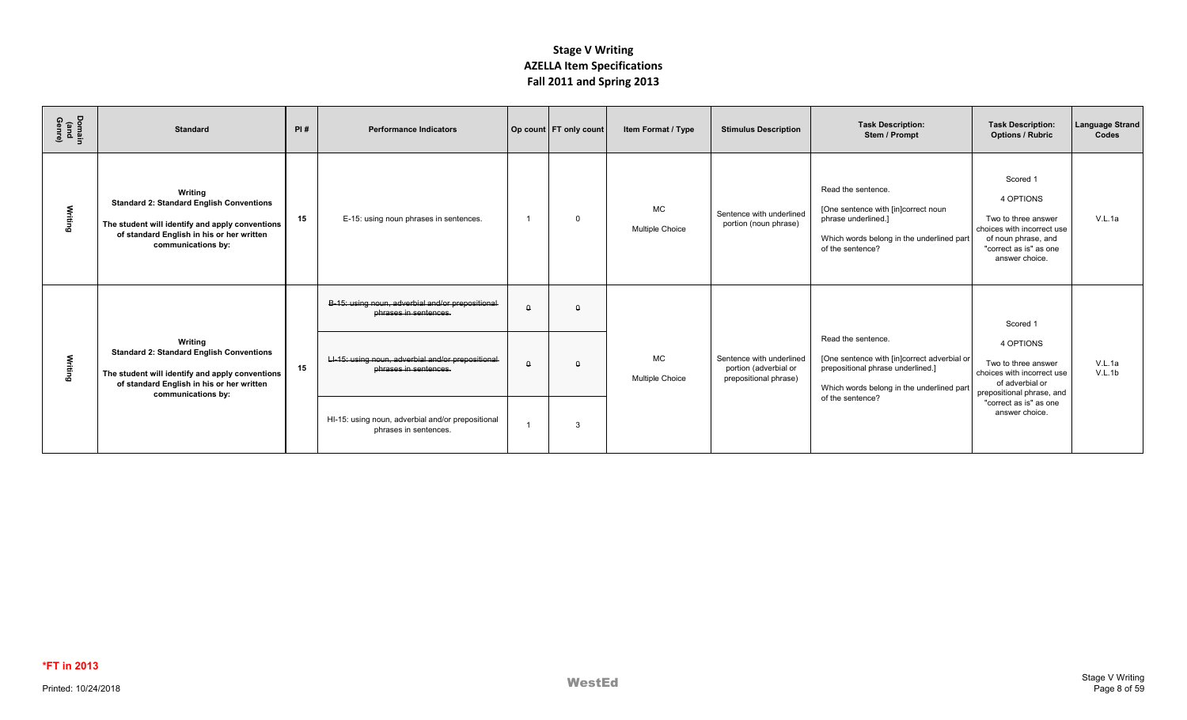# Stage V Writing
## AZELLA Item Specifications
## Fall 2011 and Spring 2013

| Domain (and Genre) | Standard | PI # | Performance Indicators | Op count | FT only count | Item Format / Type | Stimulus Description | Task Description: Stem / Prompt | Task Description: Options / Rubric | Language Strand Codes |
|---|---|---|---|---|---|---|---|---|---|---|
| Writing | **Writing Standard 2: Standard English Conventions The student will identify and apply conventions of standard English in his or her written communications by:** | 15 | E-15: using noun phrases in sentences. | 1 | 0 | MC Multiple Choice | Sentence with underlined portion (noun phrase) | Read the sentence. [One sentence with [in]correct noun phrase underlined.] Which words belong in the underlined part of the sentence? | Scored 1 4 OPTIONS Two to three answer choices with incorrect use of noun phrase, and "correct as is" as one answer choice. | V.L.1a |
| Writing | **Writing Standard 2: Standard English Conventions The student will identify and apply conventions of standard English in his or her written communications by:** | 15 | ~~B-15: using noun, adverbial and/or prepositional phrases in sentences.~~ | ~~0~~ | ~~0~~ | MC Multiple Choice | Sentence with underlined portion (adverbial or prepositional phrase) | Read the sentence. [One sentence with [in]correct adverbial or prepositional phrase underlined.] Which words belong in the underlined part of the sentence? | Scored 1 4 OPTIONS Two to three answer choices with incorrect use of adverbial or prepositional phrase, and "correct as is" as one answer choice. | V.L.1a V.L.1b |
| | | | ~~LI-15: using noun, adverbial and/or prepositional phrases in sentences.~~ | ~~0~~ | ~~0~~ | | | | | |
| | | | HI-15: using noun, adverbial and/or prepositional phrases in sentences. | 1 | 3 | | | | | |

**\*FT in 2013**

Printed: 10/24/2018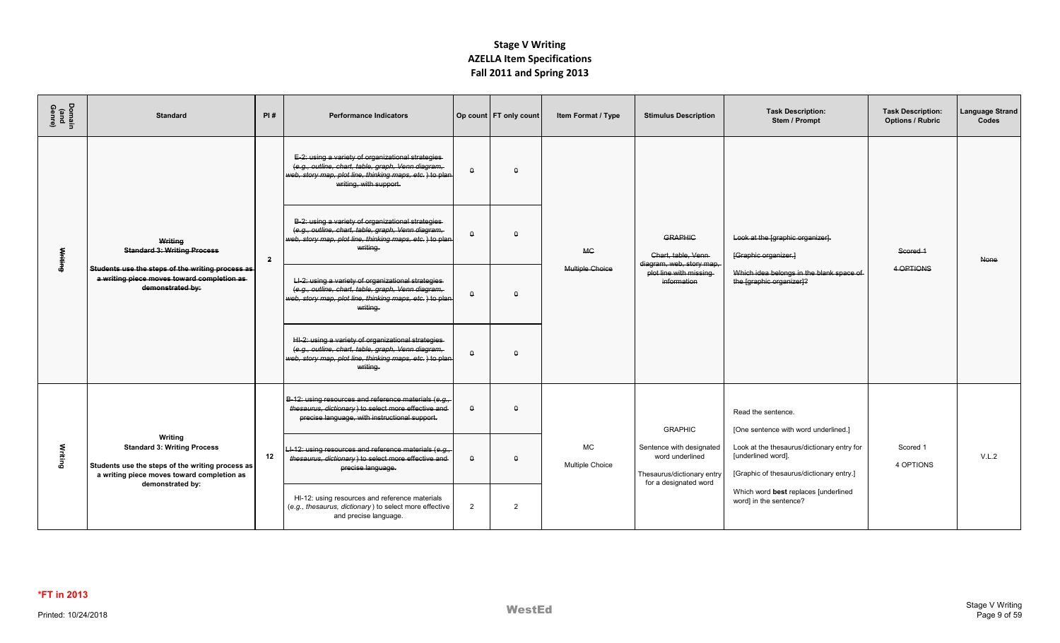# Stage V Writing
## AZELLA Item Specifications
## Fall 2011 and Spring 2013

| Domain (and Genre) | Standard | PI # | Performance Indicators | Op count | FT only count | Item Format / Type | Stimulus Description | Task Description: Stem / Prompt | Task Description: Options / Rubric | Language Strand Codes |
|---|---|---|---|---|---|---|---|---|---|---|
| ~~Writing~~ | ~~**Writing**~~ ~~**Standard 3: Writing Process**~~ ~~**Students use the steps of the writing process as a writing piece moves toward completion as demonstrated by:**~~ | ~~2~~ | ~~E-2: using a variety of organizational strategies (*e.g., outline, chart, table, graph, Venn diagram, web, story map, plot line, thinking maps, etc.*) to plan writing, with support.~~ | ~~0~~ | ~~0~~ | ~~MC~~ ~~Multiple Choice~~ | ~~GRAPHIC~~ ~~Chart, table, Venn diagram, web, story map, plot line with missing information~~ | ~~Look at the [graphic organizer].~~ ~~[Graphic organizer.]~~ ~~Which idea belongs in the blank space of the [graphic organizer]?~~ | ~~Scored 1~~ ~~4 OPTIONS~~ | ~~None~~ |
| | | | ~~B-2: using a variety of organizational strategies (*e.g., outline, chart, table, graph, Venn diagram, web, story map, plot line, thinking maps, etc.*) to plan writing.~~ | ~~0~~ | ~~0~~ | | | | | |
| | | | ~~LI-2: using a variety of organizational strategies (*e.g., outline, chart, table, graph, Venn diagram, web, story map, plot line, thinking maps, etc.*) to plan writing.~~ | ~~0~~ | ~~0~~ | | | | | |
| | | | ~~HI-2: using a variety of organizational strategies (*e.g., outline, chart, table, graph, Venn diagram, web, story map, plot line, thinking maps, etc.*) to plan writing.~~ | ~~0~~ | ~~0~~ | | | | | |
| Writing | **Writing** **Standard 3: Writing Process** **Students use the steps of the writing process as a writing piece moves toward completion as demonstrated by:** | 12 | ~~B-12: using resources and reference materials (*e.g., thesaurus, dictionary*) to select more effective and precise language, with instructional support.~~ | ~~0~~ | ~~0~~ | MC Multiple Choice | GRAPHIC Sentence with designated word underlined Thesaurus/dictionary entry for a designated word | Read the sentence. [One sentence with word underlined.] Look at the thesaurus/dictionary entry for [underlined word]. [Graphic of thesaurus/dictionary entry.] Which word **best** replaces [underlined word] in the sentence? | Scored 1 4 OPTIONS | V.L.2 |
| | | | ~~LI-12: using resources and reference materials (*e.g., thesaurus, dictionary*) to select more effective and precise language.~~ | ~~0~~ | ~~0~~ | | | | | |
| | | | HI-12: using resources and reference materials (*e.g., thesaurus, dictionary*) to select more effective and precise language. | 2 | 2 | | | | | |

***FT in 2013**

Printed: 10/24/2018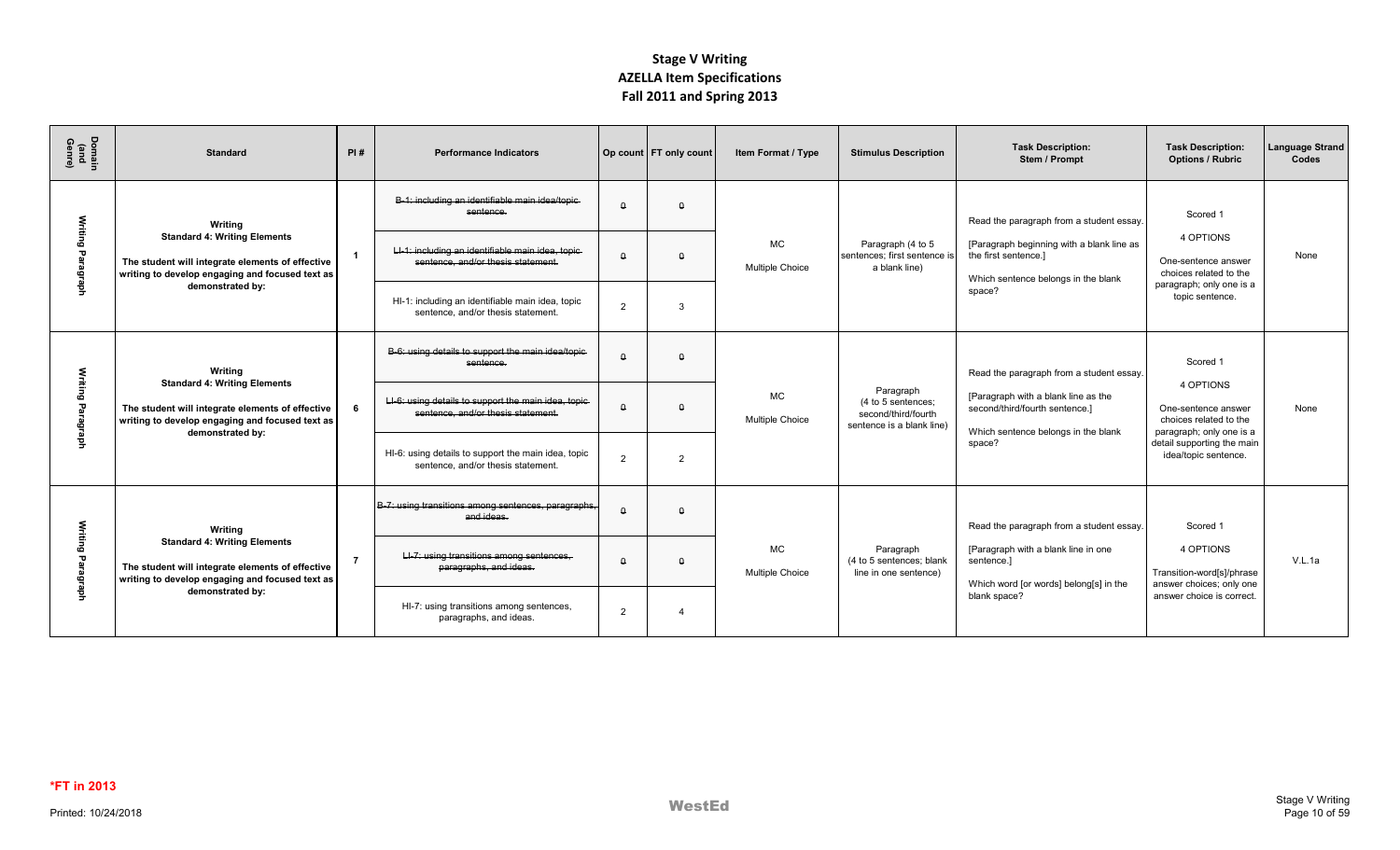# Stage V Writing
## AZELLA Item Specifications
## Fall 2011 and Spring 2013

| Domain (and Genre) | Standard | PI # | Performance Indicators | Op count | FT only count | Item Format / Type | Stimulus Description | Task Description: Stem / Prompt | Task Description: Options / Rubric | Language Strand Codes |
|---|---|---|---|---|---|---|---|---|---|---|
| Writing Paragraph | **Writing** **Standard 4: Writing Elements** **The student will integrate elements of effective writing to develop engaging and focused text as demonstrated by:** | 1 | ~~B-1: including an identifiable main idea/topic sentence.~~ | ~~0~~ | ~~0~~ | MC Multiple Choice | Paragraph (4 to 5 sentences; first sentence is a blank line) | Read the paragraph from a student essay. [Paragraph beginning with a blank line as the first sentence.] Which sentence belongs in the blank space? | Scored 1 4 OPTIONS One-sentence answer choices related to the paragraph; only one is a topic sentence. | None |
| | | | ~~LI-1: including an identifiable main idea, topic sentence, and/or thesis statement.~~ | ~~0~~ | ~~0~~ | | | | | |
| | | | HI-1: including an identifiable main idea, topic sentence, and/or thesis statement. | 2 | 3 | | | | | |
| Writing Paragraph | **Writing** **Standard 4: Writing Elements** **The student will integrate elements of effective writing to develop engaging and focused text as demonstrated by:** | 6 | ~~B-6: using details to support the main idea/topic sentence.~~ | ~~0~~ | ~~0~~ | MC Multiple Choice | Paragraph (4 to 5 sentences; second/third/fourth sentence is a blank line) | Read the paragraph from a student essay. [Paragraph with a blank line as the second/third/fourth sentence.] Which sentence belongs in the blank space? | Scored 1 4 OPTIONS One-sentence answer choices related to the paragraph; only one is a detail supporting the main idea/topic sentence. | None |
| | | | ~~LI-6: using details to support the main idea, topic sentence, and/or thesis statement.~~ | ~~0~~ | ~~0~~ | | | | | |
| | | | HI-6: using details to support the main idea, topic sentence, and/or thesis statement. | 2 | 2 | | | | | |
| Writing Paragraph | **Writing** **Standard 4: Writing Elements** **The student will integrate elements of effective writing to develop engaging and focused text as demonstrated by:** | 7 | ~~B-7: using transitions among sentences, paragraphs, and ideas.~~ | ~~0~~ | ~~0~~ | MC Multiple Choice | Paragraph (4 to 5 sentences; blank line in one sentence) | Read the paragraph from a student essay. [Paragraph with a blank line in one sentence.] Which word [or words] belong[s] in the blank space? | Scored 1 4 OPTIONS Transition-word[s]/phrase answer choices; only one answer choice is correct. | V.L.1a |
| | | | ~~LI-7: using transitions among sentences, paragraphs, and ideas.~~ | ~~0~~ | ~~0~~ | | | | | |
| | | | HI-7: using transitions among sentences, paragraphs, and ideas. | 2 | 4 | | | | | |

**\*FT in 2013**

Printed: 10/24/2018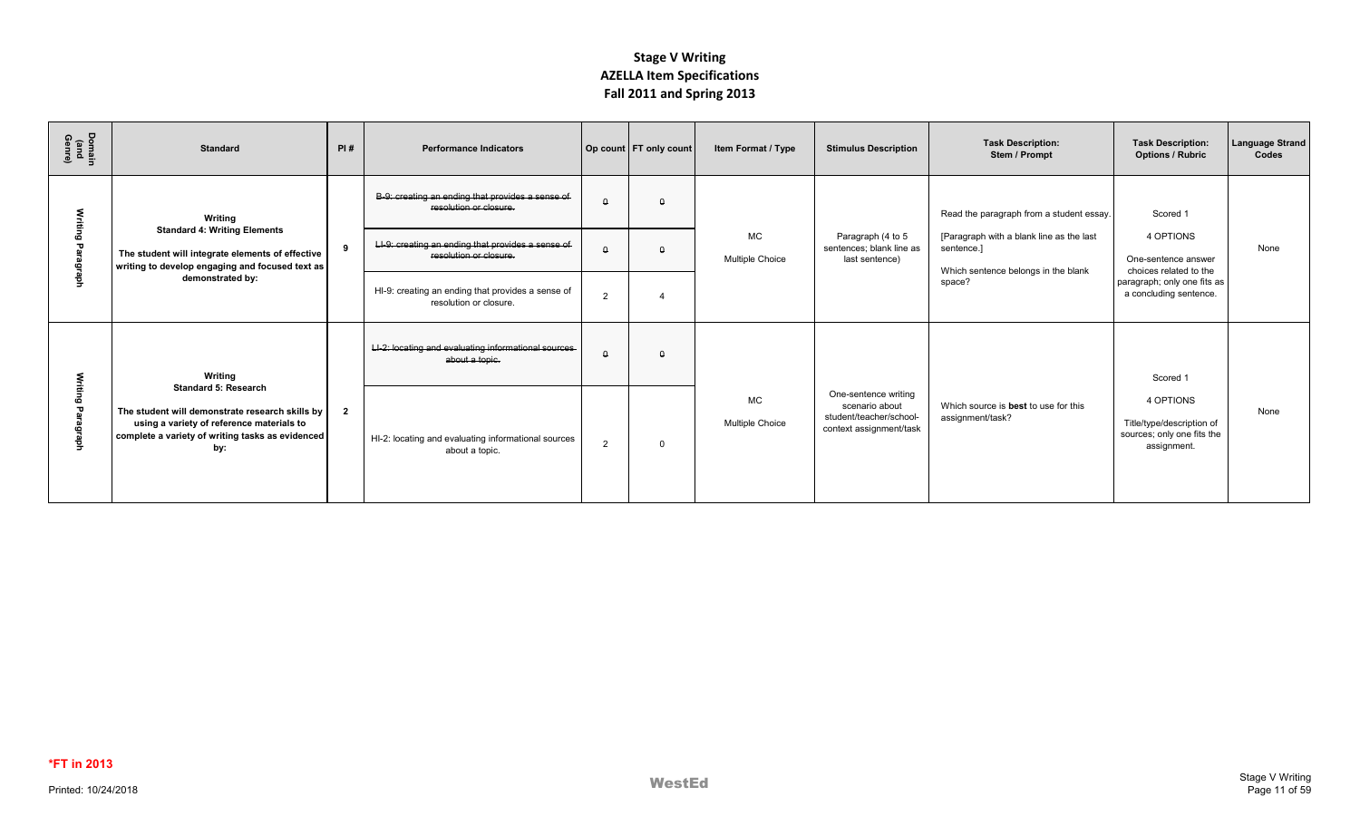# Stage V Writing
## AZELLA Item Specifications
## Fall 2011 and Spring 2013

| Domain (and Genre) | Standard | PI # | Performance Indicators | Op count | FT only count | Item Format / Type | Stimulus Description | Task Description: Stem / Prompt | Task Description: Options / Rubric | Language Strand Codes |
|---|---|---|---|---|---|---|---|---|---|---|
| Writing Paragraph | **Writing** **Standard 4: Writing Elements** **The student will integrate elements of effective writing to develop engaging and focused text as demonstrated by:** | 9 | ~~B-9: creating an ending that provides a sense of resolution or closure.~~ | ~~0~~ | ~~0~~ | MC Multiple Choice | Paragraph (4 to 5 sentences; blank line as last sentence) | Read the paragraph from a student essay. [Paragraph with a blank line as the last sentence.] Which sentence belongs in the blank space? | Scored 1 4 OPTIONS One-sentence answer choices related to the paragraph; only one fits as a concluding sentence. | None |
| | | | ~~LI-9: creating an ending that provides a sense of resolution or closure.~~ | ~~0~~ | ~~0~~ | | | | | |
| | | | HI-9: creating an ending that provides a sense of resolution or closure. | 2 | 4 | | | | | |
| Writing Paragraph | **Writing** **Standard 5: Research** **The student will demonstrate research skills by using a variety of reference materials to complete a variety of writing tasks as evidenced by:** | 2 | ~~LI-2: locating and evaluating informational sources about a topic.~~ | ~~0~~ | ~~0~~ | MC Multiple Choice | One-sentence writing scenario about student/teacher/school-context assignment/task | Which source is **best** to use for this assignment/task? | Scored 1 4 OPTIONS Title/type/description of sources; only one fits the assignment. | None |
| | | | HI-2: locating and evaluating informational sources about a topic. | 2 | 0 | | | | | |

**\*FT in 2013**

Printed: 10/24/2018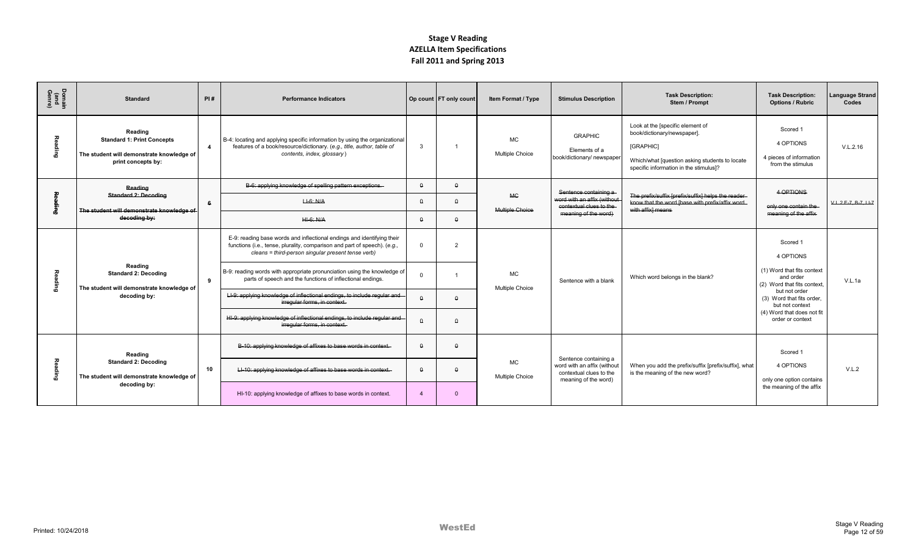# Stage V Reading
## AZELLA Item Specifications
## Fall 2011 and Spring 2013

| Domain (and Genre) | Standard | PI # | Performance Indicators | Op count | FT only count | Item Format / Type | Stimulus Description | Task Description: Stem / Prompt | Task Description: Options / Rubric | Language Strand Codes |
|---|---|---|---|---|---|---|---|---|---|---|
| Reading | **Reading** **Standard 1: Print Concepts** **The student will demonstrate knowledge of print concepts by:** | 4 | B-4: locating and applying specific information by using the organizational features of a book/resource/dictionary. (*e.g., title, author, table of contents, index, glossary*) | 3 | 1 | MC Multiple Choice | GRAPHIC Elements of a book/dictionary/ newspaper | Look at the [specific element of book/dictionary/newspaper]. [GRAPHIC] Which/what [question asking students to locate specific information in the stimulus]? | Scored 1 4 OPTIONS 4 pieces of information from the stimulus | V.L.2.16 |
| ~~Reading~~ | ~~**Reading** **Standard 2: Decoding** **The student will demonstrate knowledge of decoding by:**~~ | ~~6~~ | ~~B-6: applying knowledge of spelling pattern exceptions.~~ | ~~0~~ | ~~0~~ | ~~MC Multiple Choice~~ | ~~Sentence containing a word with an affix (without contextual clues to the meaning of the word)~~ | ~~The prefix/suffix [prefix/suffix] helps the reader know that the word [base with prefix/affix word with affix] means~~ | ~~4 OPTIONS only one contain the meaning of the affix~~ | ~~V.L.2 E-7, B-7, LI-7~~ |
| | | | ~~LI-6: N/A~~ | ~~0~~ | ~~0~~ | | | | | |
| | | | ~~HI-6: N/A~~ | ~~0~~ | ~~0~~ | | | | | |
| Reading | **Reading** **Standard 2: Decoding** **The student will demonstrate knowledge of decoding by:** | 9 | E-9: reading base words and inflectional endings and identifying their functions (i.e., tense, plurality, comparison and part of speech). (*e.g., cleans = third-person singular present tense verb*) | 0 | 2 | MC Multiple Choice | Sentence with a blank | Which word belongs in the blank? | Scored 1 4 OPTIONS (1) Word that fits context and order (2) Word that fits context, but not order (3) Word that fits order, but not context (4) Word that does not fit order or context | V.L.1a |
| | | | B-9: reading words with appropriate pronunciation using the knowledge of parts of speech and the functions of inflectional endings. | 0 | 1 | | | | | |
| | | | ~~LI-9: applying knowledge of inflectional endings, to include regular and irregular forms, in context.~~ | ~~0~~ | ~~0~~ | | | | | |
| | | | ~~HI-9: applying knowledge of inflectional endings, to include regular and irregular forms, in context.~~ | ~~0~~ | ~~0~~ | | | | | |
| Reading | **Reading** **Standard 2: Decoding** **The student will demonstrate knowledge of decoding by:** | 10 | ~~B-10: applying knowledge of affixes to base words in context.~~ | ~~0~~ | ~~0~~ | MC Multiple Choice | Sentence containing a word with an affix (without contextual clues to the meaning of the word) | When you add the prefix/suffix [prefix/suffix], what is the meaning of the new word? | Scored 1 4 OPTIONS only one option contains the meaning of the affix | V.L.2 |
| | | | ~~LI-10: applying knowledge of affixes to base words in context.~~ | ~~0~~ | ~~0~~ | | | | | |
| | | | HI-10: applying knowledge of affixes to base words in context. | 4 | 0 | | | | | |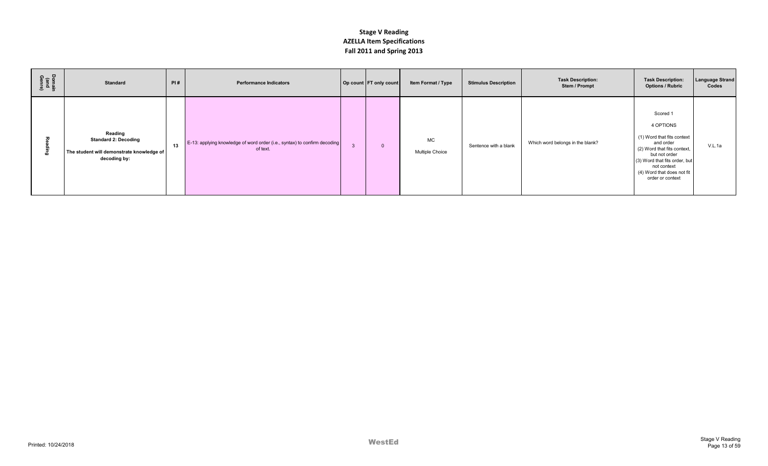# Stage V Reading
## AZELLA Item Specifications
## Fall 2011 and Spring 2013

| Domain (and Genre) | Standard | PI # | Performance Indicators | Op count | FT only count | Item Format / Type | Stimulus Description | Task Description: Stem / Prompt | Task Description: Options / Rubric | Language Strand Codes |
|---|---|---|---|---|---|---|---|---|---|---|
| Reading | **Reading** **Standard 2: Decoding** **The student will demonstrate knowledge of decoding by:** | 13 | E-13: applying knowledge of word order (i.e., syntax) to confirm decoding of text. | 3 | 0 | MC Multiple Choice | Sentence with a blank | Which word belongs in the blank? | Scored 1 4 OPTIONS (1) Word that fits context and order (2) Word that fits context, but not order (3) Word that fits order, but not context (4) Word that does not fit order or context | V.L.1a |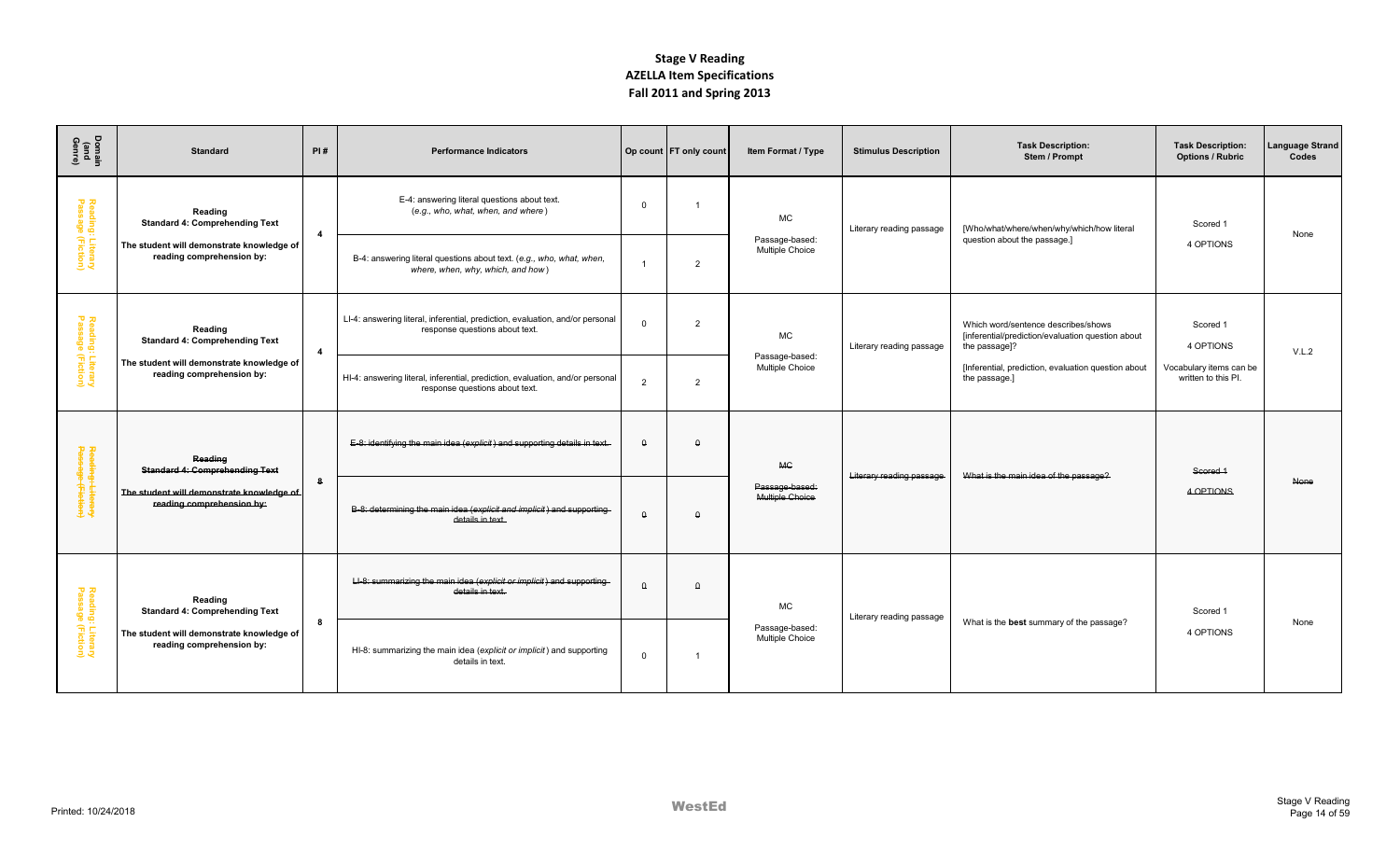# Stage V Reading
## AZELLA Item Specifications
## Fall 2011 and Spring 2013

| Domain (and Genre) | Standard | PI # | Performance Indicators | Op count | FT only count | Item Format / Type | Stimulus Description | Task Description: Stem / Prompt | Task Description: Options / Rubric | Language Strand Codes |
|---|---|---|---|---|---|---|---|---|---|---|
| Reading Literary Passage (Fiction) | **Reading Standard 4: Comprehending Text** **The student will demonstrate knowledge of reading comprehension by:** | 4 | E-4: answering literal questions about text. (*e.g., who, what, when, and where*) | 0 | 1 | MC Passage-based: Multiple Choice | Literary reading passage | [Who/what/where/when/why/which/how literal question about the passage.] | Scored 1 4 OPTIONS | None |
| | | | B-4: answering literal questions about text. (*e.g., who, what, when, where, when, why, which, and how*) | 1 | 2 | | | | | |
| Reading Literary Passage (Fiction) | **Reading Standard 4: Comprehending Text** **The student will demonstrate knowledge of reading comprehension by:** | 4 | LI-4: answering literal, inferential, prediction, evaluation, and/or personal response questions about text. | 0 | 2 | MC Passage-based: Multiple Choice | Literary reading passage | Which word/sentence describes/shows [inferential/prediction/evaluation question about the passage]? [Inferential, prediction, evaluation question about the passage.] | Scored 1 4 OPTIONS Vocabulary items can be written to this PI. | V.L.2 |
| | | | HI-4: answering literal, inferential, prediction, evaluation, and/or personal response questions about text. | 2 | 2 | | | | | |
| ~~Reading Literary Passage (Fiction)~~ | ~~**Reading Standard 4: Comprehending Text**~~ ~~**The student will demonstrate knowledge of reading comprehension by:**~~ | ~~8~~ | ~~E-8: identifying the main idea (*explicit*) and supporting details in text.~~ | ~~0~~ | ~~0~~ | ~~MC Passage-based: Multiple Choice~~ | ~~Literary reading passage~~ | ~~What is the main idea of the passage?~~ | ~~Scored 1 4 OPTIONS~~ | ~~None~~ |
| | | | ~~B-8: determining the main idea (*explicit and implicit*) and supporting details in text.~~ | ~~0~~ | ~~0~~ | | | | | |
| Reading Literary Passage (Fiction) | **Reading Standard 4: Comprehending Text** **The student will demonstrate knowledge of reading comprehension by:** | 8 | ~~LI-8: summarizing the main idea (*explicit or implicit*) and supporting details in text.~~ | ~~0~~ | ~~0~~ | MC Passage-based: Multiple Choice | Literary reading passage | What is the **best** summary of the passage? | Scored 1 4 OPTIONS | None |
| | | | HI-8: summarizing the main idea (*explicit or implicit*) and supporting details in text. | 0 | 1 | | | | | |

Printed: 10/24/2018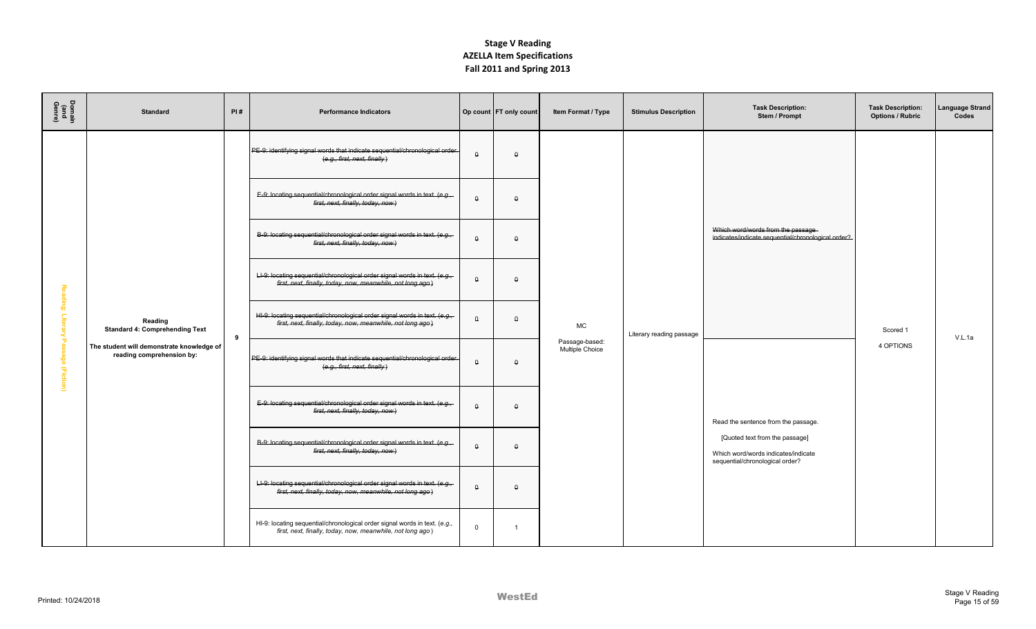# Stage V Reading
## AZELLA Item Specifications
## Fall 2011 and Spring 2013

| Domain (and Genre) | Standard | PI # | Performance Indicators | Op count | FT only count | Item Format / Type | Stimulus Description | Task Description: Stem / Prompt | Task Description: Options / Rubric | Language Strand Codes |
|---|---|---|---|---|---|---|---|---|---|---|
| Reading: Literary Passage (Fiction) | Reading<br>Standard 4: Comprehending Text<br><br>The student will demonstrate knowledge of reading comprehension by: | 9 | ~~PE-9: identifying signal words that indicate sequential/chronological order (e.g., first, next, finally)~~ | ~~0~~ | ~~0~~ | MC<br><br>Passage-based: Multiple Choice | Literary reading passage | ~~Which word/words from the passage indicates/indicate sequential/chronological order?~~ | Scored 1<br><br>4 OPTIONS | V.L.1a |
| | | | ~~E-9: locating sequential/chronological order signal words in text. (e.g., first, next, finally, today, now)~~ | ~~0~~ | ~~0~~ | | | | | |
| | | | ~~B-9: locating sequential/chronological order signal words in text. (e.g., first, next, finally, today, now)~~ | ~~0~~ | ~~0~~ | | | | | |
| | | | ~~LI-9: locating sequential/chronological order signal words in text. (e.g., first, next, finally, today, now, meanwhile, not long ago)~~ | ~~0~~ | ~~0~~ | | | | | |
| | | | ~~HI-9: locating sequential/chronological order signal words in text. (e.g., first, next, finally, today, now, meanwhile, not long ago)~~ | ~~0~~ | ~~0~~ | | | | | |
| | | | ~~PE-9: identifying signal words that indicate sequential/chronological order (e.g., first, next, finally)~~ | ~~0~~ | ~~0~~ | | | Read the sentence from the passage.<br><br>[Quoted text from the passage]<br><br>Which word/words indicates/indicate sequential/chronological order? | | |
| | | | ~~E-9: locating sequential/chronological order signal words in text. (e.g., first, next, finally, today, now)~~ | ~~0~~ | ~~0~~ | | | | | |
| | | | ~~B-9: locating sequential/chronological order signal words in text. (e.g., first, next, finally, today, now)~~ | ~~0~~ | ~~0~~ | | | | | |
| | | | ~~LI-9: locating sequential/chronological order signal words in text. (e.g., first, next, finally, today, now, meanwhile, not long ago)~~ | ~~0~~ | ~~0~~ | | | | | |
| | | | HI-9: locating sequential/chronological order signal words in text. (e.g., first, next, finally, today, now, meanwhile, not long ago) | 0 | 1 | | | | | |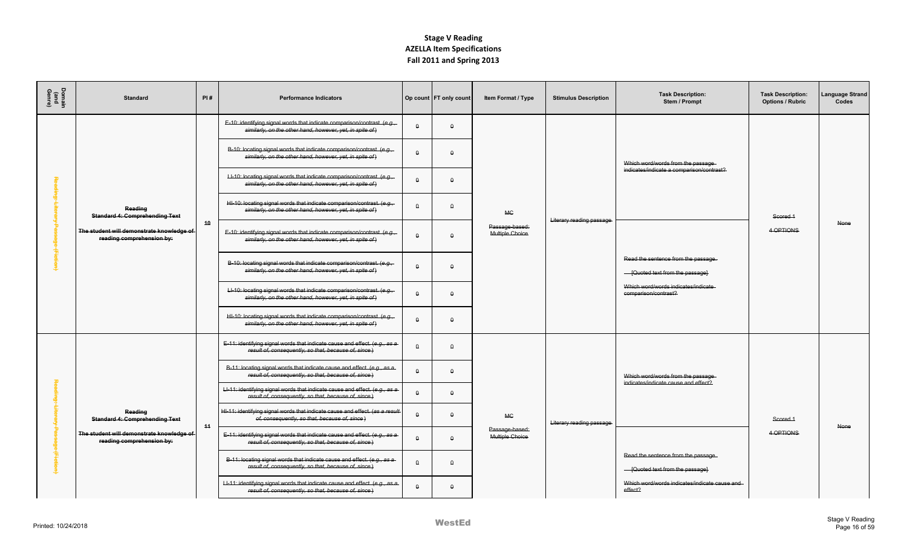# Stage V Reading
## AZELLA Item Specifications
## Fall 2011 and Spring 2013

| Domain (and Genre) | Standard | PI # | Performance Indicators | Op count | FT only count | Item Format / Type | Stimulus Description | Task Description: Stem / Prompt | Task Description: Options / Rubric | Language Strand Codes |
|---|---|---|---|---|---|---|---|---|---|---|
| ~~Reading: Literary Passage (Fiction)~~ | ~~Reading~~ ~~Standard 4: Comprehending Text~~ ~~The student will demonstrate knowledge of reading comprehension by:~~ | ~~10~~ | ~~E-10: identifying signal words that indicate comparison/contrast. (e.g., similarly, on the other hand, however, yet, in spite of)~~ | ~~0~~ | ~~0~~ | ~~MC~~ ~~Passage-based: Multiple Choice~~ | ~~Literary reading passage~~ | ~~Which word/words from the passage indicates/indicate a comparison/contrast?~~ | ~~Scored 1~~ ~~4 OPTIONS~~ | ~~None~~ |
| | | | ~~B-10: locating signal words that indicate comparison/contrast. (e.g., similarly, on the other hand, however, yet, in spite of)~~ | ~~0~~ | ~~0~~ | | | | | |
| | | | ~~LI-10: locating signal words that indicate comparison/contrast. (e.g., similarly, on the other hand, however, yet, in spite of)~~ | ~~0~~ | ~~0~~ | | | | | |
| | | | ~~HI-10: locating signal words that indicate comparison/contrast. (e.g., similarly, on the other hand, however, yet, in spite of)~~ | ~~0~~ | ~~0~~ | | | | | |
| | | | ~~E-10: identifying signal words that indicate comparison/contrast. (e.g., similarly, on the other hand, however, yet, in spite of)~~ | ~~0~~ | ~~0~~ | | | ~~Read the sentence from the passage.~~ ~~[Quoted text from the passage]~~ ~~Which word/words indicates/indicate comparison/contrast?~~ | | |
| | | | ~~B-10: locating signal words that indicate comparison/contrast. (e.g., similarly, on the other hand, however, yet, in spite of)~~ | ~~0~~ | ~~0~~ | | | | | |
| | | | ~~LI-10: locating signal words that indicate comparison/contrast. (e.g., similarly, on the other hand, however, yet, in spite of)~~ | ~~0~~ | ~~0~~ | | | | | |
| | | | ~~HI-10: locating signal words that indicate comparison/contrast. (e.g., similarly, on the other hand, however, yet, in spite of)~~ | ~~0~~ | ~~0~~ | | | | | |
| ~~Reading: Literary Passage (Fiction)~~ | ~~Reading~~ ~~Standard 4: Comprehending Text~~ ~~The student will demonstrate knowledge of reading comprehension by:~~ | ~~11~~ | ~~E-11: identifying signal words that indicate cause and effect. (e.g., as a result of, consequently, so that, because of, since)~~ | ~~0~~ | ~~0~~ | ~~MC~~ ~~Passage-based: Multiple Choice~~ | ~~Literary reading passage~~ | ~~Which word/words from the passage indicates/indicate cause and effect?~~ | ~~Scored 1~~ ~~4 OPTIONS~~ | ~~None~~ |
| | | | ~~B-11: locating signal words that indicate cause and effect. (e.g., as a result of, consequently, so that, because of, since)~~ | ~~0~~ | ~~0~~ | | | | | |
| | | | ~~LI-11: identifying signal words that indicate cause and effect. (e.g., as a result of, consequently, so that, because of, since)~~ | ~~0~~ | ~~0~~ | | | | | |
| | | | ~~HI-11: identifying signal words that indicate cause and effect. (as a result of, consequently, so that, because of, since)~~ | ~~0~~ | ~~0~~ | | | | | |
| | | | ~~E-11: identifying signal words that indicate cause and effect. (e.g., as a result of, consequently, so that, because of, since)~~ | ~~0~~ | ~~0~~ | | | ~~Read the sentence from the passage.~~ ~~[Quoted text from the passage]~~ ~~Which word/words indicates/indicate cause and effect?~~ | | |
| | | | ~~B-11: locating signal words that indicate cause and effect. (e.g., as a result of, consequently, so that, because of, since)~~ | ~~0~~ | ~~0~~ | | | | | |
| | | | ~~LI-11: identifying signal words that indicate cause and effect. (e.g., as a result of, consequently, so that, because of, since)~~ | ~~0~~ | ~~0~~ | | | | | |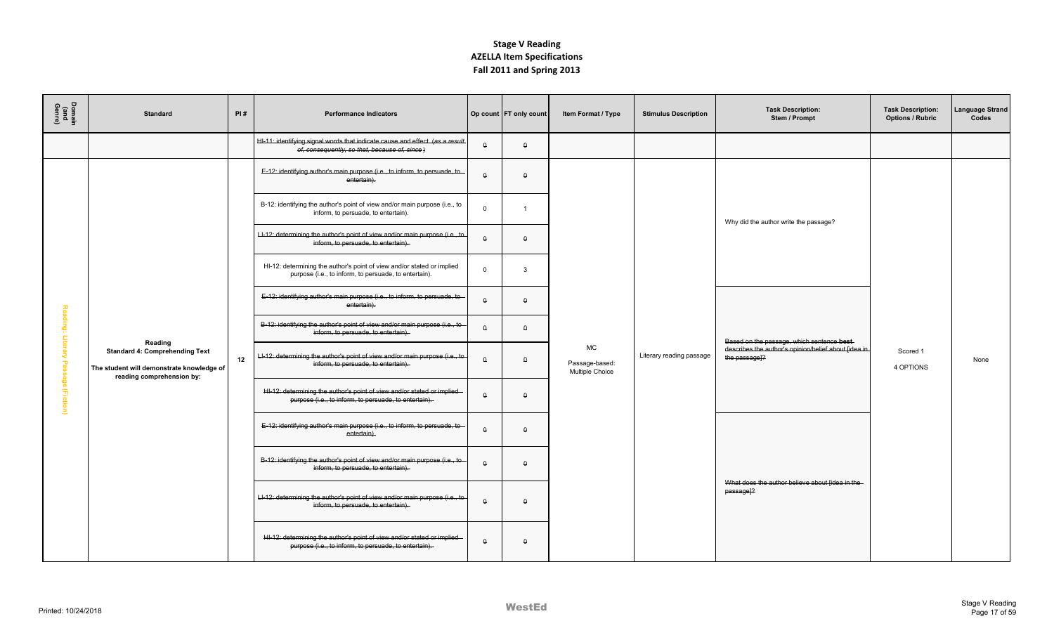# Stage V Reading
## AZELLA Item Specifications
## Fall 2011 and Spring 2013

| Domain (and Genre) | Standard | PI # | Performance Indicators | Op count | FT only count | Item Format / Type | Stimulus Description | Task Description: Stem / Prompt | Task Description: Options / Rubric | Language Strand Codes |
|---|---|---|---|---|---|---|---|---|---|---|
| | | | ~~HI-11: identifying signal words that indicate cause and effect (*as a result of, consequently, so that, because of, since*)~~ | ~~0~~ | ~~0~~ | | | | | |
| Reading: Literary Passage (Fiction) | Reading<br>Standard 4: Comprehending Text<br>The student will demonstrate knowledge of reading comprehension by: | 12 | ~~E-12: identifying author's main purpose (i.e., to inform, to persuade, to entertain).~~ | ~~0~~ | ~~0~~ | MC<br>Passage-based: Multiple Choice | Literary reading passage | Why did the author write the passage? | Scored 1<br>4 OPTIONS | None |
| | | | B-12: identifying the author's point of view and/or main purpose (i.e., to inform, to persuade, to entertain). | 0 | 1 | | | | | |
| | | | ~~LI-12: determining the author's point of view and/or main purpose (i.e., to inform, to persuade, to entertain).~~ | ~~0~~ | ~~0~~ | | | | | |
| | | | HI-12: determining the author's point of view and/or stated or implied purpose (i.e., to inform, to persuade, to entertain). | 0 | 3 | | | | | |
| | | | ~~E-12: identifying author's main purpose (i.e., to inform, to persuade, to entertain).~~ | ~~0~~ | ~~0~~ | | | ~~Based on the passage, which sentence **best** describes the author's opinion/belief about [idea in the passage]?~~ | | |
| | | | ~~B-12: identifying the author's point of view and/or main purpose (i.e., to inform, to persuade, to entertain).~~ | ~~0~~ | ~~0~~ | | | | | |
| | | | ~~LI-12: determining the author's point of view and/or main purpose (i.e., to inform, to persuade, to entertain).~~ | ~~0~~ | ~~0~~ | | | | | |
| | | | ~~HI-12: determining the author's point of view and/or stated or implied purpose (i.e., to inform, to persuade, to entertain).~~ | ~~0~~ | ~~0~~ | | | | | |
| | | | ~~E-12: identifying author's main purpose (i.e., to inform, to persuade, to entertain).~~ | ~~0~~ | ~~0~~ | | | ~~What does the author believe about [idea in the passage]?~~ | | |
| | | | ~~B-12: identifying the author's point of view and/or main purpose (i.e., to inform, to persuade, to entertain).~~ | ~~0~~ | ~~0~~ | | | | | |
| | | | ~~LI-12: determining the author's point of view and/or main purpose (i.e., to inform, to persuade, to entertain).~~ | ~~0~~ | ~~0~~ | | | | | |
| | | | ~~HI-12: determining the author's point of view and/or stated or implied purpose (i.e., to inform, to persuade, to entertain).~~ | ~~0~~ | ~~0~~ | | | | | |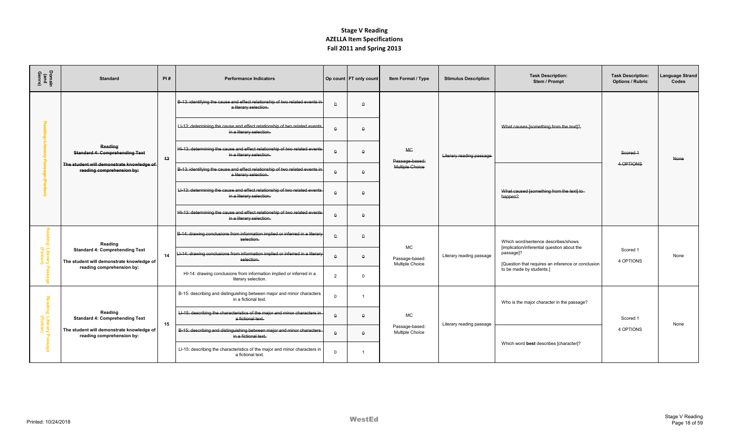# Stage V Reading
## AZELLA Item Specifications
### Fall 2011 and Spring 2013

| Domain (and Genre) | Standard | PI # | Performance Indicators | Op count | FT only count | Item Format / Type | Stimulus Description | Task Description: Stem / Prompt | Task Description: Options / Rubric | Language Strand Codes |
|---|---|---|---|---|---|---|---|---|---|---|
| ~~Reading: Literary Passage (Fiction)~~ | ~~**Reading**~~ ~~**Standard 4: Comprehending Text**~~ ~~**The student will demonstrate knowledge of reading comprehension by:**~~ | ~~13~~ | ~~B-13: identifying the cause and effect relationship of two related events in a literary selection.~~ | ~~0~~ | ~~0~~ | ~~MC~~ ~~Passage-based: Multiple Choice~~ | ~~Literary reading passage~~ | ~~What causes [something from the text]?~~ | ~~Scored 1~~ ~~4 OPTIONS~~ | ~~None~~ |
| | | | ~~LI-13: determining the cause and effect relationship of two related events in a literary selection.~~ | ~~0~~ | ~~0~~ | | | | | |
| | | | ~~HI-13: determining the cause and effect relationship of two related events in a literary selection.~~ | ~~0~~ | ~~0~~ | | | | | |
| | | | ~~B-13: identifying the cause and effect relationship of two related events in a literary selection.~~ | ~~0~~ | ~~0~~ | | | ~~What caused [something from the text] to happen?~~ | | |
| | | | ~~LI-13: determining the cause and effect relationship of two related events in a literary selection.~~ | ~~0~~ | ~~0~~ | | | | | |
| | | | ~~HI-13: determining the cause and effect relationship of two related events in a literary selection.~~ | ~~0~~ | ~~0~~ | | | | | |
| Reading: Literary Passage (Fiction) | **Reading** **Standard 4: Comprehending Text** **The student will demonstrate knowledge of reading comprehension by:** | 14 | ~~B-14: drawing conclusions from information implied or inferred in a literary selection.~~ | ~~0~~ | ~~0~~ | MC Passage-based: Multiple Choice | Literary reading passage | Which word/sentence describes/shows [implication/inferential question about the passage]? [Question that requires an inference or conclusion to be made by students.] | Scored 1 4 OPTIONS | None |
| | | | ~~LI-14: drawing conclusions from information implied or inferred in a literary selection.~~ | ~~0~~ | ~~0~~ | | | | | |
| | | | HI-14: drawing conclusions from information implied or inferred in a literary selection. | 2 | 0 | | | | | |
| Reading: Literary Passage (Fiction) | **Reading** **Standard 4: Comprehending Text** **The student will demonstrate knowledge of reading comprehension by:** | 15 | B-15: describing and distinguishing between major and minor characters in a fictional text. | 0 | 1 | MC Passage-based: Multiple Choice | Literary reading passage | Who is the major character in the passage? | Scored 1 4 OPTIONS | None |
| | | | ~~LI-15: describing the characteristics of the major and minor characters in a fictional text.~~ | ~~0~~ | ~~0~~ | | | | | |
| | | | ~~B-15: describing and distinguishing between major and minor characters in a fictional text.~~ | ~~0~~ | ~~0~~ | | | Which word **best** describes [character]? | | |
| | | | LI-15: describing the characteristics of the major and minor characters in a fictional text. | 0 | 1 | | | | | |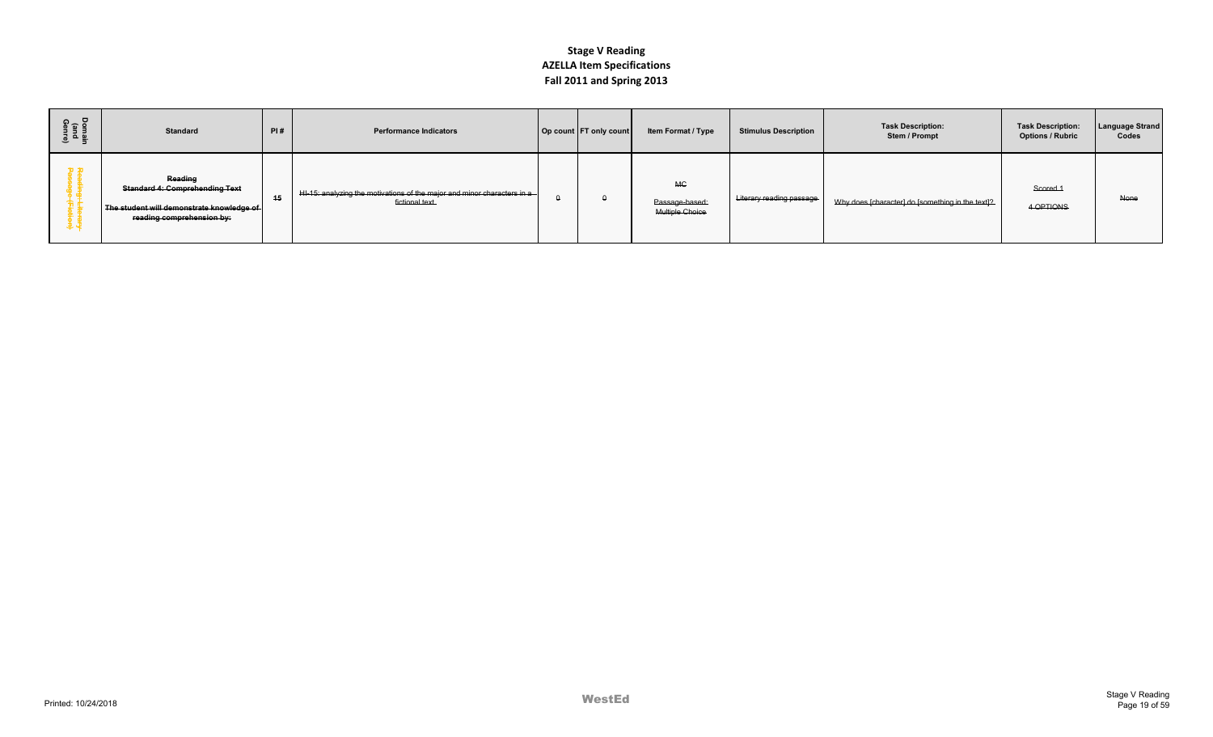# Stage V Reading
## AZELLA Item Specifications
## Fall 2011 and Spring 2013

| Domain (and Genre) | Standard | PI # | Performance Indicators | Op count | FT only count | Item Format / Type | Stimulus Description | Task Description: Stem / Prompt | Task Description: Options / Rubric | Language Strand Codes |
|---|---|---|---|---|---|---|---|---|---|---|
| ~~Reading - Literary Passage (Fiction)~~ | ~~**Reading**~~<br>~~**Standard 4: Comprehending Text**~~<br>~~**The student will demonstrate knowledge of reading comprehension by:**~~ | ~~15~~ | ~~HI-15: analyzing the motivations of the major and minor characters in a fictional text.~~ | ~~0~~ | ~~0~~ | ~~MC~~<br>~~Passage-based:~~<br>~~Multiple Choice~~ | ~~Literary reading passage~~ | ~~Why does [character] do [something in the text]?~~ | ~~Scored 1~~<br>~~4 OPTIONS~~ | ~~None~~ |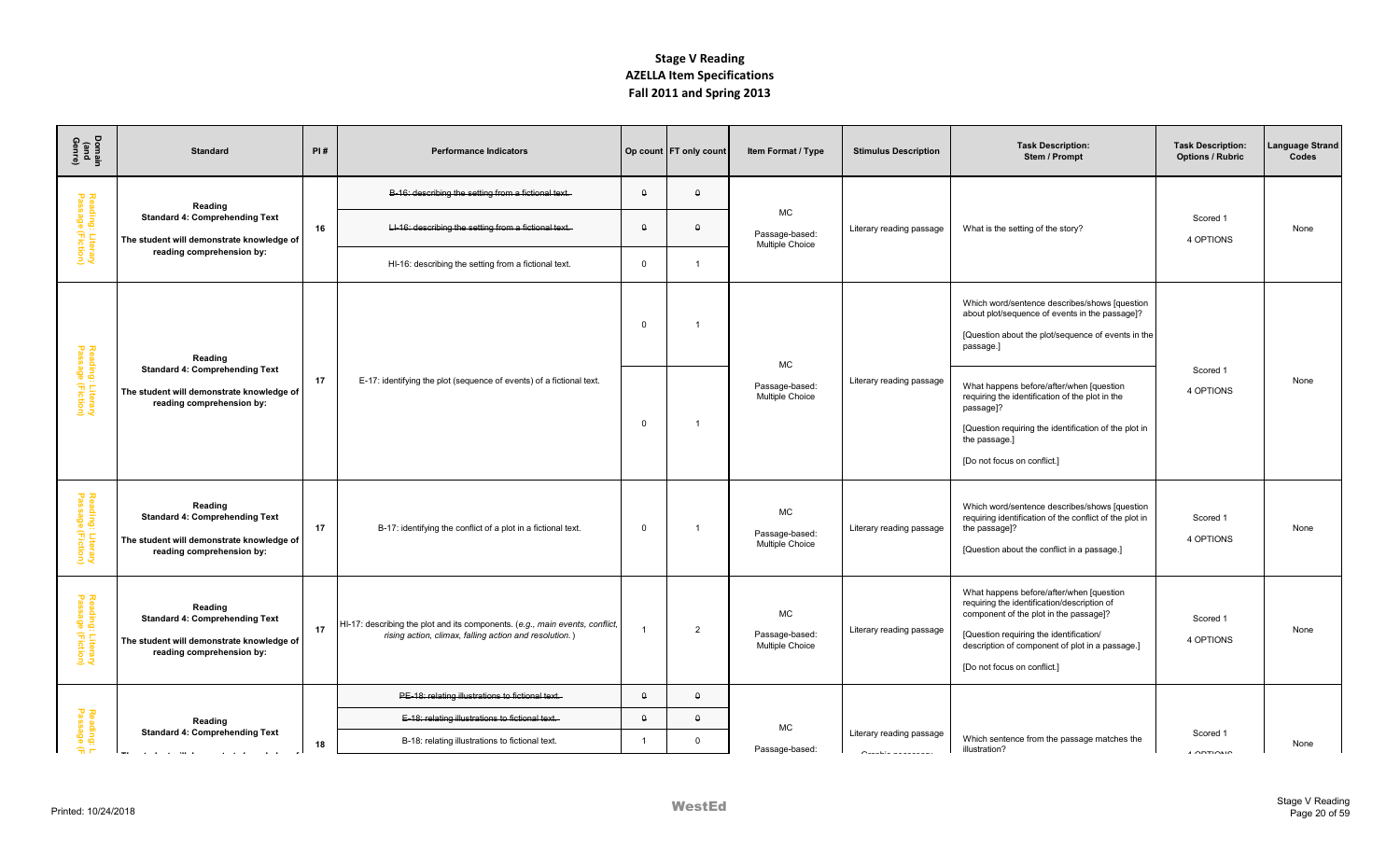# Stage V Reading
## AZELLA Item Specifications
## Fall 2011 and Spring 2013

| Domain (and Genre) | Standard | PI # | Performance Indicators | Op count | FT only count | Item Format / Type | Stimulus Description | Task Description: Stem / Prompt | Task Description: Options / Rubric | Language Strand Codes |
|---|---|---|---|---|---|---|---|---|---|---|
| Reading: Literary Passage (Fiction) | **Reading** **Standard 4: Comprehending Text** **The student will demonstrate knowledge of reading comprehension by:** | 16 | ~~B-16: describing the setting from a fictional text.~~ | ~~0~~ | ~~0~~ | MC Passage-based: Multiple Choice | Literary reading passage | What is the setting of the story? | Scored 1 4 OPTIONS | None |
| | | | ~~LI-16: describing the setting from a fictional text.~~ | ~~0~~ | ~~0~~ | | | | | |
| | | | HI-16: describing the setting from a fictional text. | 0 | 1 | | | | | |
| Reading: Literary Passage (Fiction) | **Reading** **Standard 4: Comprehending Text** **The student will demonstrate knowledge of reading comprehension by:** | 17 | E-17: identifying the plot (sequence of events) of a fictional text. | 0 | 1 | MC Passage-based: Multiple Choice | Literary reading passage | Which word/sentence describes/shows [question about plot/sequence of events in the passage]? [Question about the plot/sequence of events in the passage.] | Scored 1 4 OPTIONS | None |
| | | | | 0 | 1 | | | What happens before/after/when [question requiring the identification of the plot in the passage]? [Question requiring the identification of the plot in the passage.] [Do not focus on conflict.] | | |
| Reading: Literary Passage (Fiction) | **Reading** **Standard 4: Comprehending Text** **The student will demonstrate knowledge of reading comprehension by:** | 17 | B-17: identifying the conflict of a plot in a fictional text. | 0 | 1 | MC Passage-based: Multiple Choice | Literary reading passage | Which word/sentence describes/shows [question requiring identification of the conflict of the plot in the passage]? [Question about the conflict in a passage.] | Scored 1 4 OPTIONS | None |
| Reading: Literary Passage (Fiction) | **Reading** **Standard 4: Comprehending Text** **The student will demonstrate knowledge of reading comprehension by:** | 17 | HI-17: describing the plot and its components. (*e.g., main events, conflict, rising action, climax, falling action and resolution.*) | 1 | 2 | MC Passage-based: Multiple Choice | Literary reading passage | What happens before/after/when [question requiring the identification/description of component of the plot in the passage]? [Question requiring the identification/ description of component of plot in a passage.] [Do not focus on conflict.] | Scored 1 4 OPTIONS | None |
| Reading: Literary Passage (Fiction) | **Reading** **Standard 4: Comprehending Text** | 18 | ~~PE-18: relating illustrations to fictional text.~~ | ~~0~~ | ~~0~~ | MC Passage-based: | Literary reading passage | Which sentence from the passage matches the illustration? | Scored 1 | None |
| | | | ~~E-18: relating illustrations to fictional text.~~ | ~~0~~ | ~~0~~ | | | | | |
| | | | B-18: relating illustrations to fictional text. | 1 | 0 | | | | | |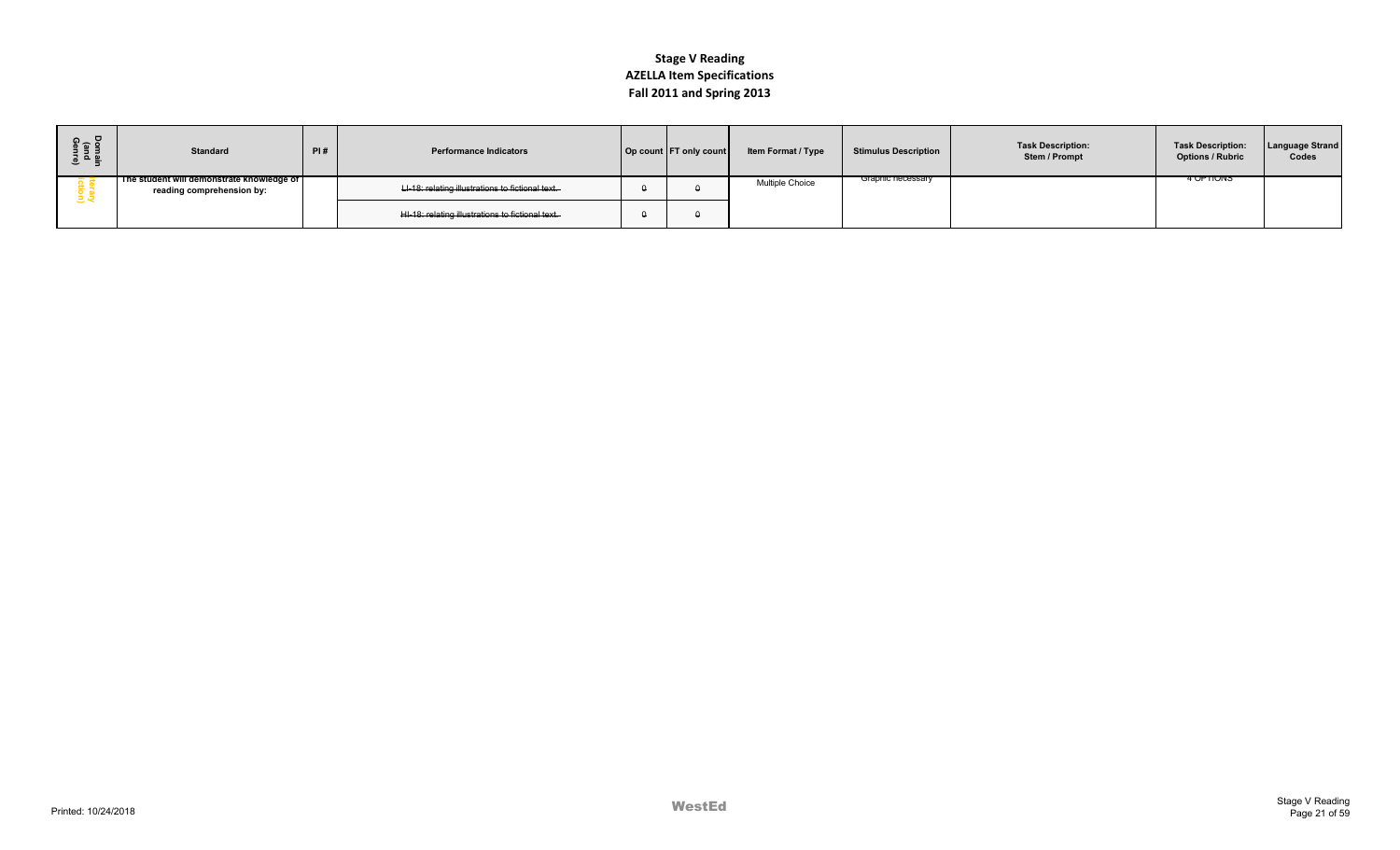# Stage V Reading
## AZELLA Item Specifications
## Fall 2011 and Spring 2013

| Domain (and Genre) | Standard | PI # | Performance Indicators | Op count | FT only count | Item Format / Type | Stimulus Description | Task Description: Stem / Prompt | Task Description: Options / Rubric | Language Strand Codes |
|---|---|---|---|---|---|---|---|---|---|---|
| Literary (Fiction) | The student will demonstrate knowledge of reading comprehension by: | | ~~LI-18: relating illustrations to fictional text.~~ | ~~0~~ | ~~0~~ | Multiple Choice | ~~Graphic necessary~~ | | ~~4 OPTIONS~~ | |
| | | | ~~HI-18: relating illustrations to fictional text.~~ | ~~0~~ | ~~0~~ | | | | | |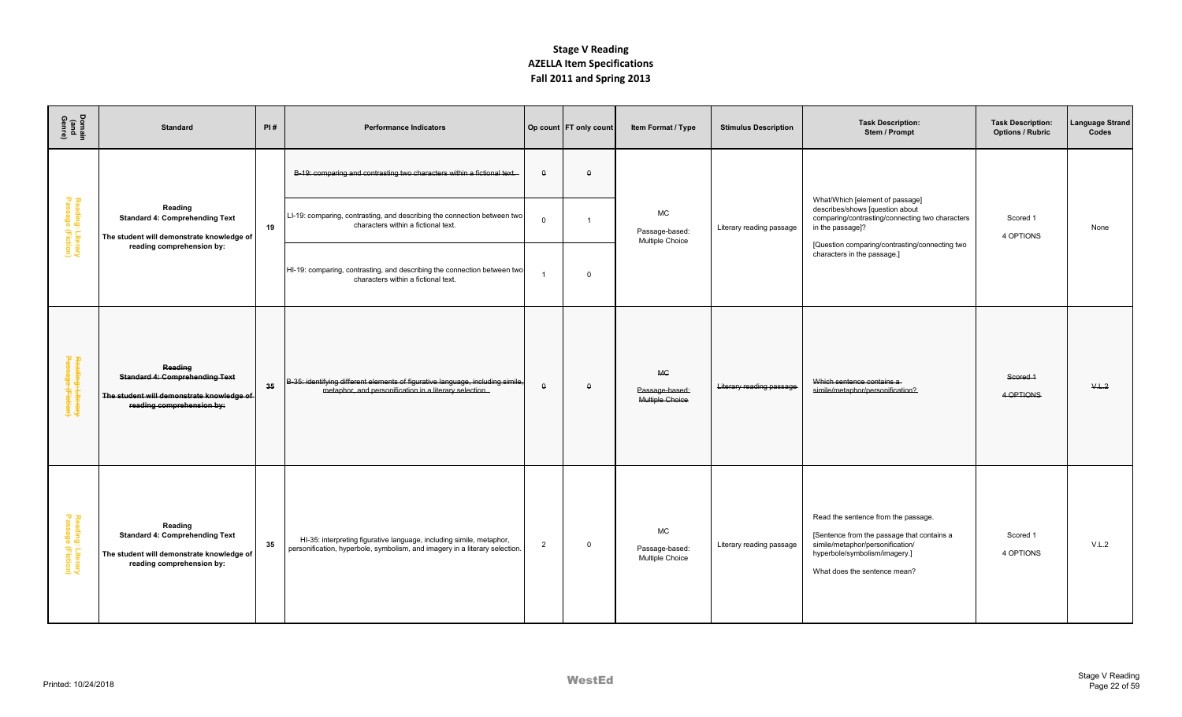# Stage V Reading
## AZELLA Item Specifications
### Fall 2011 and Spring 2013

| Domain (and Genre) | Standard | PI # | Performance Indicators | Op count | FT only count | Item Format / Type | Stimulus Description | Task Description: Stem / Prompt | Task Description: Options / Rubric | Language Strand Codes |
|---|---|---|---|---|---|---|---|---|---|---|
| Reading: Literary Passage (Fiction) | **Reading** **Standard 4: Comprehending Text** **The student will demonstrate knowledge of reading comprehension by:** | 19 | ~~B-19: comparing and contrasting two characters within a fictional text.~~ | ~~0~~ | ~~0~~ | MC Passage-based: Multiple Choice | Literary reading passage | What/Which [element of passage] describes/shows [question about comparing/contrasting/connecting two characters in the passage]? [Question comparing/contrasting/connecting two characters in the passage.] | Scored 1 4 OPTIONS | None |
| | | | LI-19: comparing, contrasting, and describing the connection between two characters within a fictional text. | 0 | 1 | | | | | |
| | | | HI-19: comparing, contrasting, and describing the connection between two characters within a fictional text. | 1 | 0 | | | | | |
| ~~Reading: Literary Passage (Fiction)~~ | ~~**Reading** **Standard 4: Comprehending Text** **The student will demonstrate knowledge of reading comprehension by:**~~ | ~~35~~ | ~~B-35: identifying different elements of figurative language, including simile, metaphor, and personification in a literary selection.~~ | ~~0~~ | ~~0~~ | ~~MC Passage-based: Multiple Choice~~ | ~~Literary reading passage~~ | ~~Which sentence contains a simile/metaphor/personification?~~ | ~~Scored 1 4 OPTIONS~~ | ~~V.L.2~~ |
| Reading: Literary Passage (Fiction) | **Reading** **Standard 4: Comprehending Text** **The student will demonstrate knowledge of reading comprehension by:** | 35 | HI-35: interpreting figurative language, including simile, metaphor, personification, hyperbole, symbolism, and imagery in a literary selection. | 2 | 0 | MC Passage-based: Multiple Choice | Literary reading passage | Read the sentence from the passage. [Sentence from the passage that contains a simile/metaphor/personification/ hyperbole/symbolism/imagery.] What does the sentence mean? | Scored 1 4 OPTIONS | V.L.2 |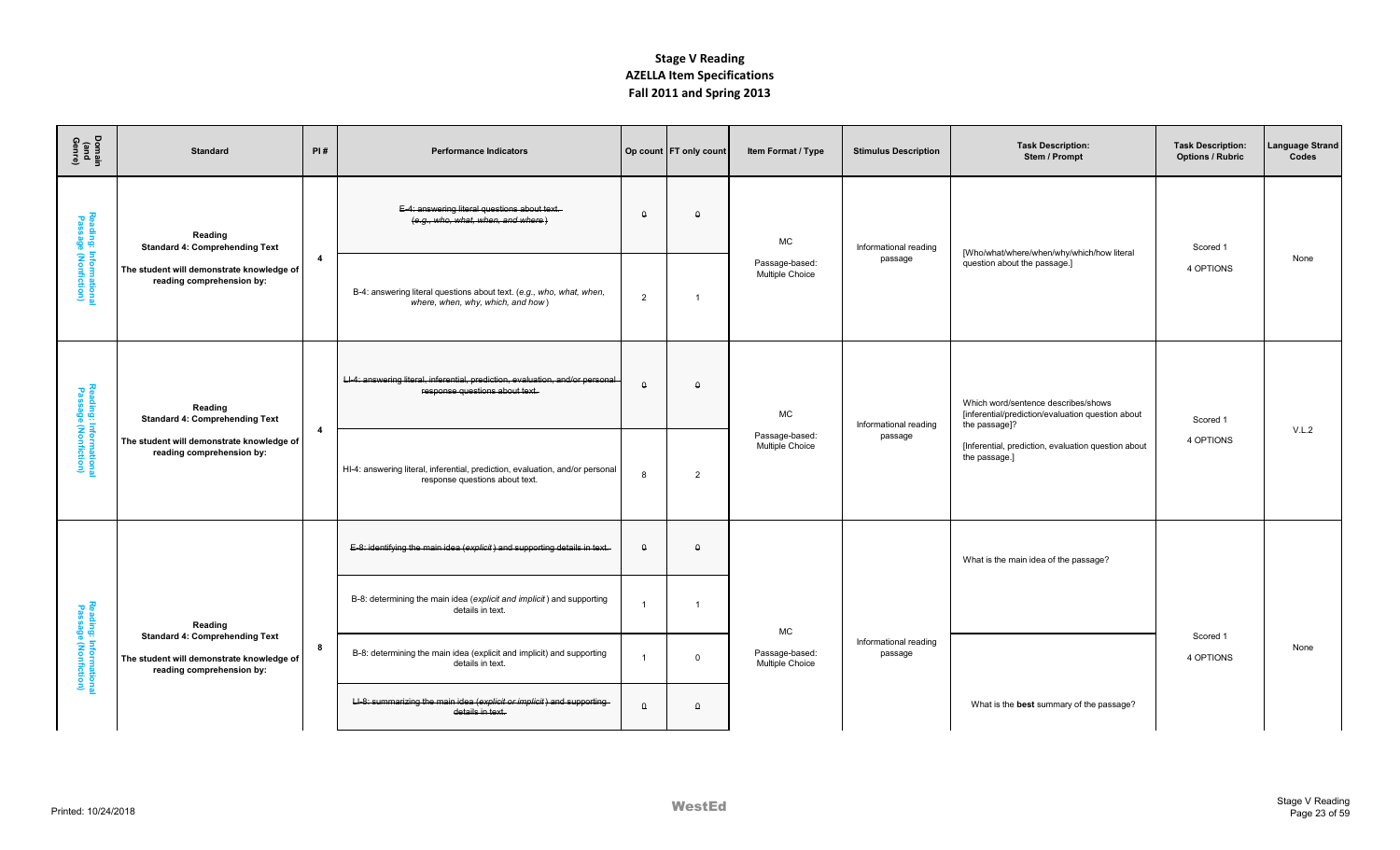# Stage V Reading
## AZELLA Item Specifications
## Fall 2011 and Spring 2013

| Domain (and Genre) | Standard | PI # | Performance Indicators | Op count | FT only count | Item Format / Type | Stimulus Description | Task Description: Stem / Prompt | Task Description: Options / Rubric | Language Strand Codes |
|---|---|---|---|---|---|---|---|---|---|---|
| Reading: Informational Passage (Nonfiction) | **Reading** **Standard 4: Comprehending Text** **The student will demonstrate knowledge of reading comprehension by:** | **4** | ~~E-4: answering literal questions about text. (*e.g., who, what, when, and where*)~~ | ~~0~~ | ~~0~~ | MC Passage-based: Multiple Choice | Informational reading passage | [Who/what/where/when/why/which/how literal question about the passage.] | Scored 1 4 OPTIONS | None |
| | | | B-4: answering literal questions about text. (*e.g., who, what, when, where, when, why, which, and how*) | 2 | 1 | | | | | |
| Reading: Informational Passage (Nonfiction) | **Reading** **Standard 4: Comprehending Text** **The student will demonstrate knowledge of reading comprehension by:** | **4** | ~~LI-4: answering literal, inferential, prediction, evaluation, and/or personal response questions about text.~~ | ~~0~~ | ~~0~~ | MC Passage-based: Multiple Choice | Informational reading passage | Which word/sentence describes/shows [inferential/prediction/evaluation question about the passage]? [Inferential, prediction, evaluation question about the passage.] | Scored 1 4 OPTIONS | V.L.2 |
| | | | HI-4: answering literal, inferential, prediction, evaluation, and/or personal response questions about text. | 8 | 2 | | | | | |
| Reading: Informational Passage (Nonfiction) | **Reading** **Standard 4: Comprehending Text** **The student will demonstrate knowledge of reading comprehension by:** | **8** | ~~E-8: identifying the main idea (*explicit*) and supporting details in text.~~ | ~~0~~ | ~~0~~ | MC Passage-based: Multiple Choice | Informational reading passage | What is the main idea of the passage? | Scored 1 4 OPTIONS | None |
| | | | B-8: determining the main idea (*explicit and implicit*) and supporting details in text. | 1 | 1 | | | | | |
| | | | B-8: determining the main idea (explicit and implicit) and supporting details in text. | 1 | 0 | | | What is the **best** summary of the passage? | | |
| | | | ~~LI-8: summarizing the main idea (*explicit or implicit*) and supporting details in text.~~ | ~~0~~ | ~~0~~ | | | | | |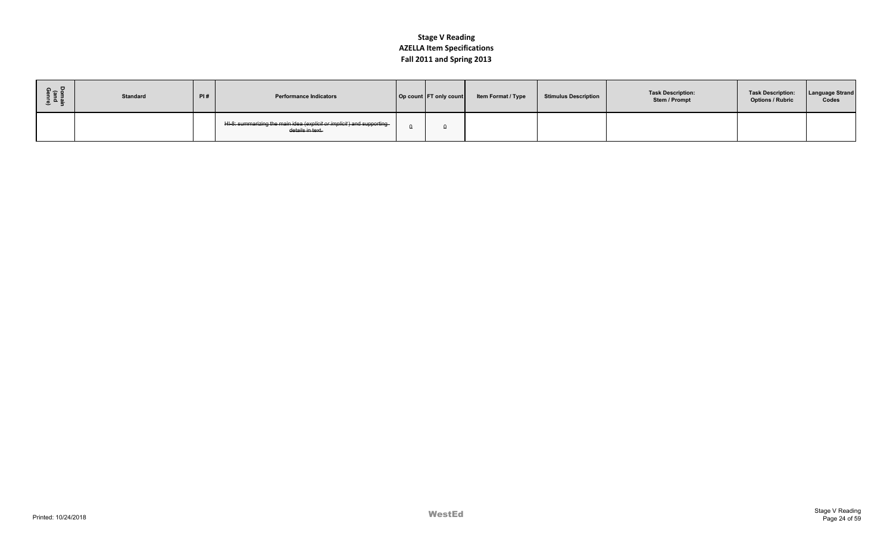**Stage V Reading**
**AZELLA Item Specifications**
**Fall 2011 and Spring 2013**

| Domain (and Genre) | Standard | PI # | Performance Indicators | Op count | FT only count | Item Format / Type | Stimulus Description | Task Description: Stem / Prompt | Task Description: Options / Rubric | Language Strand Codes |
|---|---|---|---|---|---|---|---|---|---|---|
| | | | ~~HI-8: summarizing the main idea (*explicit or implicit*) and supporting details in text.~~ | 0 | 0 | | | | | |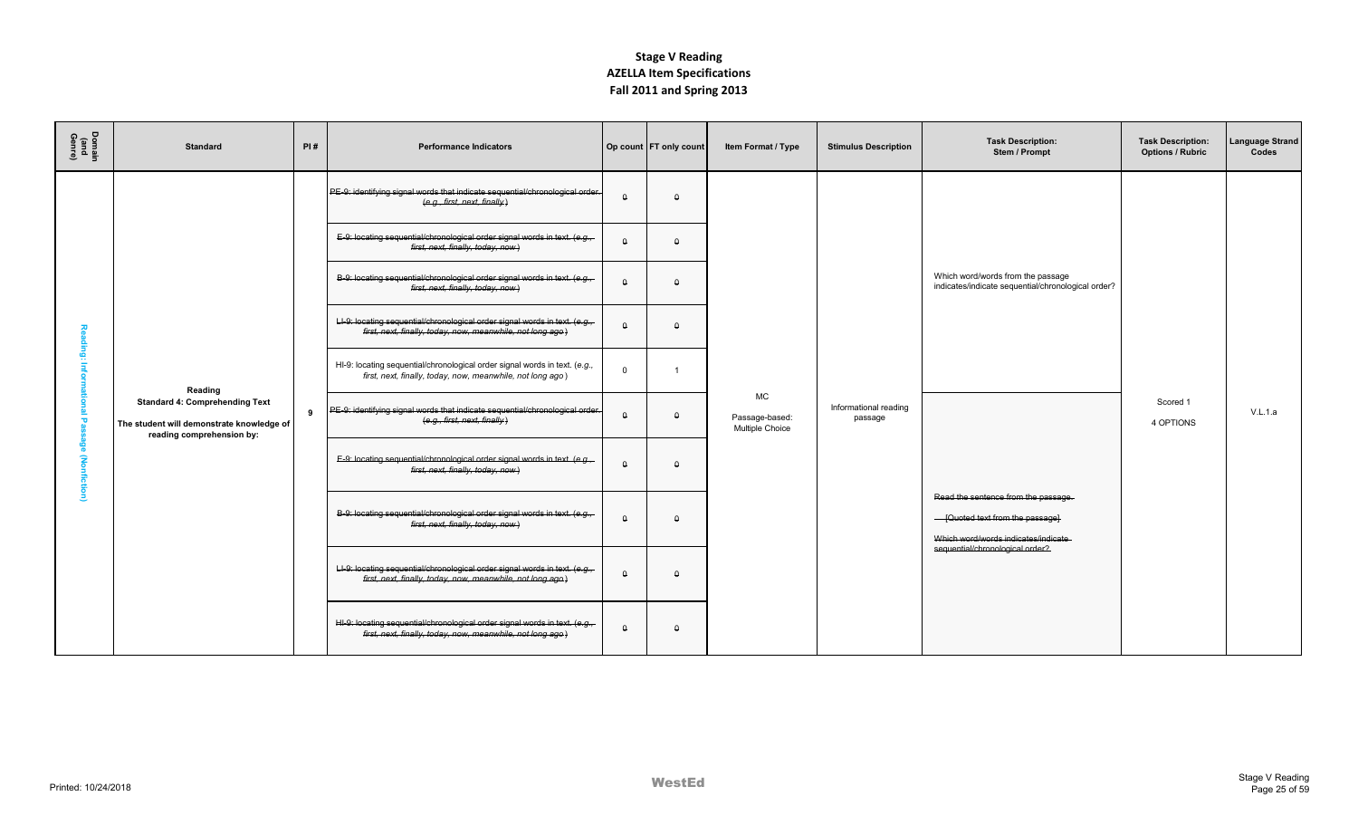# Stage V Reading
## AZELLA Item Specifications
## Fall 2011 and Spring 2013

| Domain (and Genre) | Standard | PI # | Performance Indicators | Op count | FT only count | Item Format / Type | Stimulus Description | Task Description: Stem / Prompt | Task Description: Options / Rubric | Language Strand Codes |
|---|---|---|---|---|---|---|---|---|---|---|
| Reading: Informational Passage (Nonfiction) | Reading **Standard 4: Comprehending Text** The student will demonstrate knowledge of reading comprehension by: | 9 | ~~PE-9: identifying signal words that indicate sequential/chronological order (e.g., first, next, finally)~~ | ~~0~~ | ~~0~~ | MC Passage-based: Multiple Choice | Informational reading passage | Which word/words from the passage indicates/indicate sequential/chronological order? | Scored 1 4 OPTIONS | V.L.1.a |
| | | | ~~E-9: locating sequential/chronological order signal words in text. (e.g., first, next, finally, today, now)~~ | ~~0~~ | ~~0~~ | | | | | |
| | | | ~~B-9: locating sequential/chronological order signal words in text. (e.g., first, next, finally, today, now)~~ | ~~0~~ | ~~0~~ | | | | | |
| | | | ~~LI-9: locating sequential/chronological order signal words in text. (e.g., first, next, finally, today, now, meanwhile, not long ago)~~ | ~~0~~ | ~~0~~ | | | | | |
| | | | HI-9: locating sequential/chronological order signal words in text. (*e.g., first, next, finally, today, now, meanwhile, not long ago*) | 0 | 1 | | | | | |
| | | | ~~PE-9: identifying signal words that indicate sequential/chronological order (e.g., first, next, finally)~~ | ~~0~~ | ~~0~~ | | | ~~Read the sentence from the passage. [Quoted text from the passage] Which word/words indicates/indicate sequential/chronological order?~~ | | |
| | | | ~~E-9: locating sequential/chronological order signal words in text. (e.g., first, next, finally, today, now)~~ | ~~0~~ | ~~0~~ | | | | | |
| | | | ~~B-9: locating sequential/chronological order signal words in text. (e.g., first, next, finally, today, now)~~ | ~~0~~ | ~~0~~ | | | | | |
| | | | ~~LI-9: locating sequential/chronological order signal words in text. (e.g., first, next, finally, today, now, meanwhile, not long ago)~~ | ~~0~~ | ~~0~~ | | | | | |
| | | | ~~HI-9: locating sequential/chronological order signal words in text. (e.g., first, next, finally, today, now, meanwhile, not long ago)~~ | ~~0~~ | ~~0~~ | | | | | |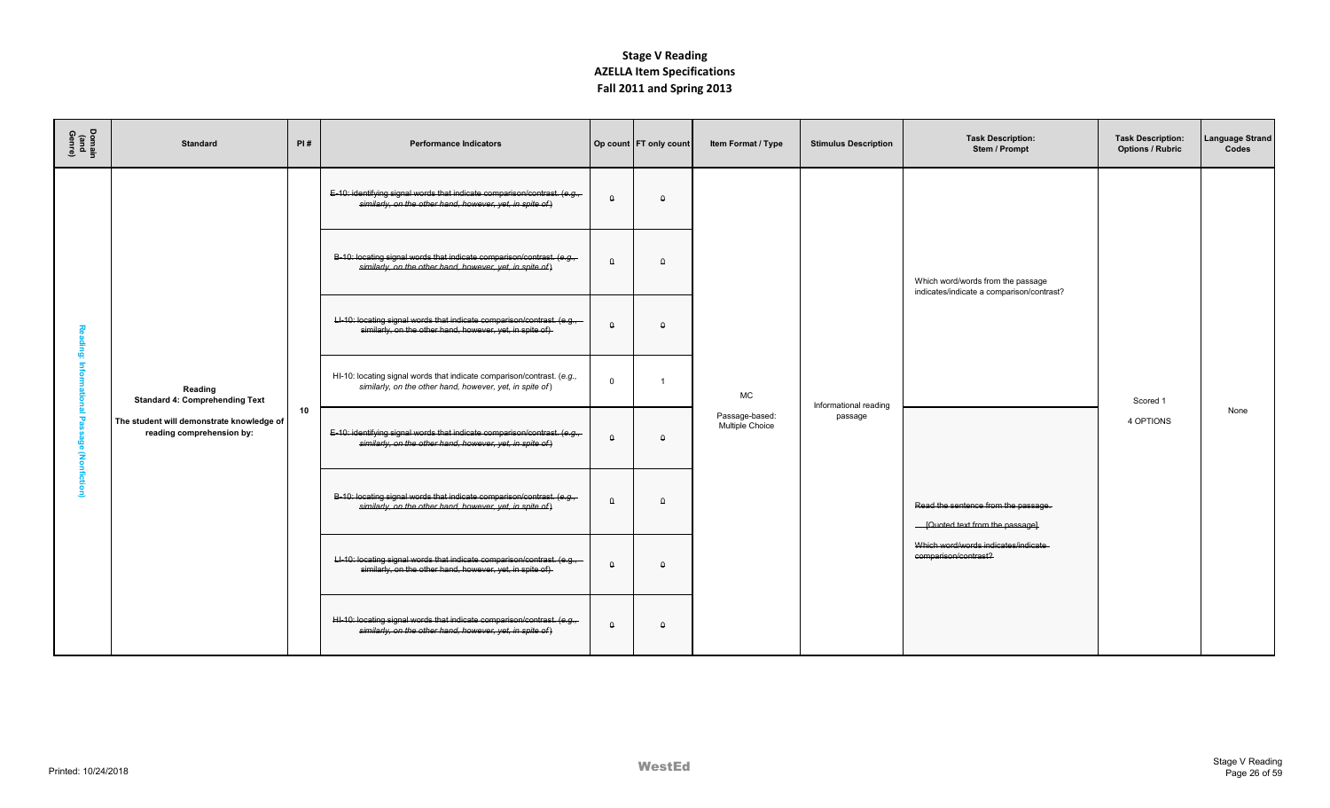# Stage V Reading
## AZELLA Item Specifications
## Fall 2011 and Spring 2013

| Domain (and Genre) | Standard | PI # | Performance Indicators | Op count | FT only count | Item Format / Type | Stimulus Description | Task Description: Stem / Prompt | Task Description: Options / Rubric | Language Strand Codes |
|---|---|---|---|---|---|---|---|---|---|---|
| Reading: Informational Passage (Nonfiction) | **Reading Standard 4: Comprehending Text** **The student will demonstrate knowledge of reading comprehension by:** | 10 | ~~E-10: identifying signal words that indicate comparison/contrast. (*e.g., similarly, on the other hand, however, yet, in spite of*)~~ | ~~0~~ | ~~0~~ | MC Passage-based: Multiple Choice | Informational reading passage | Which word/words from the passage indicates/indicate a comparison/contrast? | Scored 1 4 OPTIONS | None |
| | | | ~~B-10: locating signal words that indicate comparison/contrast. (*e.g., similarly, on the other hand, however, yet, in spite of*)~~ | ~~0~~ | ~~0~~ | | | | | |
| | | | ~~LI-10: locating signal words that indicate comparison/contrast. (e.g., similarly, on the other hand, however, yet, in spite of)~~ | ~~0~~ | ~~0~~ | | | | | |
| | | | HI-10: locating signal words that indicate comparison/contrast. (*e.g., similarly, on the other hand, however, yet, in spite of*) | 0 | 1 | | | | | |
| | | | ~~E-10: identifying signal words that indicate comparison/contrast. (*e.g., similarly, on the other hand, however, yet, in spite of*)~~ | ~~0~~ | ~~0~~ | | | ~~Read the sentence from the passage. [Quoted text from the passage]. Which word/words indicates/indicate comparison/contrast?~~ | | |
| | | | ~~B-10: locating signal words that indicate comparison/contrast. (*e.g., similarly, on the other hand, however, yet, in spite of*)~~ | ~~0~~ | ~~0~~ | | | | | |
| | | | ~~LI-10: locating signal words that indicate comparison/contrast. (e.g., similarly, on the other hand, however, yet, in spite of)~~ | ~~0~~ | ~~0~~ | | | | | |
| | | | ~~HI-10: locating signal words that indicate comparison/contrast. (*e.g., similarly, on the other hand, however, yet, in spite of*)~~ | ~~0~~ | ~~0~~ | | | | | |

Printed: 10/24/2018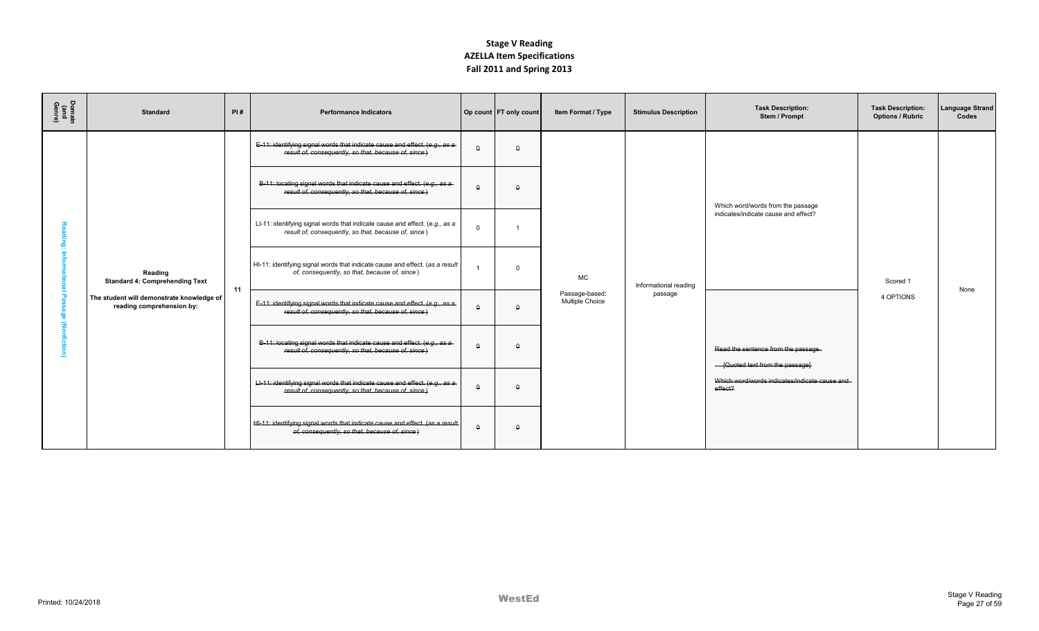# Stage V Reading
# AZELLA Item Specifications
# Fall 2011 and Spring 2013

| Domain (and Genre) | Standard | PI # | Performance Indicators | Op count | FT only count | Item Format / Type | Stimulus Description | Task Description: Stem / Prompt | Task Description: Options / Rubric | Language Strand Codes |
|---|---|---|---|---|---|---|---|---|---|---|
| Reading: Informational Passage (Nonfiction) | Reading<br>Standard 4: Comprehending Text<br>The student will demonstrate knowledge of reading comprehension by: | 11 | ~~E-11: identifying signal words that indicate cause and effect. (e.g., as a result of, consequently, so that, because of, since)~~ | ~~0~~ | ~~0~~ | MC<br>Passage-based: Multiple Choice | Informational reading passage | Which word/words from the passage indicates/indicate cause and effect? | Scored 1<br>4 OPTIONS | None |
| | | | ~~B-11: locating signal words that indicate cause and effect. (e.g., as a result of, consequently, so that, because of, since)~~ | ~~0~~ | ~~0~~ | | | | | |
| | | | LI-11: identifying signal words that indicate cause and effect. (*e.g., as a result of, consequently, so that, because of, since*) | 0 | 1 | | | | | |
| | | | HI-11: identifying signal words that indicate cause and effect. (*as a result of, consequently, so that, because of, since*) | 1 | 0 | | | | | |
| | | | ~~E-11: identifying signal words that indicate cause and effect. (e.g., as a result of, consequently, so that, because of, since)~~ | ~~0~~ | ~~0~~ | | | ~~Read the sentence from the passage.~~<br>~~[Quoted text from the passage]~~<br>~~Which word/words indicates/indicate cause and effect?~~ | | |
| | | | ~~B-11: locating signal words that indicate cause and effect. (e.g., as a result of, consequently, so that, because of, since)~~ | ~~0~~ | ~~0~~ | | | | | |
| | | | ~~LI-11: identifying signal words that indicate cause and effect. (e.g., as a result of, consequently, so that, because of, since)~~ | ~~0~~ | ~~0~~ | | | | | |
| | | | ~~HI-11: identifying signal words that indicate cause and effect. (as a result of, consequently, so that, because of, since)~~ | ~~0~~ | ~~0~~ | | | | | |

Printed: 10/24/2018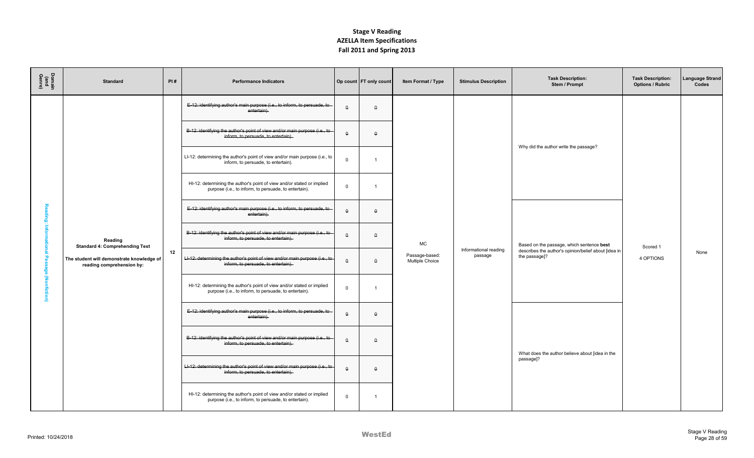# Stage V Reading
## AZELLA Item Specifications
## Fall 2011 and Spring 2013

| Domain (and Genre) | Standard | PI # | Performance Indicators | Op count | FT only count | Item Format / Type | Stimulus Description | Task Description: Stem / Prompt | Task Description: Options / Rubric | Language Strand Codes |
|---|---|---|---|---|---|---|---|---|---|---|
| Reading: Informational Passage (Nonfiction) | Reading<br>Standard 4: Comprehending Text<br>The student will demonstrate knowledge of reading comprehension by: | 12 | ~~E-12: identifying author's main purpose (i.e., to inform, to persuade, to entertain).~~ | 0 | 0 | MC<br>Passage-based: Multiple Choice | Informational reading passage | Why did the author write the passage? | Scored 1<br>4 OPTIONS | None |
| | | | ~~B-12: identifying the author's point of view and/or main purpose (i.e., to inform, to persuade, to entertain).~~ | 0 | 0 | | | | | |
| | | | LI-12: determining the author's point of view and/or main purpose (i.e., to inform, to persuade, to entertain). | 0 | 1 | | | | | |
| | | | HI-12: determining the author's point of view and/or stated or implied purpose (i.e., to inform, to persuade, to entertain). | 0 | 1 | | | | | |
| | | | ~~E-12: identifying author's main purpose (i.e., to inform, to persuade, to entertain).~~ | 0 | 0 | | | Based on the passage, which sentence **best** describes the author's opinion/belief about [idea in the passage]? | | |
| | | | ~~B-12: identifying the author's point of view and/or main purpose (i.e., to inform, to persuade, to entertain).~~ | 0 | 0 | | | | | |
| | | | ~~LI-12: determining the author's point of view and/or main purpose (i.e., to inform, to persuade, to entertain).~~ | 0 | 0 | | | | | |
| | | | HI-12: determining the author's point of view and/or stated or implied purpose (i.e., to inform, to persuade, to entertain). | 0 | 1 | | | | | |
| | | | ~~E-12: identifying author's main purpose (i.e., to inform, to persuade, to entertain).~~ | 0 | 0 | | | What does the author believe about [idea in the passage]? | | |
| | | | ~~B-12: identifying the author's point of view and/or main purpose (i.e., to inform, to persuade, to entertain).~~ | 0 | 0 | | | | | |
| | | | ~~LI-12: determining the author's point of view and/or main purpose (i.e., to inform, to persuade, to entertain).~~ | 0 | 0 | | | | | |
| | | | HI-12: determining the author's point of view and/or stated or implied purpose (i.e., to inform, to persuade, to entertain). | 0 | 1 | | | | | |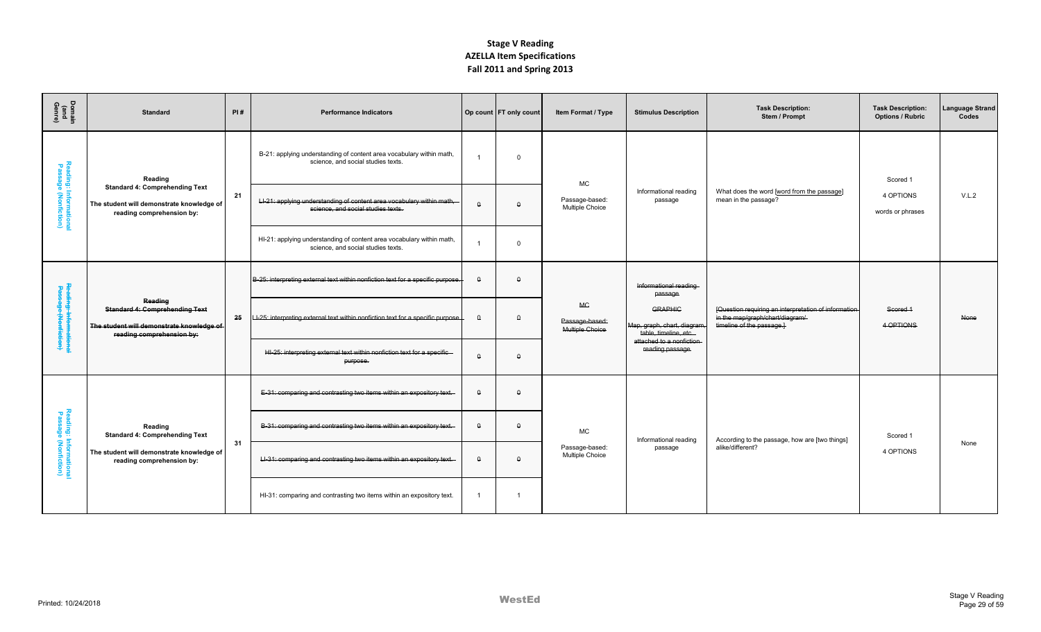# Stage V Reading
## AZELLA Item Specifications
## Fall 2011 and Spring 2013

| Domain (and Genre) | Standard | PI # | Performance Indicators | Op count | FT only count | Item Format / Type | Stimulus Description | Task Description: Stem / Prompt | Task Description: Options / Rubric | Language Strand Codes |
|---|---|---|---|---|---|---|---|---|---|---|
| Reading: Informational Passage (Nonfiction) | **Reading** **Standard 4: Comprehending Text** **The student will demonstrate knowledge of reading comprehension by:** | 21 | B-21: applying understanding of content area vocabulary within math, science, and social studies texts. | 1 | 0 | MC Passage-based: Multiple Choice | Informational reading passage | What does the word [word from the passage] mean in the passage? | Scored 1 4 OPTIONS words or phrases | V.L.2 |
| | | | ~~LI-21: applying understanding of content area vocabulary within math, science, and social studies texts.~~ | ~~0~~ | ~~0~~ | | | | | |
| | | | HI-21: applying understanding of content area vocabulary within math, science, and social studies texts. | 1 | 0 | | | | | |
| ~~Reading: Informational Passage (Nonfiction)~~ | ~~**Reading** **Standard 4: Comprehending Text** **The student will demonstrate knowledge of reading comprehension by:**~~ | ~~25~~ | ~~B-25: interpreting external text within nonfiction text for a specific purpose.~~ | ~~0~~ | ~~0~~ | ~~MC Passage-based: Multiple Choice~~ | ~~Informational reading passage GRAPHIC Map, graph, chart, diagram, table, timeline, etc. attached to a nonfiction reading passage~~ | ~~[Question requiring an interpretation of information in the map/graph/chart/diagram/timeline of the passage.]~~ | ~~Scored 1 4 OPTIONS~~ | ~~None~~ |
| | | | ~~LI-25: interpreting external text within nonfiction text for a specific purpose.~~ | ~~0~~ | ~~0~~ | | | | | |
| | | | ~~HI-25: interpreting external text within nonfiction text for a specific purpose.~~ | ~~0~~ | ~~0~~ | | | | | |
| Reading: Informational Passage (Nonfiction) | **Reading** **Standard 4: Comprehending Text** **The student will demonstrate knowledge of reading comprehension by:** | 31 | ~~E-31: comparing and contrasting two items within an expository text.~~ | ~~0~~ | ~~0~~ | MC Passage-based: Multiple Choice | Informational reading passage | According to the passage, how are [two things] alike/different? | Scored 1 4 OPTIONS | None |
| | | | ~~B-31: comparing and contrasting two items within an expository text.~~ | ~~0~~ | ~~0~~ | | | | | |
| | | | ~~LI-31: comparing and contrasting two items within an expository text.~~ | ~~0~~ | ~~0~~ | | | | | |
| | | | HI-31: comparing and contrasting two items within an expository text. | 1 | 1 | | | | | |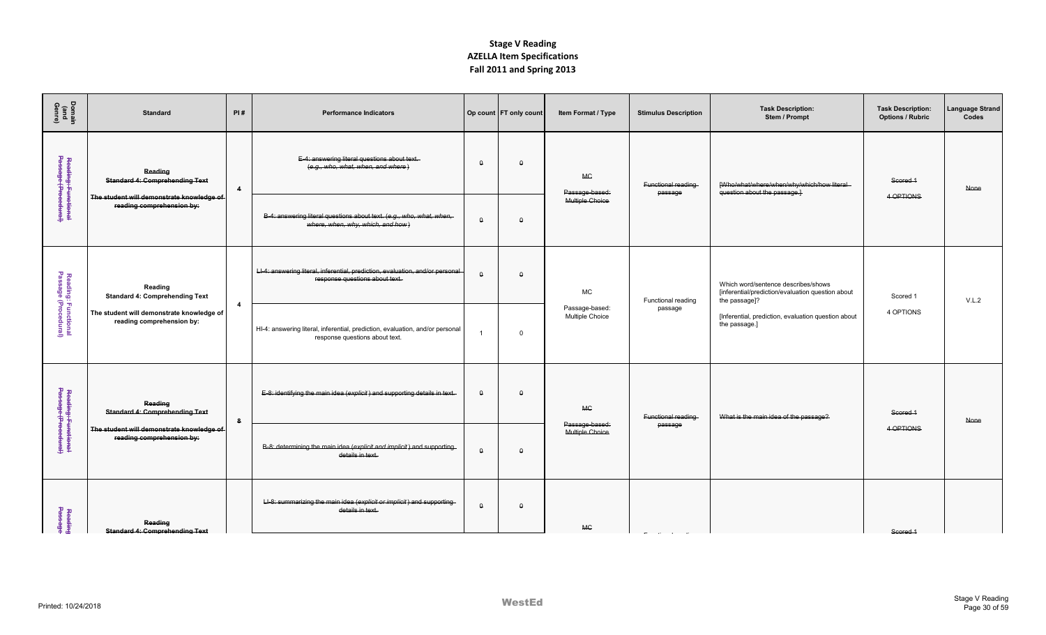# Stage V Reading
## AZELLA Item Specifications
## Fall 2011 and Spring 2013

| Domain (and Genre) | Standard | PI # | Performance Indicators | Op count | FT only count | Item Format / Type | Stimulus Description | Task Description: Stem / Prompt | Task Description: Options / Rubric | Language Strand Codes |
|---|---|---|---|---|---|---|---|---|---|---|
| ~~Reading: Functional Passage (Procedural)~~ | ~~Reading Standard 4: Comprehending Text The student will demonstrate knowledge of reading comprehension by:~~ | ~~4~~ | ~~E-4: answering literal questions about text. (e.g., who, what, when, and where)~~ | ~~0~~ | ~~0~~ | ~~MC Passage-based: Multiple Choice~~ | ~~Functional reading passage~~ | ~~[Who/what/where/when/why/which/how literal question about the passage.]~~ | ~~Scored 1 4 OPTIONS~~ | ~~None~~ |
| | | | ~~B-4: answering literal questions about text. (e.g., who, what, when, where, when, why, which, and how)~~ | ~~0~~ | ~~0~~ | | | | | |
| Reading: Functional Passage (Procedural) | Reading Standard 4: Comprehending Text The student will demonstrate knowledge of reading comprehension by: | 4 | ~~LI-4: answering literal, inferential, prediction, evaluation, and/or personal response questions about text.~~ | ~~0~~ | ~~0~~ | MC Passage-based: Multiple Choice | Functional reading passage | Which word/sentence describes/shows [inferential/prediction/evaluation question about the passage]? [Inferential, prediction, evaluation question about the passage.] | Scored 1 4 OPTIONS | V.L.2 |
| | | | HI-4: answering literal, inferential, prediction, evaluation, and/or personal response questions about text. | 1 | 0 | | | | | |
| ~~Reading: Functional Passage (Procedural)~~ | ~~Reading Standard 4: Comprehending Text The student will demonstrate knowledge of reading comprehension by:~~ | ~~8~~ | ~~E-8: identifying the main idea (explicit) and supporting details in text.~~ | ~~0~~ | ~~0~~ | ~~MC Passage-based: Multiple Choice~~ | ~~Functional reading passage~~ | ~~What is the main idea of the passage?~~ | ~~Scored 1 4 OPTIONS~~ | ~~None~~ |
| | | | ~~B-8: determining the main idea (explicit and implicit) and supporting details in text.~~ | ~~0~~ | ~~0~~ | | | | | |
| ~~Reading Passage~~ | ~~Reading Standard 4: Comprehending Text~~ | | ~~LI-8: summarizing the main idea (explicit or implicit) and supporting details in text.~~ | ~~0~~ | ~~0~~ | ~~MC~~ | | | ~~Scored 1~~ | |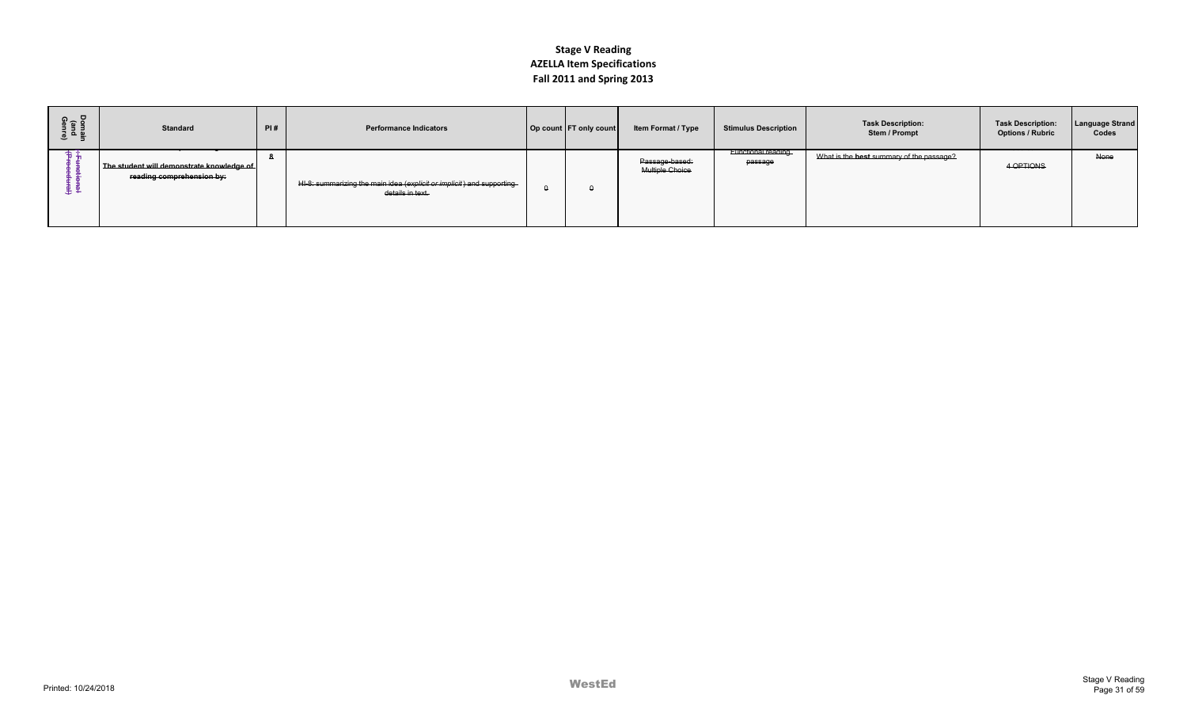# Stage V Reading
## AZELLA Item Specifications
## Fall 2011 and Spring 2013

| Domain (and Genre) | Standard | PI # | Performance Indicators | Op count | FT only count | Item Format / Type | Stimulus Description | Task Description: Stem / Prompt | Task Description: Options / Rubric | Language Strand Codes |
|---|---|---|---|---|---|---|---|---|---|---|
| ~~Functional (Procedural)~~ | The student will demonstrate knowledge of ~~reading comprehension by:~~ | ~~8~~ | ~~HI-8: summarizing the main idea (*explicit or implicit*) and supporting details in text.~~ | ~~0~~ | ~~0~~ | ~~Passage-based: Multiple Choice~~ | ~~Functional reading passage~~ | ~~What is the **best** summary of the passage?~~ | ~~4 OPTIONS~~ | ~~None~~ |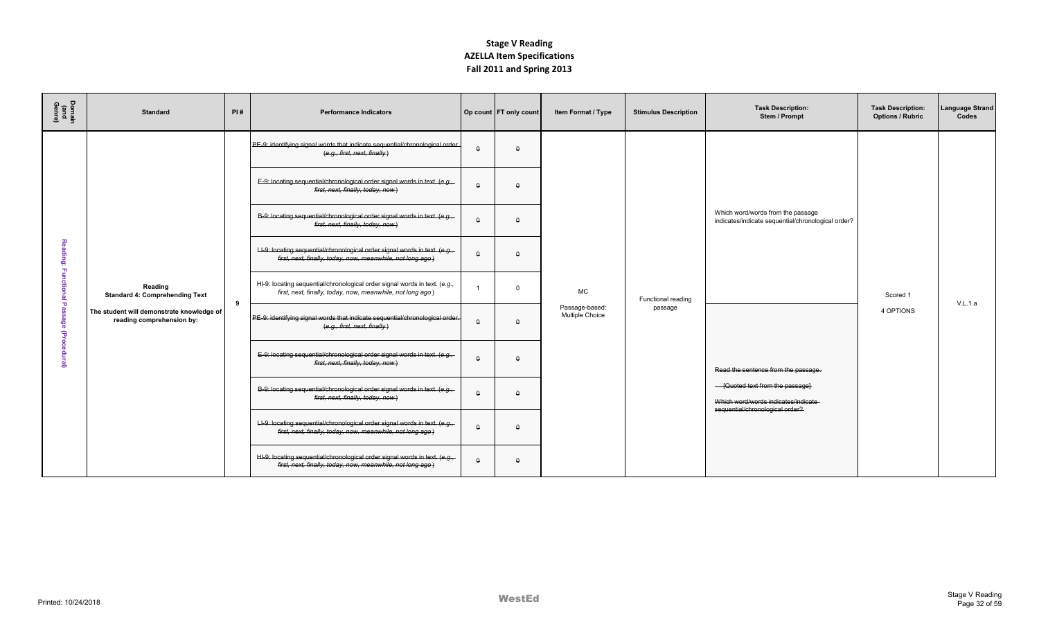# Stage V Reading
## AZELLA Item Specifications
## Fall 2011 and Spring 2013

| Domain (and Genre) | Standard | PI # | Performance Indicators | Op count | FT only count | Item Format / Type | Stimulus Description | Task Description: Stem / Prompt | Task Description: Options / Rubric | Language Strand Codes |
|---|---|---|---|---|---|---|---|---|---|---|
| Reading: Functional Passage (Procedural) | **Reading** **Standard 4: Comprehending Text** **The student will demonstrate knowledge of reading comprehension by:** | 9 | ~~PE-9: identifying signal words that indicate sequential/chronological order (*e.g., first, next, finally*)~~ | ~~0~~ | ~~0~~ | MC Passage-based: Multiple Choice | Functional reading passage | Which word/words from the passage indicates/indicate sequential/chronological order? | Scored 1 4 OPTIONS | V.L.1.a |
| | | | ~~E-9: locating sequential/chronological order signal words in text. (*e.g., first, next, finally, today, now*)~~ | ~~0~~ | ~~0~~ | | | | | |
| | | | ~~B-9: locating sequential/chronological order signal words in text. (*e.g., first, next, finally, today, now*)~~ | ~~0~~ | ~~0~~ | | | | | |
| | | | ~~LI-9: locating sequential/chronological order signal words in text. (*e.g., first, next, finally, today, now, meanwhile, not long ago*)~~ | ~~0~~ | ~~0~~ | | | | | |
| | | | HI-9: locating sequential/chronological order signal words in text. (*e.g., first, next, finally, today, now, meanwhile, not long ago*) | 1 | 0 | | | | | |
| | | | ~~PE-9: identifying signal words that indicate sequential/chronological order (*e.g., first, next, finally*)~~ | ~~0~~ | ~~0~~ | | | ~~Read the sentence from the passage.~~ ~~[Quoted text from the passage]~~ ~~Which word/words indicates/indicate sequential/chronological order?~~ | | |
| | | | ~~E-9: locating sequential/chronological order signal words in text. (*e.g., first, next, finally, today, now*)~~ | ~~0~~ | ~~0~~ | | | | | |
| | | | ~~B-9: locating sequential/chronological order signal words in text. (*e.g., first, next, finally, today, now*)~~ | ~~0~~ | ~~0~~ | | | | | |
| | | | ~~LI-9: locating sequential/chronological order signal words in text. (*e.g., first, next, finally, today, now, meanwhile, not long ago*)~~ | ~~0~~ | ~~0~~ | | | | | |
| | | | ~~HI-9: locating sequential/chronological order signal words in text. (*e.g., first, next, finally, today, now, meanwhile, not long ago*)~~ | ~~0~~ | ~~0~~ | | | | | |

Printed: 10/24/2018 WestEd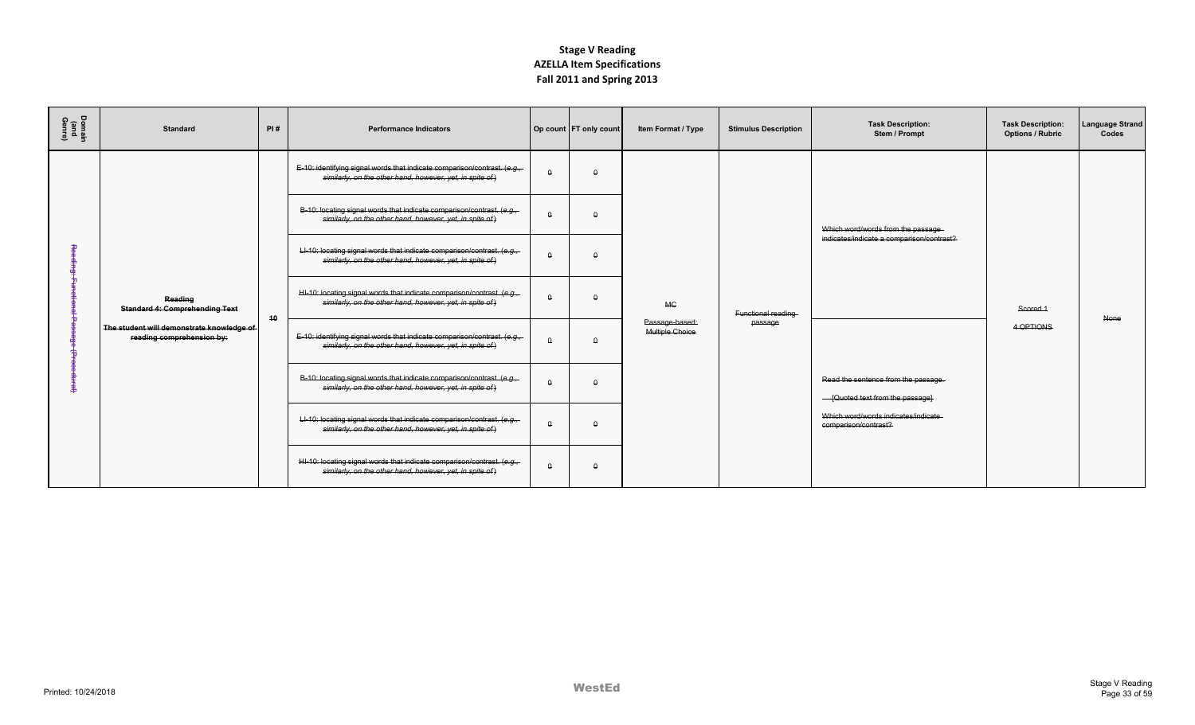# Stage V Reading
## AZELLA Item Specifications
### Fall 2011 and Spring 2013

| Domain (and Genre) | Standard | PI # | Performance Indicators | Op count | FT only count | Item Format / Type | Stimulus Description | Task Description: Stem / Prompt | Task Description: Options / Rubric | Language Strand Codes |
|---|---|---|---|---|---|---|---|---|---|---|
| ~~Reading: Functional Passage (Procedural)~~ | ~~**Reading** **Standard 4: Comprehending Text**~~ ~~**The student will demonstrate knowledge of reading comprehension by:**~~ | ~~10~~ | ~~E-10: identifying signal words that indicate comparison/contrast. (*e.g., similarly, on the other hand, however, yet, in spite of*)~~ | ~~0~~ | ~~0~~ | ~~MC~~ ~~Passage-based: Multiple Choice~~ | ~~Functional reading passage~~ | ~~Which word/words from the passage indicates/indicate a comparison/contrast?~~ | ~~Scored 1~~ ~~4 OPTIONS~~ | ~~None~~ |
| | | | ~~B-10: locating signal words that indicate comparison/contrast. (*e.g., similarly, on the other hand, however, yet, in spite of*)~~ | ~~0~~ | ~~0~~ | | | | | |
| | | | ~~LI-10: locating signal words that indicate comparison/contrast. (*e.g., similarly, on the other hand, however, yet, in spite of*)~~ | ~~0~~ | ~~0~~ | | | | | |
| | | | ~~HI-10: locating signal words that indicate comparison/contrast. (*e.g., similarly, on the other hand, however, yet, in spite of*)~~ | ~~0~~ | ~~0~~ | | | | | |
| | | | ~~E-10: identifying signal words that indicate comparison/contrast. (*e.g., similarly, on the other hand, however, yet, in spite of*)~~ | ~~0~~ | ~~0~~ | | | ~~Read the sentence from the passage.~~ ~~[Quoted text from the passage]~~ ~~Which word/words indicates/indicate comparison/contrast?~~ | | |
| | | | ~~B-10: locating signal words that indicate comparison/contrast. (*e.g., similarly, on the other hand, however, yet, in spite of*)~~ | ~~0~~ | ~~0~~ | | | | | |
| | | | ~~LI-10: locating signal words that indicate comparison/contrast. (*e.g., similarly, on the other hand, however, yet, in spite of*)~~ | ~~0~~ | ~~0~~ | | | | | |
| | | | ~~HI-10: locating signal words that indicate comparison/contrast. (*e.g., similarly, on the other hand, however, yet, in spite of*)~~ | ~~0~~ | ~~0~~ | | | | | |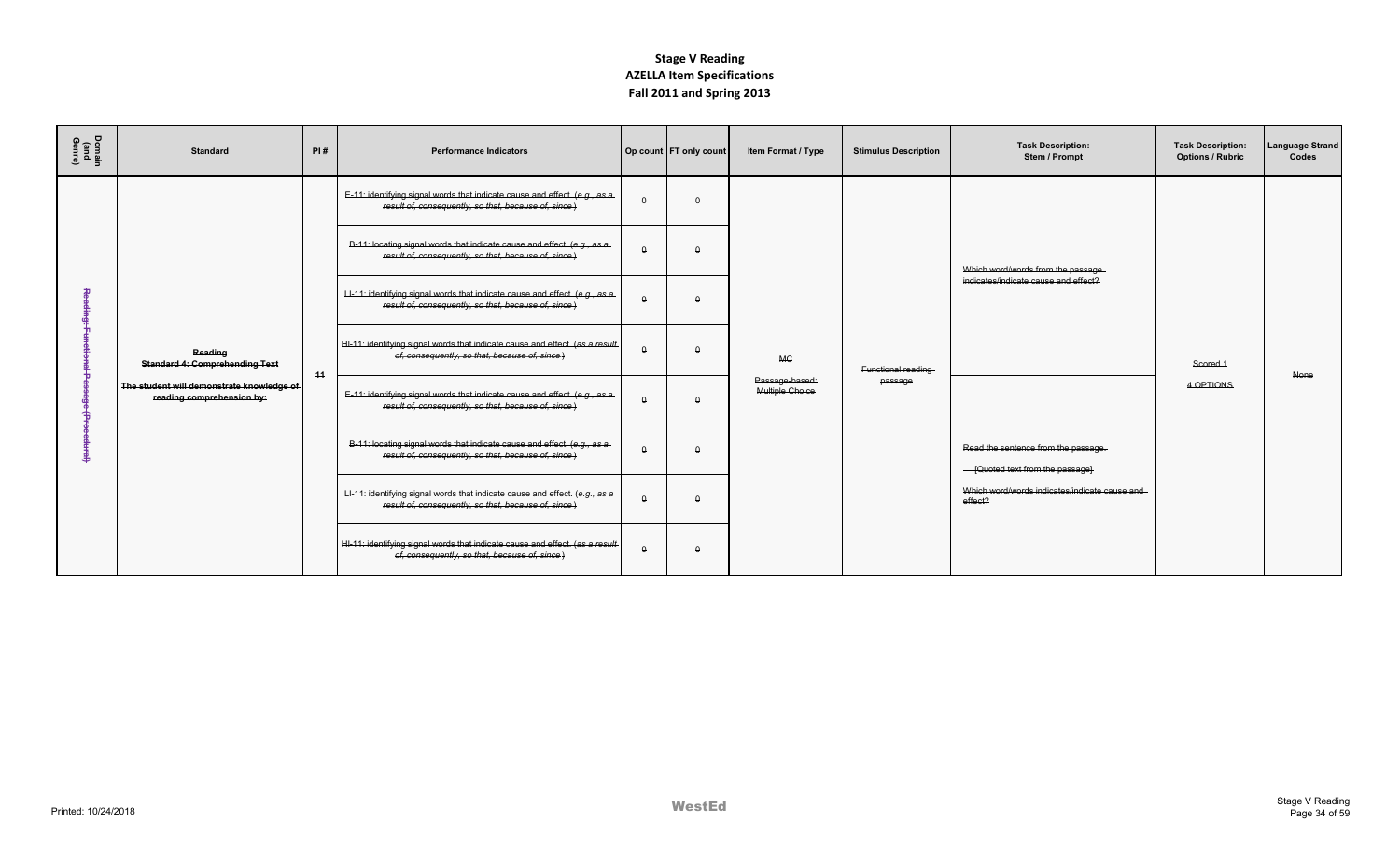# Stage V Reading
## AZELLA Item Specifications
## Fall 2011 and Spring 2013

| Domain (and Genre) | Standard | PI # | Performance Indicators | Op count | FT only count | Item Format / Type | Stimulus Description | Task Description: Stem / Prompt | Task Description: Options / Rubric | Language Strand Codes |
|---|---|---|---|---|---|---|---|---|---|---|
| ~~Reading: Functional Passage (Procedural)~~ | ~~**Reading**~~ ~~**Standard 4: Comprehending Text**~~ ~~**The student will demonstrate knowledge of reading comprehension by:**~~ | ~~11~~ | ~~E-11: identifying signal words that indicate cause and effect. (*e.g., as a result of, consequently, so that, because of, since*)~~ | ~~0~~ | ~~0~~ | ~~MC~~ ~~Passage-based: Multiple Choice~~ | ~~Functional reading passage~~ | ~~Which word/words from the passage indicates/indicate cause and effect?~~ | ~~Scored 1~~ ~~4 OPTIONS~~ | ~~None~~ |
| | | | ~~B-11: locating signal words that indicate cause and effect. (*e.g., as a result of, consequently, so that, because of, since*)~~ | ~~0~~ | ~~0~~ | | | | | |
| | | | ~~LI-11: identifying signal words that indicate cause and effect. (*e.g., as a result of, consequently, so that, because of, since*)~~ | ~~0~~ | ~~0~~ | | | | | |
| | | | ~~HI-11: identifying signal words that indicate cause and effect. (*as a result of, consequently, so that, because of, since*)~~ | ~~0~~ | ~~0~~ | | | | | |
| | | | ~~E-11: identifying signal words that indicate cause and effect. (*e.g., as a result of, consequently, so that, because of, since*)~~ | ~~0~~ | ~~0~~ | | | ~~Read the sentence from the passage.~~ ~~[Quoted text from the passage]~~ ~~Which word/words indicates/indicate cause and effect?~~ | | |
| | | | ~~B-11: locating signal words that indicate cause and effect. (*e.g., as a result of, consequently, so that, because of, since*)~~ | ~~0~~ | ~~0~~ | | | | | |
| | | | ~~LI-11: identifying signal words that indicate cause and effect. (*e.g., as a result of, consequently, so that, because of, since*)~~ | ~~0~~ | ~~0~~ | | | | | |
| | | | ~~HI-11: identifying signal words that indicate cause and effect. (*as a result of, consequently, so that, because of, since*)~~ | ~~0~~ | ~~0~~ | | | | | |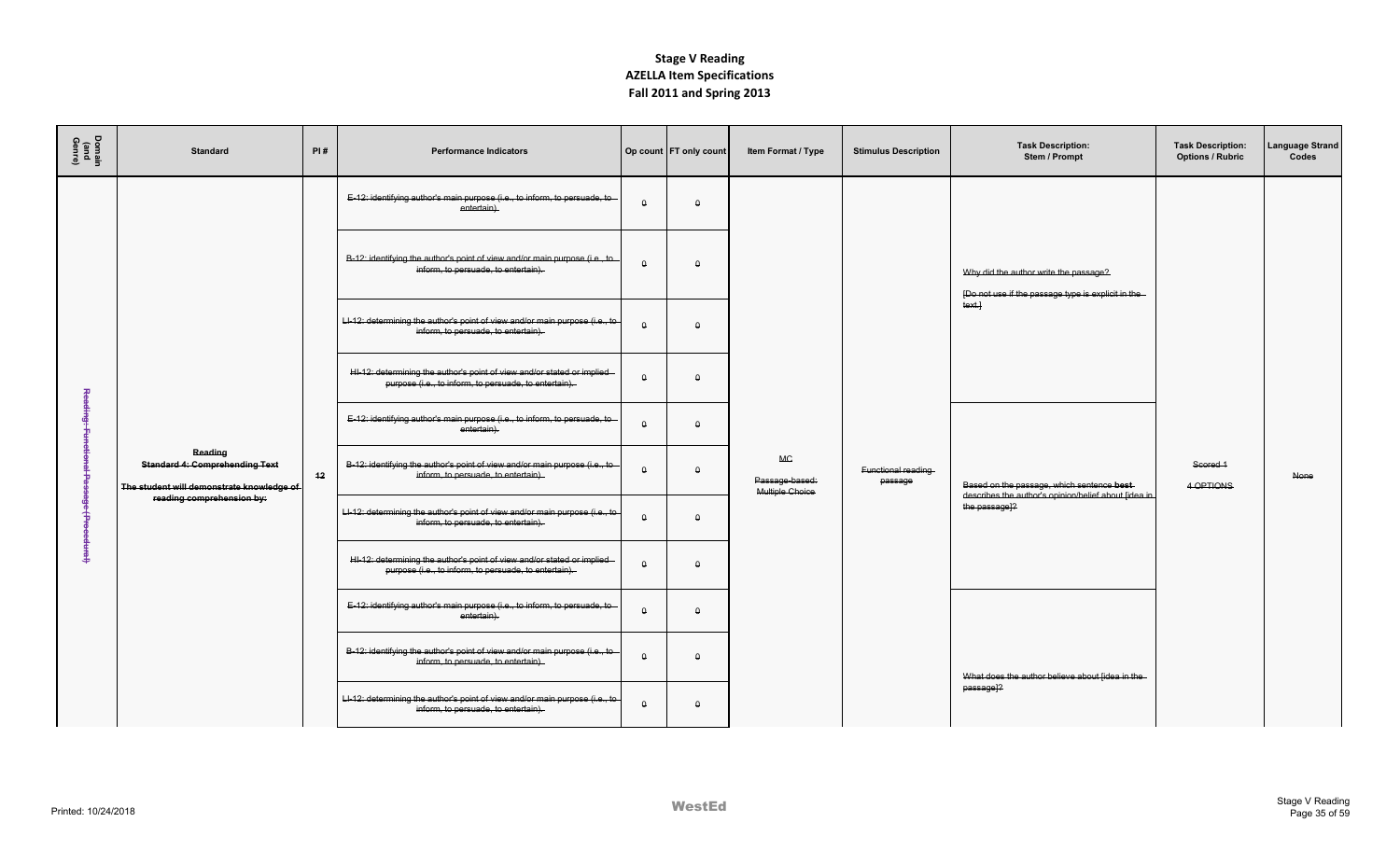# Stage V Reading
## AZELLA Item Specifications
### Fall 2011 and Spring 2013

| Domain (and Genre) | Standard | PI # | Performance Indicators | Op count | FT only count | Item Format / Type | Stimulus Description | Task Description: Stem / Prompt | Task Description: Options / Rubric | Language Strand Codes |
|---|---|---|---|---|---|---|---|---|---|---|
| ~~Reading: Functional Passage (Procedure)~~ | ~~Reading~~ ~~Standard 4: Comprehending Text~~ ~~The student will demonstrate knowledge of reading comprehension by:~~ | ~~12~~ | ~~E-12: identifying author's main purpose (i.e., to inform, to persuade, to entertain).~~ | ~~0~~ | ~~0~~ | ~~MC~~ ~~Passage-based: Multiple Choice~~ | ~~Functional reading passage~~ | ~~Why did the author write the passage?~~ ~~[Do not use if the passage type is explicit in the text.]~~ | ~~Scored 1~~ ~~4 OPTIONS~~ | ~~None~~ |
| | | | ~~B-12: identifying the author's point of view and/or main purpose (i.e., to inform, to persuade, to entertain).~~ | ~~0~~ | ~~0~~ | | | | | |
| | | | ~~LI-12: determining the author's point of view and/or main purpose (i.e., to inform, to persuade, to entertain).~~ | ~~0~~ | ~~0~~ | | | | | |
| | | | ~~HI-12: determining the author's point of view and/or stated or implied purpose (i.e., to inform, to persuade, to entertain).~~ | ~~0~~ | ~~0~~ | | | | | |
| | | | ~~E-12: identifying author's main purpose (i.e., to inform, to persuade, to entertain).~~ | ~~0~~ | ~~0~~ | | | ~~Based on the passage, which sentence best describes the author's opinion/belief about [idea in the passage]?~~ | | |
| | | | ~~B-12: identifying the author's point of view and/or main purpose (i.e., to inform, to persuade, to entertain).~~ | ~~0~~ | ~~0~~ | | | | | |
| | | | ~~LI-12: determining the author's point of view and/or main purpose (i.e., to inform, to persuade, to entertain).~~ | ~~0~~ | ~~0~~ | | | | | |
| | | | ~~HI-12: determining the author's point of view and/or stated or implied purpose (i.e., to inform, to persuade, to entertain).~~ | ~~0~~ | ~~0~~ | | | | | |
| | | | ~~E-12: identifying author's main purpose (i.e., to inform, to persuade, to entertain).~~ | ~~0~~ | ~~0~~ | | | ~~What does the author believe about [idea in the passage]?~~ | | |
| | | | ~~B-12: identifying the author's point of view and/or main purpose (i.e., to inform, to persuade, to entertain).~~ | ~~0~~ | ~~0~~ | | | | | |
| | | | ~~LI-12: determining the author's point of view and/or main purpose (i.e., to inform, to persuade, to entertain).~~ | ~~0~~ | ~~0~~ | | | | | |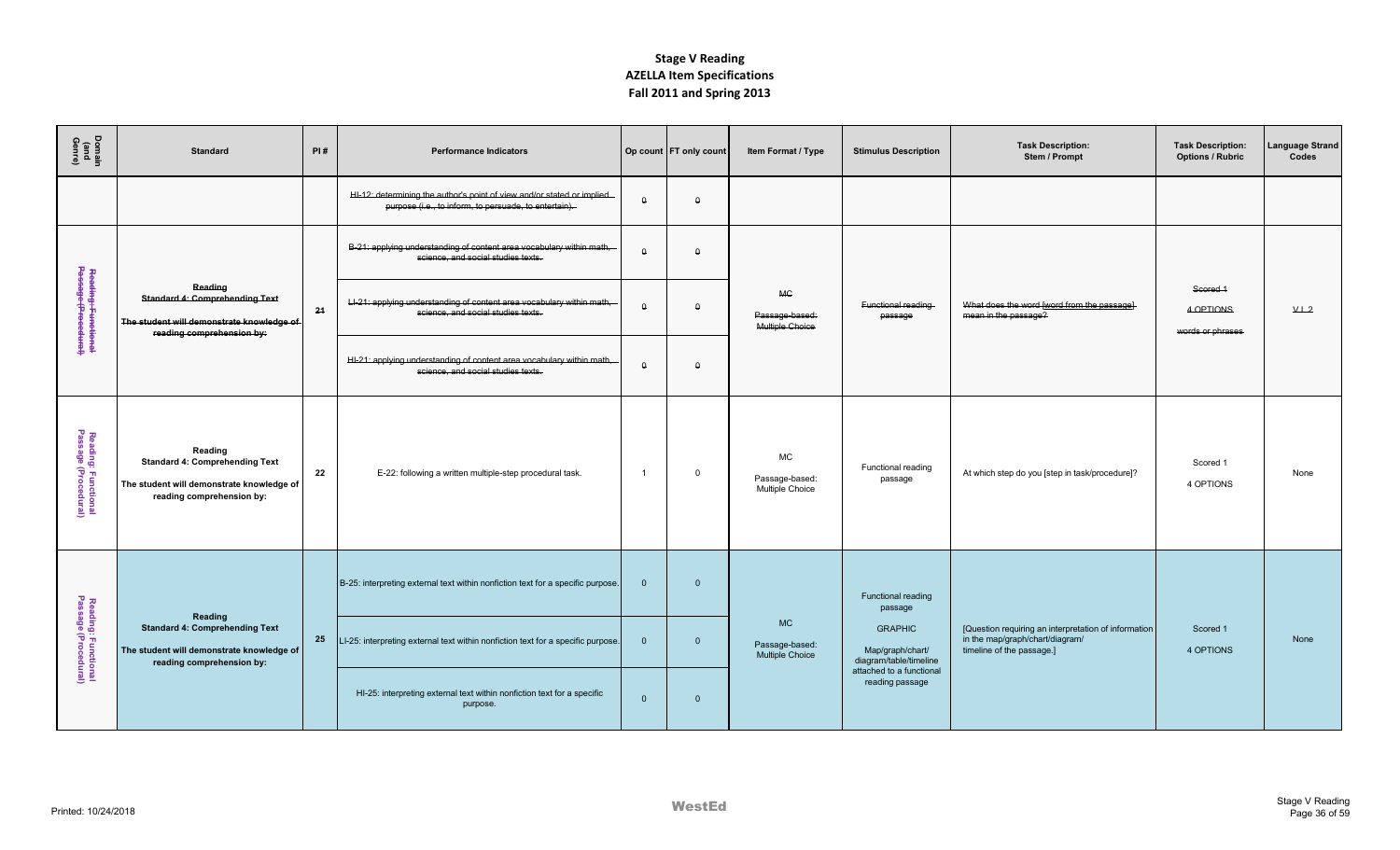# Stage V Reading
## AZELLA Item Specifications
## Fall 2011 and Spring 2013

| Domain (and Genre) | Standard | PI # | Performance Indicators | Op count | FT only count | Item Format / Type | Stimulus Description | Task Description: Stem / Prompt | Task Description: Options / Rubric | Language Strand Codes |
|---|---|---|---|---|---|---|---|---|---|---|
| | | | ~~HI-12: determining the author's point of view and/or stated or implied purpose (i.e., to inform, to persuade, to entertain).~~ | ~~0~~ | ~~0~~ | | | | | |
| ~~Reading: Functional Passage (Procedural)~~ | ~~**Reading**~~ ~~**Standard 4: Comprehension Text**~~ ~~**The student will demonstrate knowledge of reading comprehension by:**~~ | ~~21~~ | ~~B-21: applying understanding of content area vocabulary within math, science, and social studies texts.~~ | ~~0~~ | ~~0~~ | ~~MC~~ ~~Passage-based: Multiple Choice~~ | ~~Functional reading passage~~ | ~~What does the word [word from the passage] mean in the passage?~~ | ~~Scored 1~~ ~~4 OPTIONS~~ ~~words or phrases~~ | ~~V.I. 2~~ |
| | | | ~~LI-21: applying understanding of content area vocabulary within math, science, and social studies texts.~~ | ~~0~~ | ~~0~~ | | | | | |
| | | | ~~HI-21: applying understanding of content area vocabulary within math, science, and social studies texts.~~ | ~~0~~ | ~~0~~ | | | | | |
| Reading: Functional Passage (Procedural) | **Reading** **Standard 4: Comprehension Text** **The student will demonstrate knowledge of reading comprehension by:** | 22 | E-22: following a written multiple-step procedural task. | 1 | 0 | MC Passage-based: Multiple Choice | Functional reading passage | At which step do you [step in task/procedure]? | Scored 1 4 OPTIONS | None |
| Reading: Functional Passage (Procedural) | **Reading** **Standard 4: Comprehension Text** **The student will demonstrate knowledge of reading comprehension by:** | 25 | B-25: interpreting external text within nonfiction text for a specific purpose. | 0 | 0 | MC Passage-based: Multiple Choice | Functional reading passage GRAPHIC Map/graph/chart/ diagram/table/timeline attached to a functional reading passage | [Question requiring an interpretation of information in the map/graph/chart/diagram/ timeline of the passage.] | Scored 1 4 OPTIONS | None |
| | | | LI-25: interpreting external text within nonfiction text for a specific purpose. | 0 | 0 | | | | | |
| | | | HI-25: interpreting external text within nonfiction text for a specific purpose. | 0 | 0 | | | | | |

Printed: 10/24/2018

WestEd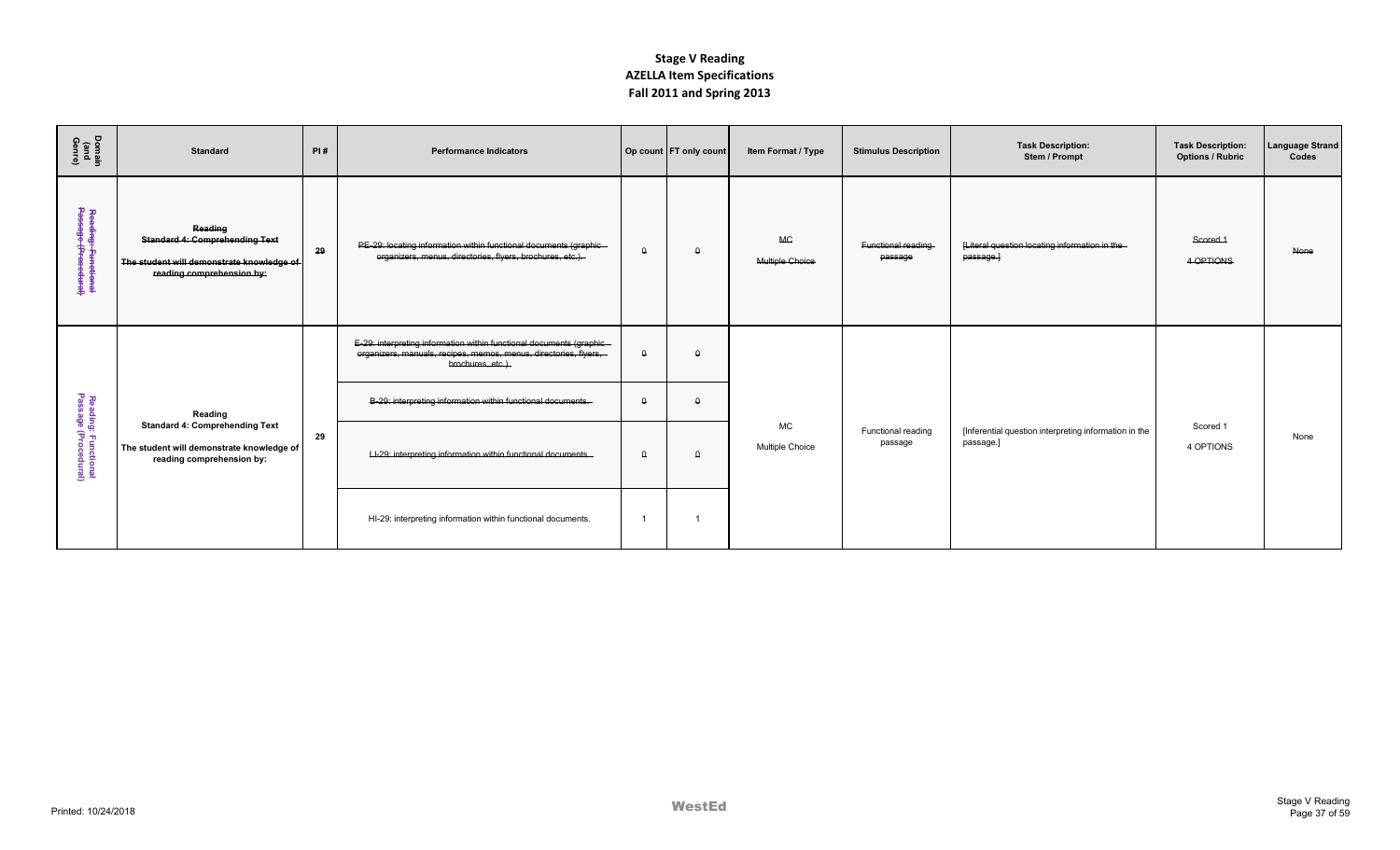# Stage V Reading
## AZELLA Item Specifications
### Fall 2011 and Spring 2013

| Domain (and Genre) | Standard | PI # | Performance Indicators | Op count | FT only count | Item Format / Type | Stimulus Description | Task Description: Stem / Prompt | Task Description: Options / Rubric | Language Strand Codes |
|---|---|---|---|---|---|---|---|---|---|---|
| ~~Reading: Functional Passage (Procedural)~~ | ~~**Reading**~~ ~~**Standard 4: Comprehending Text**~~ ~~**The student will demonstrate knowledge of reading comprehension by:**~~ | ~~29~~ | ~~PE-29: locating information within functional documents (graphic organizers, menus, directories, flyers, brochures, etc.).~~ | ~~0~~ | ~~0~~ | ~~MC~~ ~~Multiple Choice~~ | ~~Functional reading passage~~ | ~~[Literal question locating information in the passage.]~~ | ~~Scored 1~~ ~~4 OPTIONS~~ | ~~None~~ |
| Reading: Functional Passage (Procedural) | **Reading** **Standard 4: Comprehending Text** **The student will demonstrate knowledge of reading comprehension by:** | 29 | ~~E-29: interpreting information within functional documents (graphic organizers, manuals, recipes, memos, menus, directories, flyers, brochures, etc.).~~ | ~~0~~ | ~~0~~ | MC Multiple Choice | Functional reading passage | [Inferential question interpreting information in the passage.] | Scored 1 4 OPTIONS | None |
| | | | ~~B-29: interpreting information within functional documents.~~ | ~~0~~ | ~~0~~ | | | | | |
| | | | ~~LI-29: interpreting information within functional documents.~~ | ~~0~~ | ~~0~~ | | | | | |
| | | | HI-29: interpreting information within functional documents. | 1 | 1 | | | | | |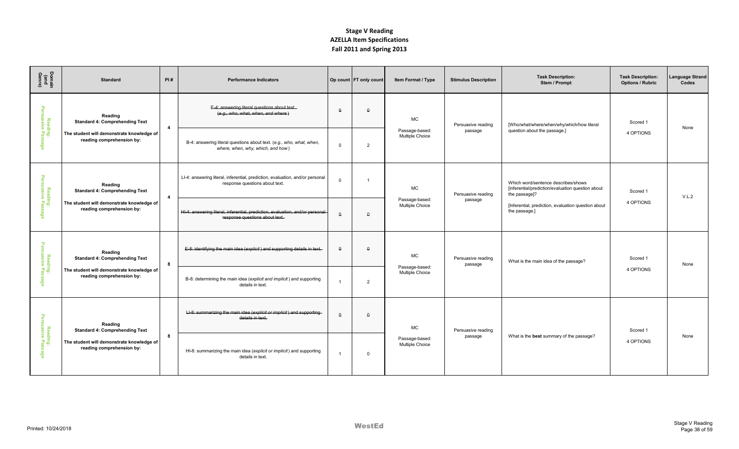# Stage V Reading
## AZELLA Item Specifications
## Fall 2011 and Spring 2013

| Domain (and Genre) | Standard | PI # | Performance Indicators | Op count | FT only count | Item Format / Type | Stimulus Description | Task Description: Stem / Prompt | Task Description: Options / Rubric | Language Strand Codes |
|---|---|---|---|---|---|---|---|---|---|---|
| Reading: Persuasive Passage | **Reading Standard 4: Comprehending Text** **The student will demonstrate knowledge of reading comprehension by:** | 4 | ~~E-4: answering literal questions about text. (e.g., who, what, when, and where)~~ | ~~0~~ | ~~0~~ | MC Passage-based: Multiple Choice | Persuasive reading passage | [Who/what/where/when/why/which/how literal question about the passage.] | Scored 1 4 OPTIONS | None |
| | | | B-4: answering literal questions about text. (*e.g., who, what, when, where, when, why, which, and how*) | 0 | 2 | | | | | |
| Reading: Persuasive Passage | **Reading Standard 4: Comprehending Text** **The student will demonstrate knowledge of reading comprehension by:** | 4 | LI-4: answering literal, inferential, prediction, evaluation, and/or personal response questions about text. | 0 | 1 | MC Passage-based: Multiple Choice | Persuasive reading passage | Which word/sentence describes/shows [inferential/prediction/evaluation question about the passage]? [Inferential, prediction, evaluation question about the passage.] | Scored 1 4 OPTIONS | V.L.2 |
| | | | ~~HI-4: answering literal, inferential, prediction, evaluation, and/or personal response questions about text.~~ | ~~0~~ | ~~0~~ | | | | | |
| Reading: Persuasive Passage | **Reading Standard 4: Comprehending Text** **The student will demonstrate knowledge of reading comprehension by:** | 8 | ~~E-8: identifying the main idea (*explicit*) and supporting details in text.~~ | ~~0~~ | ~~0~~ | MC Passage-based: Multiple Choice | Persuasive reading passage | What is the main idea of the passage? | Scored 1 4 OPTIONS | None |
| | | | B-8: determining the main idea (*explicit and implicit*) and supporting details in text. | 1 | 2 | | | | | |
| Reading: Persuasive Passage | **Reading Standard 4: Comprehending Text** **The student will demonstrate knowledge of reading comprehension by:** | 8 | ~~LI-8: summarizing the main idea (*explicit or implicit*) and supporting details in text.~~ | ~~0~~ | ~~0~~ | MC Passage-based: Multiple Choice | Persuasive reading passage | What is the **best** summary of the passage? | Scored 1 4 OPTIONS | None |
| | | | HI-8: summarizing the main idea (*explicit or implicit*) and supporting details in text. | 1 | 0 | | | | | |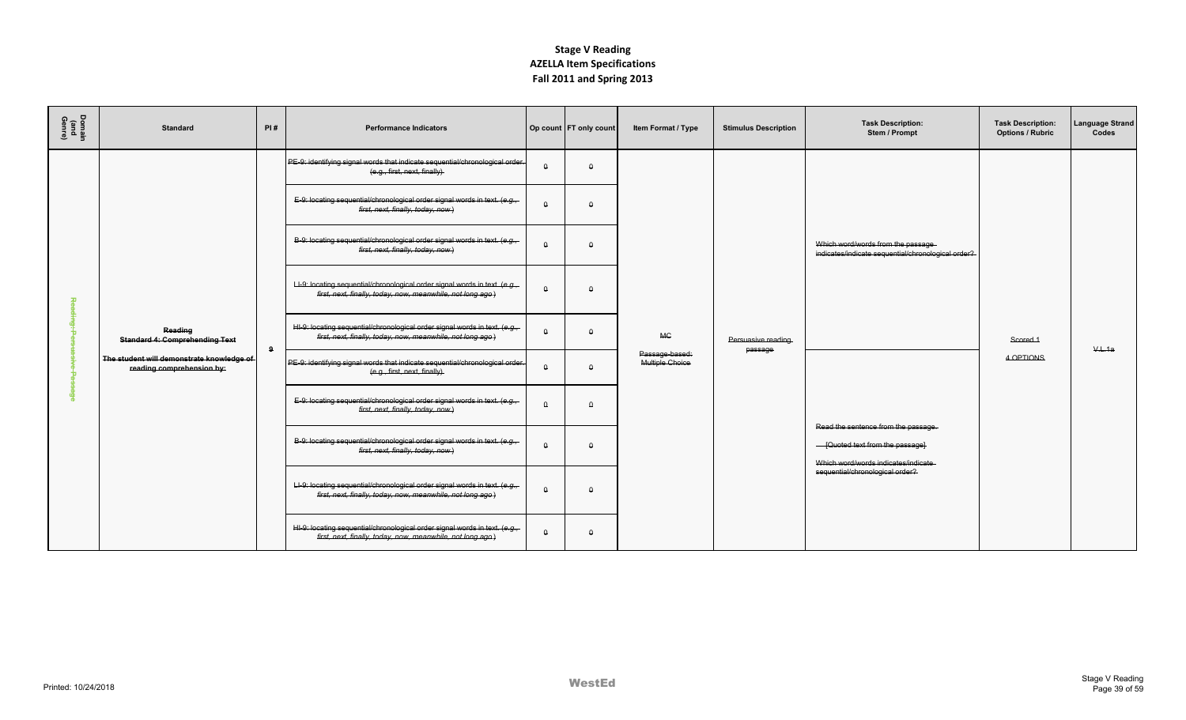# Stage V Reading
## AZELLA Item Specifications
## Fall 2011 and Spring 2013

| Domain (and Genre) | Standard | PI # | Performance Indicators | Op count | FT only count | Item Format / Type | Stimulus Description | Task Description: Stem / Prompt | Task Description: Options / Rubric | Language Strand Codes |
|---|---|---|---|---|---|---|---|---|---|---|
| ~~Reading: Persuasive Passage~~ | ~~**Reading**~~ ~~**Standard 4: Comprehending Text**~~ ~~**The student will demonstrate knowledge of reading comprehension by:**~~ | ~~9~~ | ~~PE-9: identifying signal words that indicate sequential/chronological order. (e.g., first, next, finally).~~ | ~~0~~ | ~~0~~ | ~~MC~~ ~~Passage-based: Multiple Choice~~ | ~~Persuasive reading passage~~ | ~~Which word/words from the passage indicates/indicate sequential/chronological order?~~ | ~~Scored 1~~ ~~4 OPTIONS~~ | ~~V-L-1a~~ |
| | | | ~~E-9: locating sequential/chronological order signal words in text. (e.g., first, next, finally, today, now)~~ | ~~0~~ | ~~0~~ | | | | | |
| | | | ~~B-9: locating sequential/chronological order signal words in text. (e.g., first, next, finally, today, now)~~ | ~~0~~ | ~~0~~ | | | | | |
| | | | ~~LI-9: locating sequential/chronological order signal words in text. (e.g., first, next, finally, today, now, meanwhile, not long ago)~~ | ~~0~~ | ~~0~~ | | | | | |
| | | | ~~HI-9: locating sequential/chronological order signal words in text. (e.g., first, next, finally, today, now, meanwhile, not long ago)~~ | ~~0~~ | ~~0~~ | | | | | |
| | | | ~~PE-9: identifying signal words that indicate sequential/chronological order. (e.g., first, next, finally).~~ | ~~0~~ | ~~0~~ | | | ~~Read the sentence from the passage.~~ ~~[Quoted text from the passage]~~ ~~Which word/words indicates/indicate sequential/chronological order?~~ | | |
| | | | ~~E-9: locating sequential/chronological order signal words in text. (e.g., first, next, finally, today, now)~~ | ~~0~~ | ~~0~~ | | | | | |
| | | | ~~B-9: locating sequential/chronological order signal words in text. (e.g., first, next, finally, today, now)~~ | ~~0~~ | ~~0~~ | | | | | |
| | | | ~~LI-9: locating sequential/chronological order signal words in text. (e.g., first, next, finally, today, now, meanwhile, not long ago)~~ | ~~0~~ | ~~0~~ | | | | | |
| | | | ~~HI-9: locating sequential/chronological order signal words in text. (e.g., first, next, finally, today, now, meanwhile, not long ago)~~ | ~~0~~ | ~~0~~ | | | | | |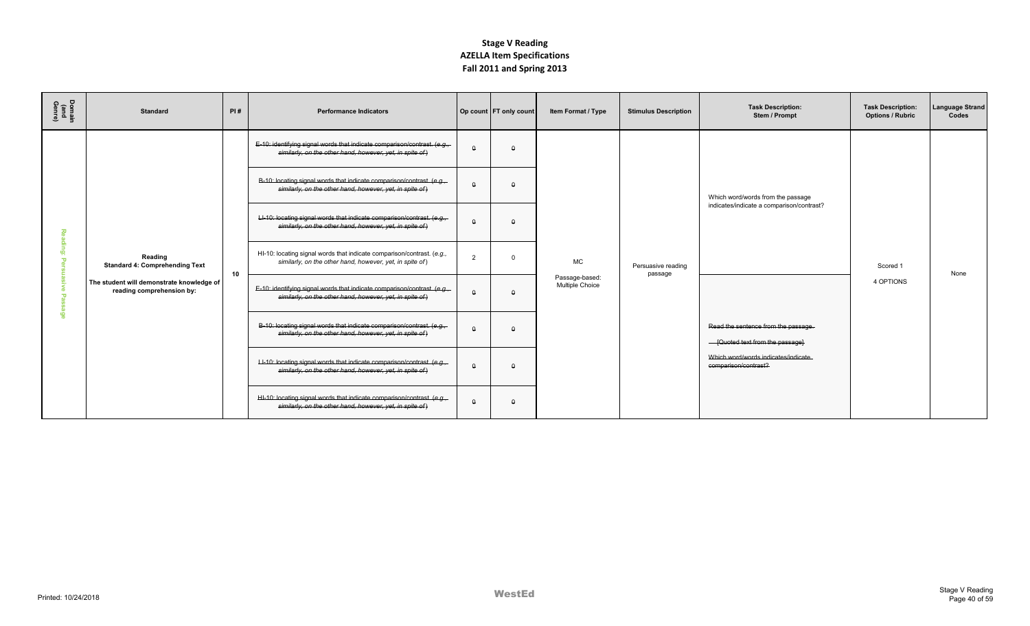# Stage V Reading
## AZELLA Item Specifications
## Fall 2011 and Spring 2013

| Domain (and Genre) | Standard | PI # | Performance Indicators | Op count | FT only count | Item Format / Type | Stimulus Description | Task Description: Stem / Prompt | Task Description: Options / Rubric | Language Strand Codes |
|---|---|---|---|---|---|---|---|---|---|---|
| Reading: Persuasive Passage | **Reading** **Standard 4: Comprehending Text** **The student will demonstrate knowledge of reading comprehension by:** | 10 | ~~E-10: identifying signal words that indicate comparison/contrast. (*e.g., similarly, on the other hand, however, yet, in spite of*)~~ | ~~0~~ | ~~0~~ | MC Passage-based: Multiple Choice | Persuasive reading passage | Which word/words from the passage indicates/indicate a comparison/contrast? | Scored 1 4 OPTIONS | None |
| | | | ~~B-10: locating signal words that indicate comparison/contrast. (*e.g., similarly, on the other hand, however, yet, in spite of*)~~ | ~~0~~ | ~~0~~ | | | | | |
| | | | ~~LI-10: locating signal words that indicate comparison/contrast. (*e.g., similarly, on the other hand, however, yet, in spite of*)~~ | ~~0~~ | ~~0~~ | | | | | |
| | | | HI-10: locating signal words that indicate comparison/contrast. (*e.g., similarly, on the other hand, however, yet, in spite of*) | 2 | 0 | | | | | |
| | | | ~~E-10: identifying signal words that indicate comparison/contrast. (*e.g., similarly, on the other hand, however, yet, in spite of*)~~ | ~~0~~ | ~~0~~ | | | ~~Read the sentence from the passage. [Quoted text from the passage] Which word/words indicates/indicate comparison/contrast?~~ | | |
| | | | ~~B-10: locating signal words that indicate comparison/contrast. (*e.g., similarly, on the other hand, however, yet, in spite of*)~~ | ~~0~~ | ~~0~~ | | | | | |
| | | | ~~LI-10: locating signal words that indicate comparison/contrast. (*e.g., similarly, on the other hand, however, yet, in spite of*)~~ | ~~0~~ | ~~0~~ | | | | | |
| | | | ~~HI-10: locating signal words that indicate comparison/contrast. (*e.g., similarly, on the other hand, however, yet, in spite of*)~~ | ~~0~~ | ~~0~~ | | | | | |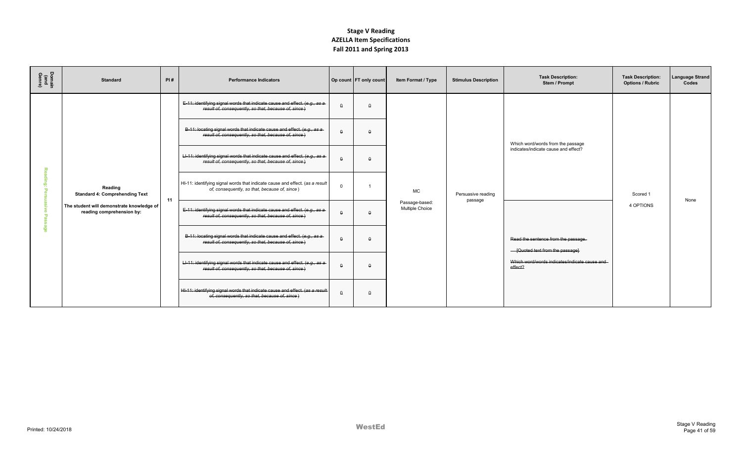# Stage V Reading
## AZELLA Item Specifications
## Fall 2011 and Spring 2013

| Domain (and Genre) | Standard | PI # | Performance Indicators | Op count | FT only count | Item Format / Type | Stimulus Description | Task Description: Stem / Prompt | Task Description: Options / Rubric | Language Strand Codes |
|---|---|---|---|---|---|---|---|---|---|---|
| Reading: Persuasive Passage | **Reading Standard 4: Comprehending Text** **The student will demonstrate knowledge of reading comprehension by:** | 11 | ~~E-11: identifying signal words that indicate cause and effect. (*e.g., as a result of, consequently, so that, because of, since*)~~ | ~~0~~ | ~~0~~ | MC Passage-based: Multiple Choice | Persuasive reading passage | Which word/words from the passage indicates/indicate cause and effect? | Scored 1 4 OPTIONS | None |
| | | | ~~B-11: locating signal words that indicate cause and effect. (*e.g., as a result of, consequently, so that, because of, since*)~~ | ~~0~~ | ~~0~~ | | | | | |
| | | | ~~LI-11: identifying signal words that indicate cause and effect. (*e.g., as a result of, consequently, so that, because of, since*)~~ | ~~0~~ | ~~0~~ | | | | | |
| | | | HI-11: identifying signal words that indicate cause and effect. (*as a result of, consequently, so that, because of, since*) | 0 | 1 | | | | | |
| | | | ~~E-11: identifying signal words that indicate cause and effect. (*e.g., as a result of, consequently, so that, because of, since*)~~ | ~~0~~ | ~~0~~ | | | ~~Read the sentence from the passage.~~ ~~[Quoted text from the passage]~~ ~~Which word/words indicates/indicate cause and effect?~~ | | |
| | | | ~~B-11: locating signal words that indicate cause and effect. (*e.g., as a result of, consequently, so that, because of, since*)~~ | ~~0~~ | ~~0~~ | | | | | |
| | | | ~~LI-11: identifying signal words that indicate cause and effect. (*e.g., as a result of, consequently, so that, because of, since*)~~ | ~~0~~ | ~~0~~ | | | | | |
| | | | ~~HI-11: identifying signal words that indicate cause and effect. (*as a result of, consequently, so that, because of, since*)~~ | ~~0~~ | ~~0~~ | | | | | |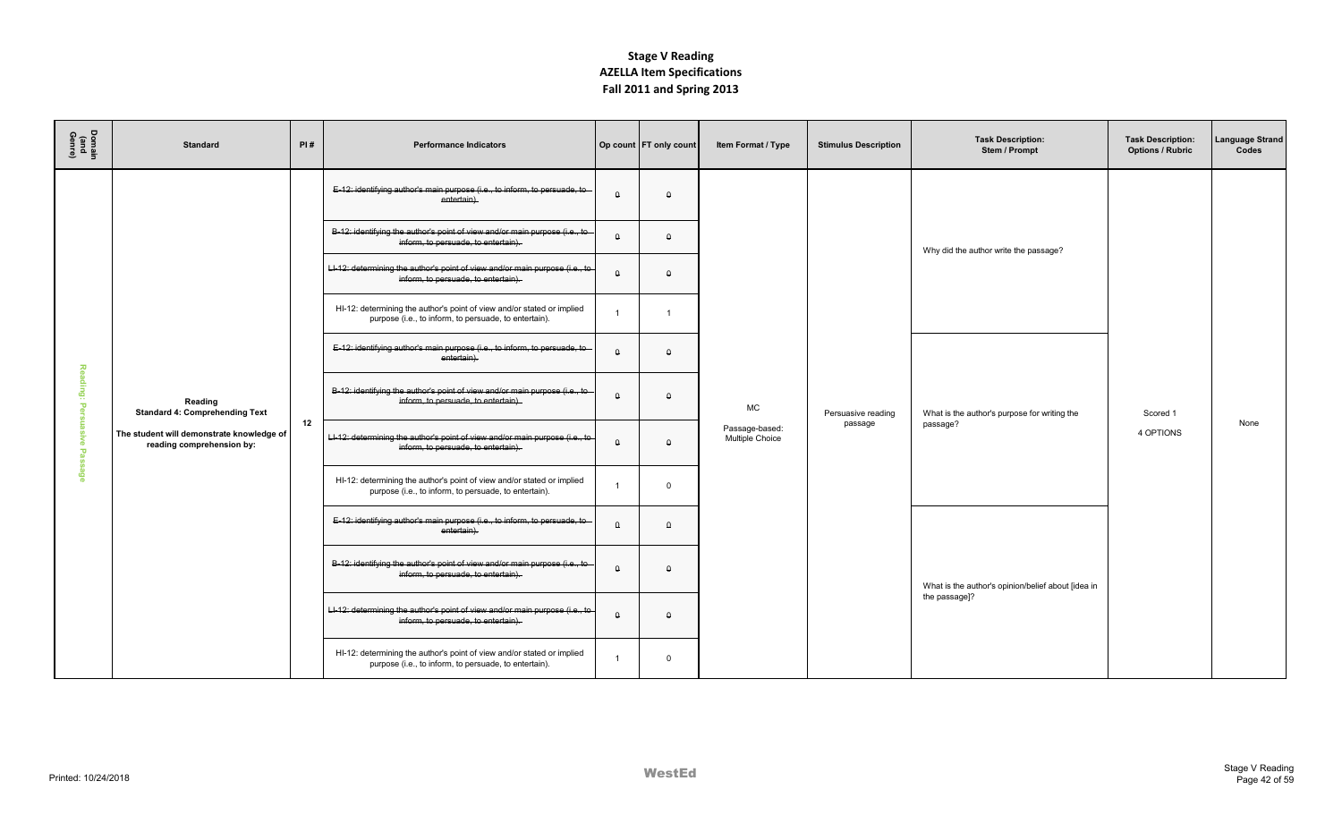# Stage V Reading
## AZELLA Item Specifications
## Fall 2011 and Spring 2013

| Domain (and Genre) | Standard | PI # | Performance Indicators | Op count | FT only count | Item Format / Type | Stimulus Description | Task Description: Stem / Prompt | Task Description: Options / Rubric | Language Strand Codes |
|---|---|---|---|---|---|---|---|---|---|---|
| Reading: Persuasive Passage | **Reading** **Standard 4: Comprehending Text** **The student will demonstrate knowledge of reading comprehension by:** | 12 | ~~E-12: identifying author's main purpose (i.e., to inform, to persuade, to entertain).~~ | ~~0~~ | ~~0~~ | MC Passage-based: Multiple Choice | Persuasive reading passage | Why did the author write the passage? | Scored 1 4 OPTIONS | None |
| | | | ~~B-12: identifying the author's point of view and/or main purpose (i.e., to inform, to persuade, to entertain).~~ | ~~0~~ | ~~0~~ | | | | | |
| | | | ~~LI-12: determining the author's point of view and/or main purpose (i.e., to inform, to persuade, to entertain).~~ | ~~0~~ | ~~0~~ | | | | | |
| | | | HI-12: determining the author's point of view and/or stated or implied purpose (i.e., to inform, to persuade, to entertain). | 1 | 1 | | | | | |
| | | | ~~E-12: identifying author's main purpose (i.e., to inform, to persuade, to entertain).~~ | ~~0~~ | ~~0~~ | | | What is the author's purpose for writing the passage? | | |
| | | | ~~B-12: identifying the author's point of view and/or main purpose (i.e., to inform, to persuade, to entertain).~~ | ~~0~~ | ~~0~~ | | | | | |
| | | | ~~LI-12: determining the author's point of view and/or main purpose (i.e., to inform, to persuade, to entertain).~~ | ~~0~~ | ~~0~~ | | | | | |
| | | | HI-12: determining the author's point of view and/or stated or implied purpose (i.e., to inform, to persuade, to entertain). | 1 | 0 | | | | | |
| | | | ~~E-12: identifying author's main purpose (i.e., to inform, to persuade, to entertain).~~ | ~~0~~ | ~~0~~ | | | What is the author's opinion/belief about [idea in the passage]? | | |
| | | | ~~B-12: identifying the author's point of view and/or main purpose (i.e., to inform, to persuade, to entertain).~~ | ~~0~~ | ~~0~~ | | | | | |
| | | | ~~LI-12: determining the author's point of view and/or main purpose (i.e., to inform, to persuade, to entertain).~~ | ~~0~~ | ~~0~~ | | | | | |
| | | | HI-12: determining the author's point of view and/or stated or implied purpose (i.e., to inform, to persuade, to entertain). | 1 | 0 | | | | | |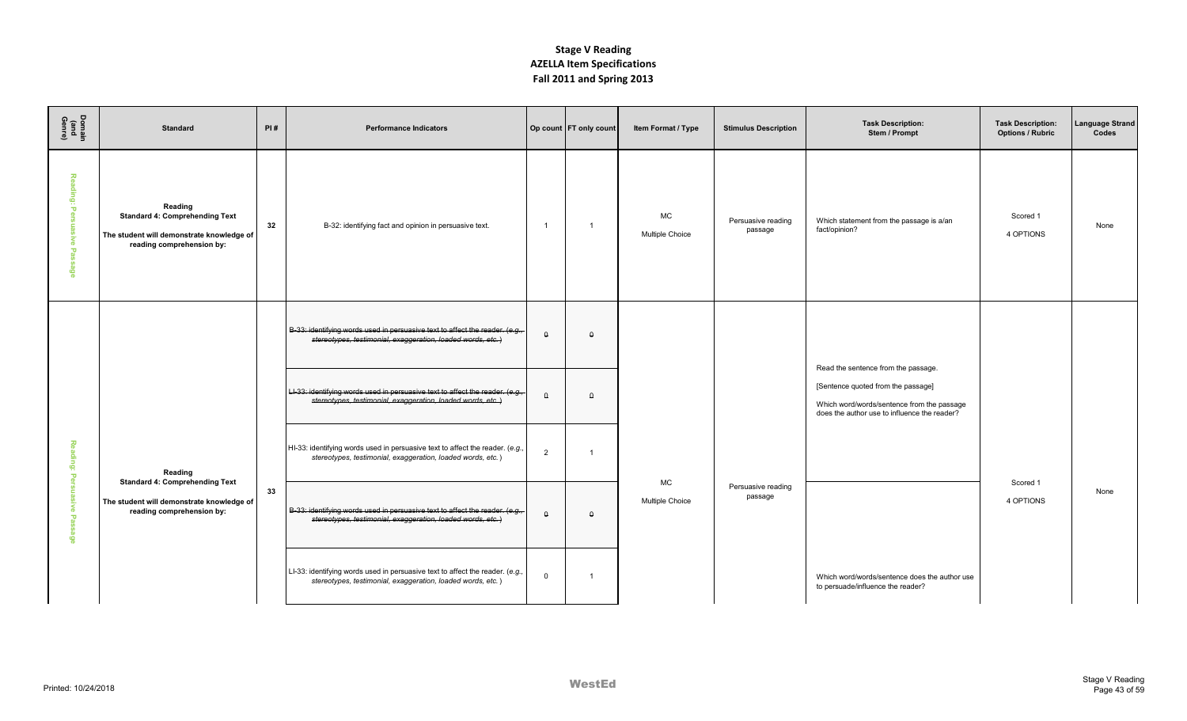# Stage V Reading
## AZELLA Item Specifications
## Fall 2011 and Spring 2013

| Domain (and Genre) | Standard | PI # | Performance Indicators | Op count | FT only count | Item Format / Type | Stimulus Description | Task Description: Stem / Prompt | Task Description: Options / Rubric | Language Strand Codes |
|---|---|---|---|---|---|---|---|---|---|---|
| Reading: Persuasive Passage | **Reading** **Standard 4: Comprehending Text** **The student will demonstrate knowledge of reading comprehension by:** | 32 | B-32: identifying fact and opinion in persuasive text. | 1 | 1 | MC Multiple Choice | Persuasive reading passage | Which statement from the passage is a/an fact/opinion? | Scored 1 4 OPTIONS | None |
| Reading: Persuasive Passage | **Reading** **Standard 4: Comprehending Text** **The student will demonstrate knowledge of reading comprehension by:** | 33 | ~~B-33: identifying words used in persuasive text to affect the reader. (*e.g., stereotypes, testimonial, exaggeration, loaded words, etc.*)~~ | ~~0~~ | ~~0~~ | MC Multiple Choice | Persuasive reading passage | Read the sentence from the passage. [Sentence quoted from the passage] Which word/words/sentence from the passage does the author use to influence the reader? | Scored 1 4 OPTIONS | None |
| | | | ~~LI-33: identifying words used in persuasive text to affect the reader. (*e.g., stereotypes, testimonial, exaggeration, loaded words, etc.*)~~ | ~~0~~ | ~~0~~ | | | | | |
| | | | HI-33: identifying words used in persuasive text to affect the reader. (*e.g., stereotypes, testimonial, exaggeration, loaded words, etc.*) | 2 | 1 | | | | | |
| | | | ~~B-33: identifying words used in persuasive text to affect the reader. (*e.g., stereotypes, testimonial, exaggeration, loaded words, etc.*)~~ | ~~0~~ | ~~0~~ | | | Which word/words/sentence does the author use to persuade/influence the reader? | | |
| | | | LI-33: identifying words used in persuasive text to affect the reader. (*e.g., stereotypes, testimonial, exaggeration, loaded words, etc.*) | 0 | 1 | | | | | |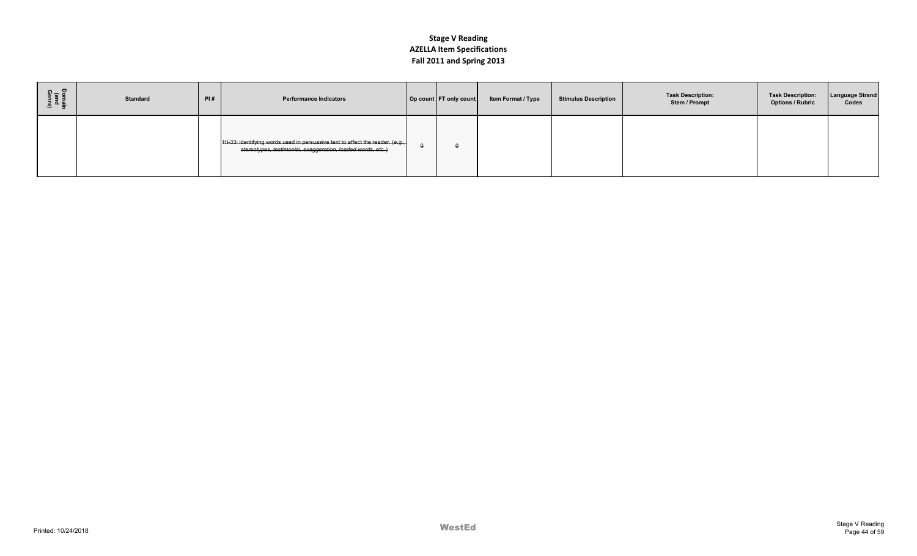# Stage V Reading
# AZELLA Item Specifications
# Fall 2011 and Spring 2013

| Domain (and Genre) | Standard | PI # | Performance Indicators | Op count | FT only count | Item Format / Type | Stimulus Description | Task Description: Stem / Prompt | Task Description: Options / Rubric | Language Strand Codes |
|---|---|---|---|---|---|---|---|---|---|---|
| | | | ~~HI-33: identifying words used in persuasive text to affect the reader. *(e.g., stereotypes, testimonial, exaggeration, loaded words, etc.)*~~ | ~~0~~ | ~~0~~ | | | | | |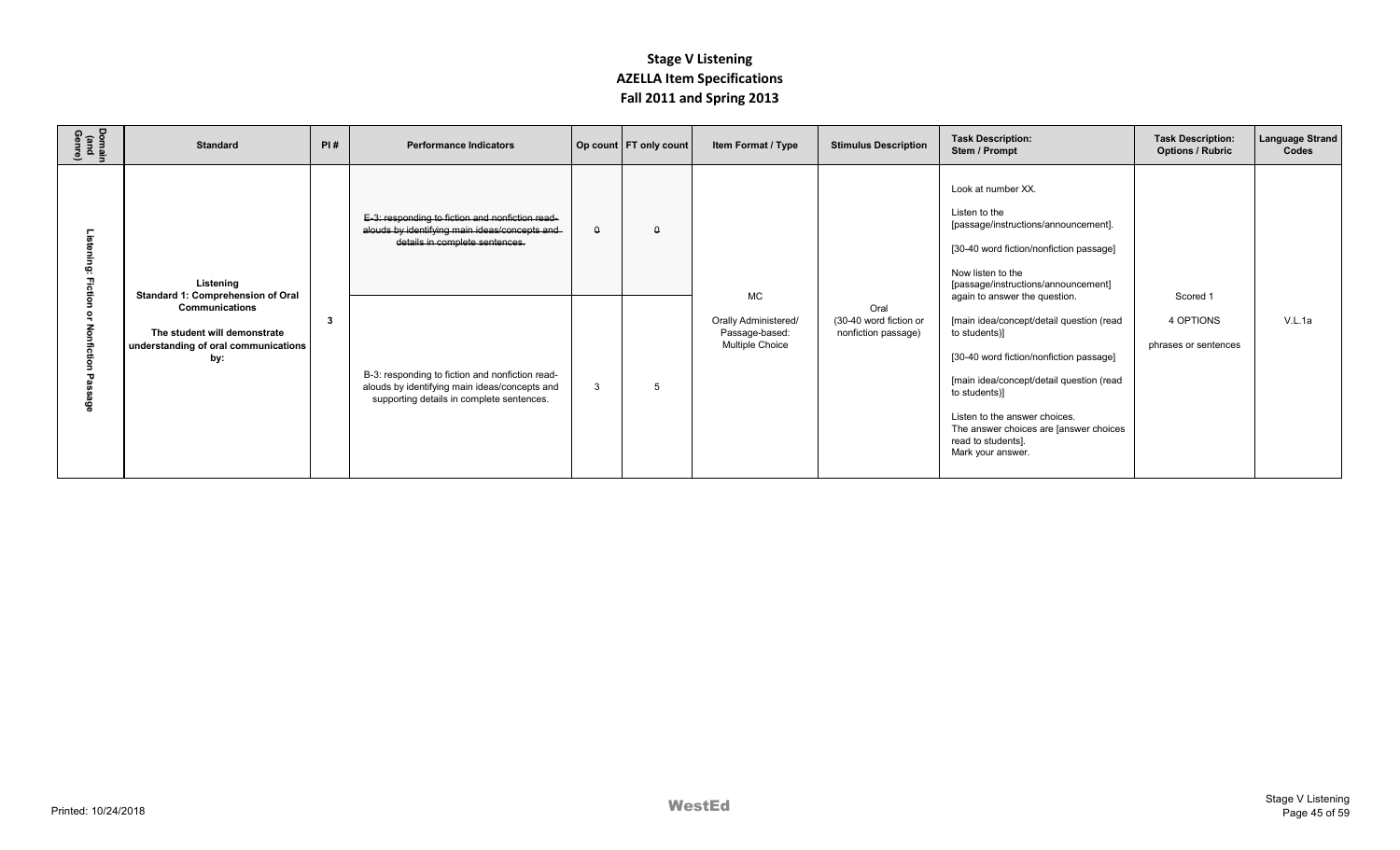# Stage V Listening
## AZELLA Item Specifications
## Fall 2011 and Spring 2013

| Domain (and Genre) | Standard | PI # | Performance Indicators | Op count | FT only count | Item Format / Type | Stimulus Description | Task Description: Stem / Prompt | Task Description: Options / Rubric | Language Strand Codes |
|---|---|---|---|---|---|---|---|---|---|---|
| Listening: Fiction or Nonfiction Passage | **Listening** **Standard 1: Comprehension of Oral Communications** **The student will demonstrate understanding of oral communications by:** | **3** | ~~E-3: responding to fiction and nonfiction read-alouds by identifying main ideas/concepts and details in complete sentences.~~ | ~~0~~ | ~~0~~ | MC Orally Administered/ Passage-based: Multiple Choice | Oral (30-40 word fiction or nonfiction passage) | Look at number XX. Listen to the [passage/instructions/announcement]. [30-40 word fiction/nonfiction passage] Now listen to the [passage/instructions/announcement] again to answer the question. [main idea/concept/detail question (read to students)] [30-40 word fiction/nonfiction passage] [main idea/concept/detail question (read to students)] Listen to the answer choices. The answer choices are [answer choices read to students]. Mark your answer. | Scored 1 4 OPTIONS phrases or sentences | V.L.1a |
| | | | B-3: responding to fiction and nonfiction read-alouds by identifying main ideas/concepts and supporting details in complete sentences. | 3 | 5 | | | | | |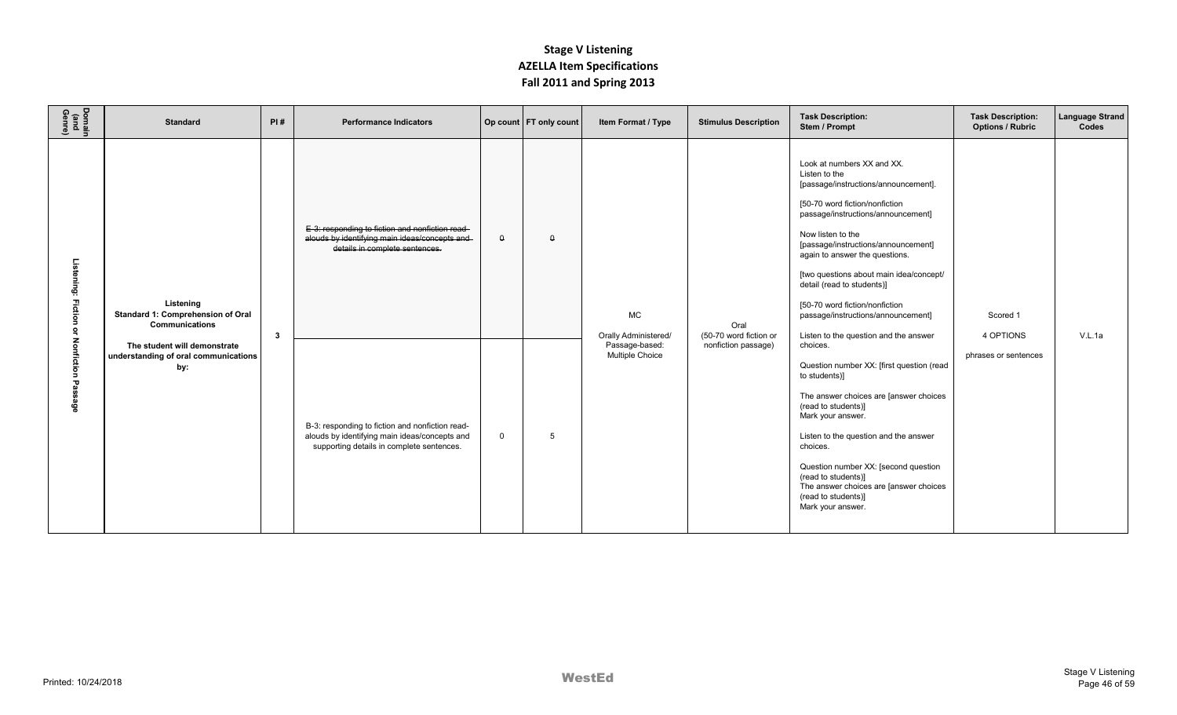# Stage V Listening
# AZELLA Item Specifications
# Fall 2011 and Spring 2013

| Domain (and Genre) | Standard | PI # | Performance Indicators | Op count | FT only count | Item Format / Type | Stimulus Description | Task Description: Stem / Prompt | Task Description: Options / Rubric | Language Strand Codes |
|---|---|---|---|---|---|---|---|---|---|---|
| Listening: Fiction or Nonfiction Passage | Listening<br>Standard 1: Comprehension of Oral Communications<br><br>The student will demonstrate understanding of oral communications by: | 3 | ~~E-3: responding to fiction and nonfiction read-alouds by identifying main ideas/concepts and details in complete sentences.~~ | ~~0~~ | ~~0~~ | MC<br>Orally Administered/ Passage-based: Multiple Choice | Oral<br>(50-70 word fiction or nonfiction passage) | Look at numbers XX and XX.<br>Listen to the [passage/instructions/announcement].<br><br>[50-70 word fiction/nonfiction passage/instructions/announcement]<br><br>Now listen to the [passage/instructions/announcement] again to answer the questions.<br><br>[two questions about main idea/concept/ detail (read to students)]<br><br>[50-70 word fiction/nonfiction passage/instructions/announcement]<br><br>Listen to the question and the answer choices.<br><br>Question number XX: [first question (read to students)]<br><br>The answer choices are [answer choices (read to students)]<br>Mark your answer.<br><br>Listen to the question and the answer choices.<br><br>Question number XX: [second question (read to students)]<br>The answer choices are [answer choices (read to students)]<br>Mark your answer. | Scored 1<br>4 OPTIONS<br>phrases or sentences | V.L.1a |
| | | | B-3: responding to fiction and nonfiction read-alouds by identifying main ideas/concepts and supporting details in complete sentences. | 0 | 5 | | | | | |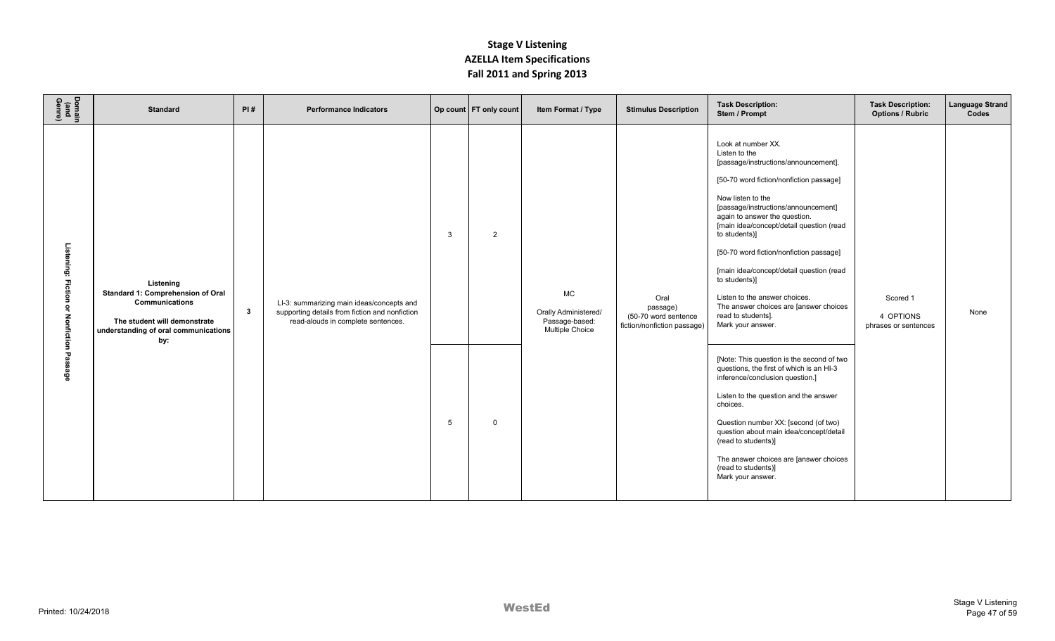# Stage V Listening
## AZELLA Item Specifications
## Fall 2011 and Spring 2013

| Domain (and Genre) | Standard | PI # | Performance Indicators | Op count | FT only count | Item Format / Type | Stimulus Description | Task Description: Stem / Prompt | Task Description: Options / Rubric | Language Strand Codes |
|---|---|---|---|---|---|---|---|---|---|---|
| Listening: Fiction or Nonfiction Passage | **Listening Standard 1: Comprehension of Oral Communications** **The student will demonstrate understanding of oral communications by:** | **3** | LI-3: summarizing main ideas/concepts and supporting details from fiction and nonfiction read-alouds in complete sentences. | 3 | 2 | MC Orally Administered/ Passage-based: Multiple Choice | Oral passage) (50-70 word sentence fiction/nonfiction passage) | Look at number XX. Listen to the [passage/instructions/announcement]. [50-70 word fiction/nonfiction passage] Now listen to the [passage/instructions/announcement] again to answer the question. [main idea/concept/detail question (read to students)] [50-70 word fiction/nonfiction passage] [main idea/concept/detail question (read to students)] Listen to the answer choices. The answer choices are [answer choices read to students]. Mark your answer. | Scored 1 4 OPTIONS phrases or sentences | None |
| | | | | 5 | 0 | | | [Note: This question is the second of two questions, the first of which is an HI-3 inference/conclusion question.] Listen to the question and the answer choices. Question number XX: [second (of two) question about main idea/concept/detail (read to students)] The answer choices are [answer choices (read to students)] Mark your answer. | | |

Printed: 10/24/2018

WestEd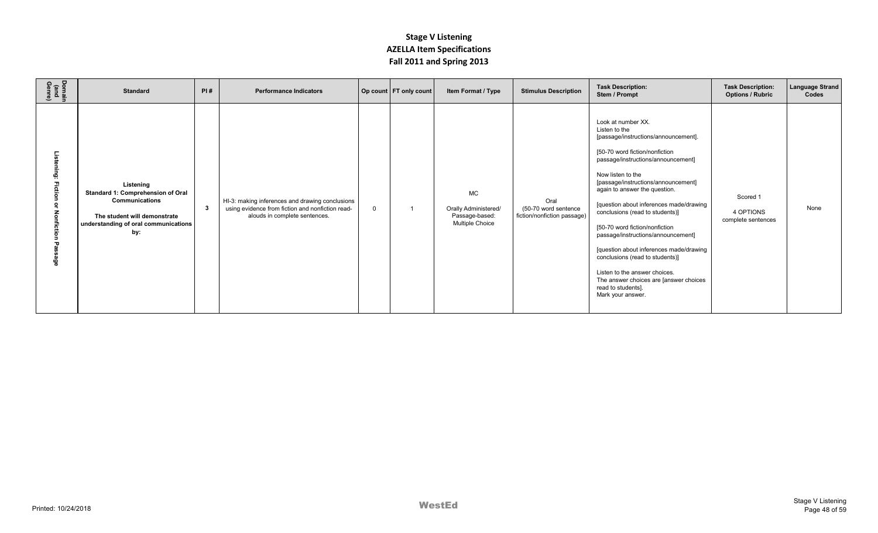# Stage V Listening
# AZELLA Item Specifications
# Fall 2011 and Spring 2013

| Domain (and Genre) | Standard | PI # | Performance Indicators | Op count | FT only count | Item Format / Type | Stimulus Description | Task Description: Stem / Prompt | Task Description: Options / Rubric | Language Strand Codes |
|---|---|---|---|---|---|---|---|---|---|---|
| Listening: Fiction or Nonfiction Passage | **Listening** **Standard 1: Comprehension of Oral Communications** **The student will demonstrate understanding of oral communications by:** | **3** | HI-3: making inferences and drawing conclusions using evidence from fiction and nonfiction read-alouds in complete sentences. | 0 | 1 | MC Orally Administered/ Passage-based: Multiple Choice | Oral (50-70 word sentence fiction/nonfiction passage) | Look at number XX. Listen to the [passage/instructions/announcement]. [50-70 word fiction/nonfiction passage/instructions/announcement] Now listen to the [passage/instructions/announcement] again to answer the question. [question about inferences made/drawing conclusions (read to students)] [50-70 word fiction/nonfiction passage/instructions/announcement] [question about inferences made/drawing conclusions (read to students)] Listen to the answer choices. The answer choices are [answer choices read to students]. Mark your answer. | Scored 1 4 OPTIONS complete sentences | None |

Printed: 10/24/2018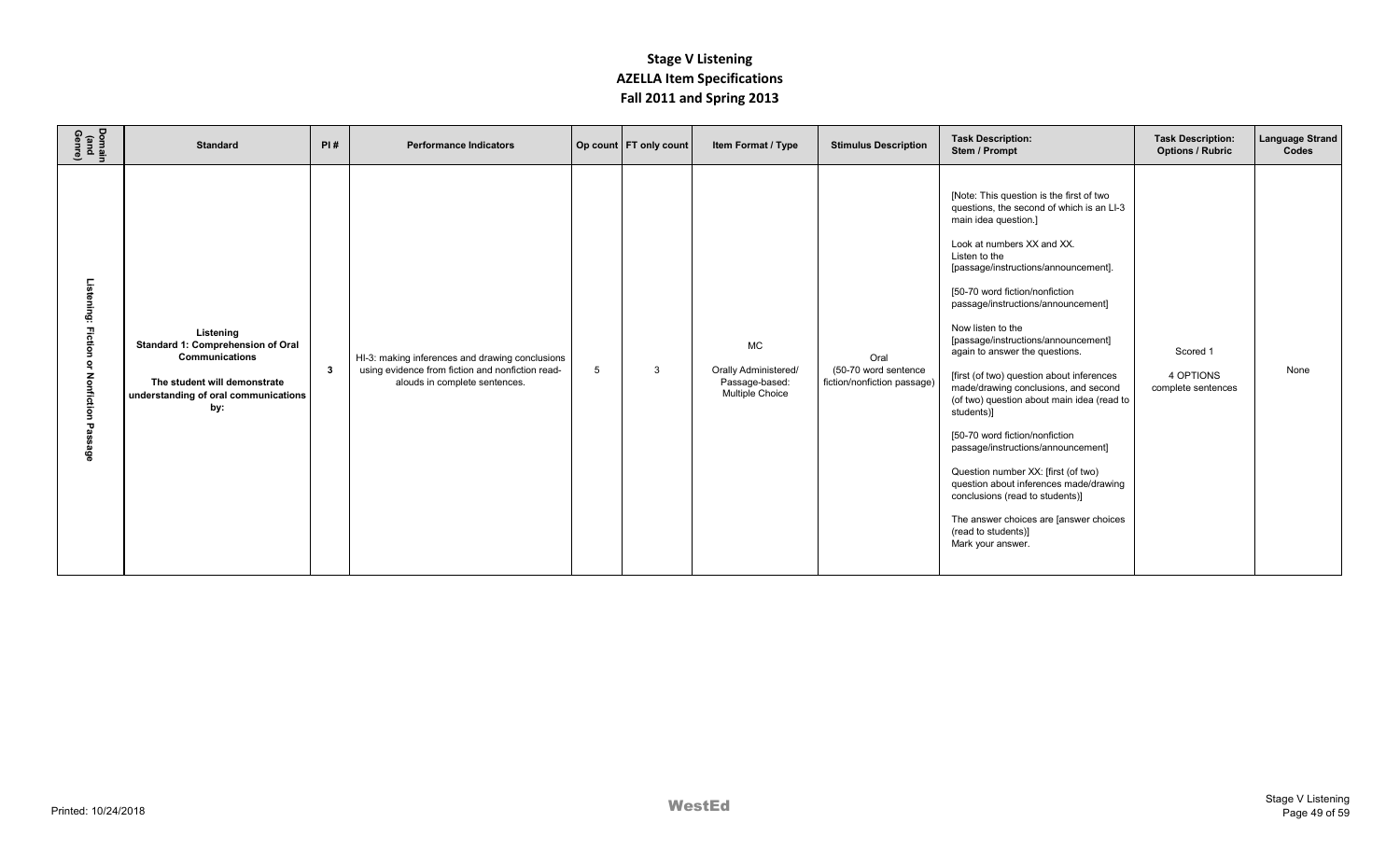# Stage V Listening
# AZELLA Item Specifications
# Fall 2011 and Spring 2013

| Domain (and Genre) | Standard | PI # | Performance Indicators | Op count | FT only count | Item Format / Type | Stimulus Description | Task Description: Stem / Prompt | Task Description: Options / Rubric | Language Strand Codes |
|---|---|---|---|---|---|---|---|---|---|---|
| Listening: Fiction or Nonfiction Passage | **Listening Standard 1: Comprehension of Oral Communications** **The student will demonstrate understanding of oral communications by:** | **3** | HI-3: making inferences and drawing conclusions using evidence from fiction and nonfiction read-alouds in complete sentences. | 5 | 3 | MC Orally Administered/ Passage-based: Multiple Choice | Oral (50-70 word sentence fiction/nonfiction passage) | [Note: This question is the first of two questions, the second of which is an LI-3 main idea question.] Look at numbers XX and XX. Listen to the [passage/instructions/announcement]. [50-70 word fiction/nonfiction passage/instructions/announcement] Now listen to the [passage/instructions/announcement] again to answer the questions. [first (of two) question about inferences made/drawing conclusions, and second (of two) question about main idea (read to students)] [50-70 word fiction/nonfiction passage/instructions/announcement] Question number XX: [first (of two) question about inferences made/drawing conclusions (read to students)] The answer choices are [answer choices (read to students)] Mark your answer. | Scored 1 4 OPTIONS complete sentences | None |

Printed: 10/24/2018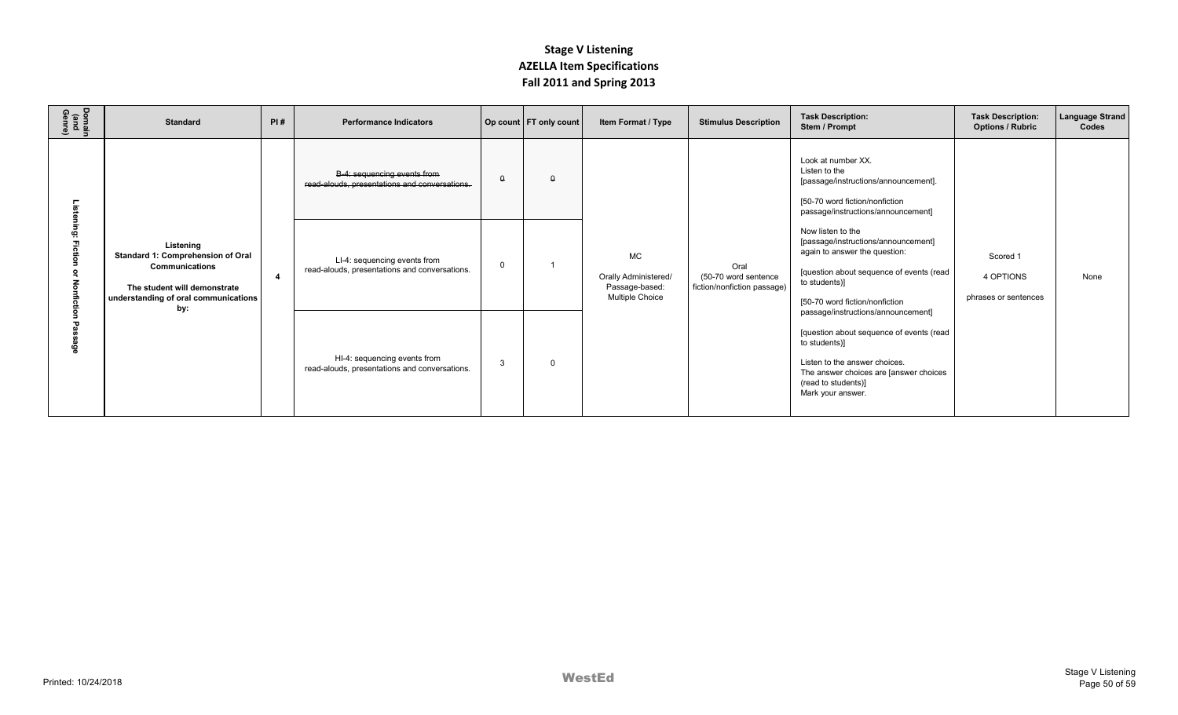# Stage V Listening
## AZELLA Item Specifications
### Fall 2011 and Spring 2013

| Domain (and Genre) | Standard | PI # | Performance Indicators | Op count | FT only count | Item Format / Type | Stimulus Description | Task Description: Stem / Prompt | Task Description: Options / Rubric | Language Strand Codes |
|---|---|---|---|---|---|---|---|---|---|---|
| Listening: Fiction or Nonfiction Passage | **Listening** **Standard 1: Comprehension of Oral Communications** **The student will demonstrate understanding of oral communications by:** | **4** | ~~B-4: sequencing events from read-alouds, presentations and conversations.~~ | ~~0~~ | ~~0~~ | MC Orally Administered/ Passage-based: Multiple Choice | Oral (50-70 word sentence fiction/nonfiction passage) | Look at number XX. Listen to the [passage/instructions/announcement]. [50-70 word fiction/nonfiction passage/instructions/announcement] Now listen to the [passage/instructions/announcement] again to answer the question: [question about sequence of events (read to students)] [50-70 word fiction/nonfiction passage/instructions/announcement] [question about sequence of events (read to students)] Listen to the answer choices. The answer choices are [answer choices (read to students)] Mark your answer. | Scored 1 4 OPTIONS phrases or sentences | None |
| | | | LI-4: sequencing events from read-alouds, presentations and conversations. | 0 | 1 | | | | | |
| | | | HI-4: sequencing events from read-alouds, presentations and conversations. | 3 | 0 | | | | | |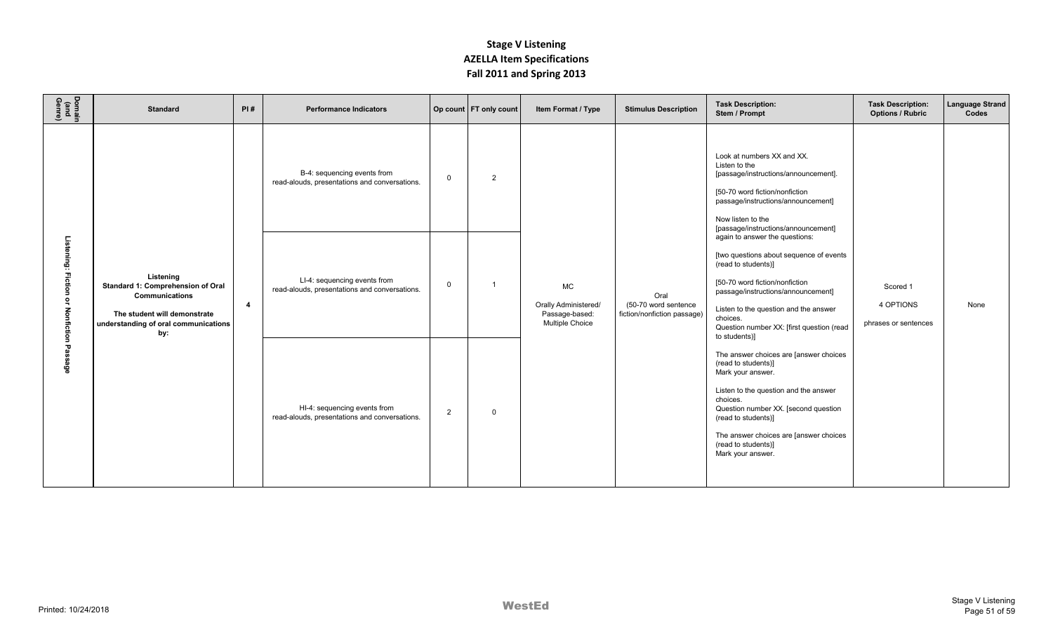# Stage V Listening
# AZELLA Item Specifications
# Fall 2011 and Spring 2013

| Domain (and Genre) | Standard | PI # | Performance Indicators | Op count | FT only count | Item Format / Type | Stimulus Description | Task Description: Stem / Prompt | Task Description: Options / Rubric | Language Strand Codes |
|---|---|---|---|---|---|---|---|---|---|---|
| Listening: Fiction or Nonfiction Passage | **Listening Standard 1: Comprehension of Oral Communications** The student will demonstrate understanding of oral communications by: | **4** | B-4: sequencing events from read-alouds, presentations and conversations. | 0 | 2 | MC Orally Administered/ Passage-based: Multiple Choice | Oral (50-70 word sentence fiction/nonfiction passage) | Look at numbers XX and XX. Listen to the [passage/instructions/announcement]. [50-70 word fiction/nonfiction passage/instructions/announcement] Now listen to the [passage/instructions/announcement] again to answer the questions: [two questions about sequence of events (read to students)] [50-70 word fiction/nonfiction passage/instructions/announcement] Listen to the question and the answer choices. Question number XX: [first question (read to students)] The answer choices are [answer choices (read to students)] Mark your answer. Listen to the question and the answer choices. Question number XX. [second question (read to students)] The answer choices are [answer choices (read to students)] Mark your answer. | Scored 1 4 OPTIONS phrases or sentences | None |
| | | | LI-4: sequencing events from read-alouds, presentations and conversations. | 0 | 1 | | | | | |
| | | | HI-4: sequencing events from read-alouds, presentations and conversations. | 2 | 0 | | | | | |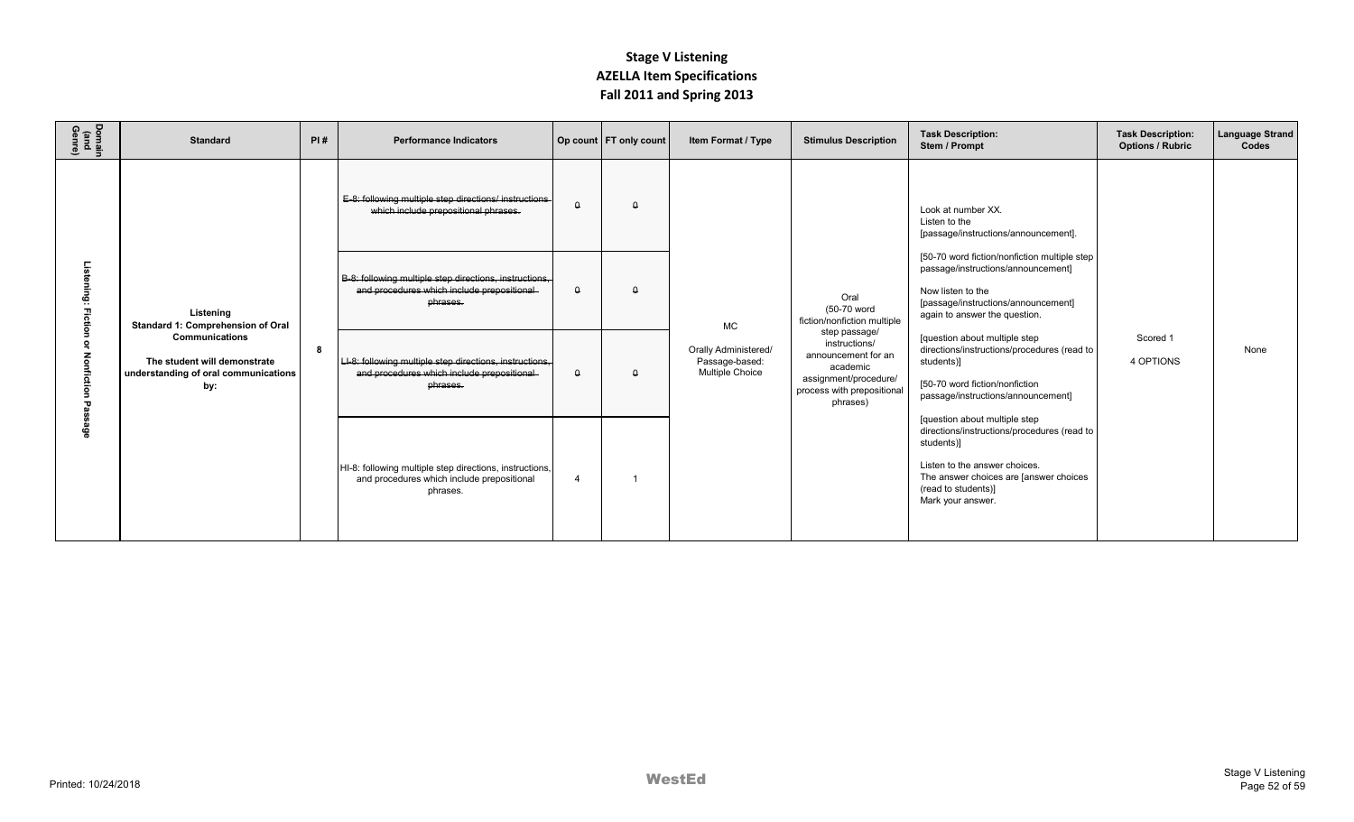# Stage V Listening
## AZELLA Item Specifications
## Fall 2011 and Spring 2013

| Domain (and Genre) | Standard | PI # | Performance Indicators | Op count | FT only count | Item Format / Type | Stimulus Description | Task Description: Stem / Prompt | Task Description: Options / Rubric | Language Strand Codes |
|---|---|---|---|---|---|---|---|---|---|---|
| Listening: Fiction or Nonfiction Passage | Listening Standard 1: Comprehension of Oral Communications The student will demonstrate understanding of oral communications by: | 8 | ~~E-8: following multiple step directions/ instructions which include prepositional phrases.~~ | ~~0~~ | ~~0~~ | MC Orally Administered/ Passage-based: Multiple Choice | Oral (50-70 word fiction/nonfiction multiple step passage/ instructions/ announcement for an academic assignment/procedure/ process with prepositional phrases) | Look at number XX. Listen to the [passage/instructions/announcement]. [50-70 word fiction/nonfiction multiple step passage/instructions/announcement] Now listen to the [passage/instructions/announcement] again to answer the question. [question about multiple step directions/instructions/procedures (read to students)] [50-70 word fiction/nonfiction passage/instructions/announcement] [question about multiple step directions/instructions/procedures (read to students)] Listen to the answer choices. The answer choices are [answer choices (read to students)] Mark your answer. | Scored 1 4 OPTIONS | None |
| | | | ~~B-8: following multiple step directions, instructions, and procedures which include prepositional phrases.~~ | ~~0~~ | ~~0~~ | | | | | |
| | | | ~~LI-8: following multiple step directions, instructions, and procedures which include prepositional phrases.~~ | ~~0~~ | ~~0~~ | | | | | |
| | | | HI-8: following multiple step directions, instructions, and procedures which include prepositional phrases. | 4 | 1 | | | | | |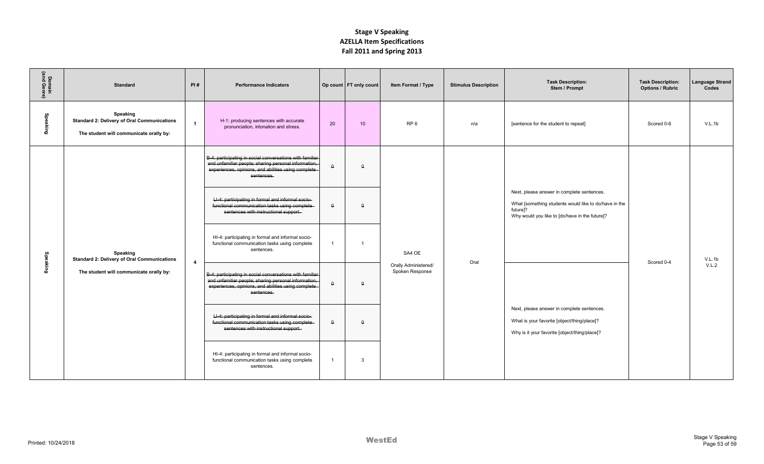# Stage V Speaking
## AZELLA Item Specifications
## Fall 2011 and Spring 2013

| Domain (and Genre) | Standard | PI # | Performance Indicators | Op count | FT only count | Item Format / Type | Stimulus Description | Task Description: Stem / Prompt | Task Description: Options / Rubric | Language Strand Codes |
|---|---|---|---|---|---|---|---|---|---|---|
| Speaking | **Speaking** **Standard 2: Delivery of Oral Communications** **The student will communicate orally by:** | 1 | H-1: producing sentences with accurate pronunciation, intonation and stress. | 20 | 10 | RP 6 | n/a | [sentence for the student to repeat] | Scored 0-6 | V.L.1b |
| Speaking | **Speaking** **Standard 2: Delivery of Oral Communications** **The student will communicate orally by:** | 4 | ~~B-4: participating in social conversations with familiar and unfamiliar people; sharing personal information, experiences, opinions, and abilities using complete sentences.~~ | ~~0~~ | ~~0~~ | SA4 OE Orally Administered/ Spoken Response | Oral | Next, please answer in complete sentences. What [something students would like to do/have in the future]? Why would you like to [do/have in the future]? | Scored 0-4 | V.L.1b V.L.2 |
| | | | ~~LI-4: participating in formal and informal socio-functional communication tasks using complete sentences with instructional support.~~ | ~~0~~ | ~~0~~ | | | | | |
| | | | HI-4: participating in formal and informal socio-functional communication tasks using complete sentences. | 1 | 1 | | | | | |
| | | | ~~B-4: participating in social conversations with familiar and unfamiliar people; sharing personal information, experiences, opinions, and abilities using complete sentences.~~ | ~~0~~ | ~~0~~ | | | Next, please answer in complete sentences. What is your favorite [object/thing/place]? Why is it your favorite [object/thing/place]? | | |
| | | | ~~LI-4: participating in formal and informal socio-functional communication tasks using complete sentences with instructional support.~~ | ~~0~~ | ~~0~~ | | | | | |
| | | | HI-4: participating in formal and informal socio-functional communication tasks using complete sentences. | 1 | 3 | | | | | |

Printed: 10/24/2018

WestEd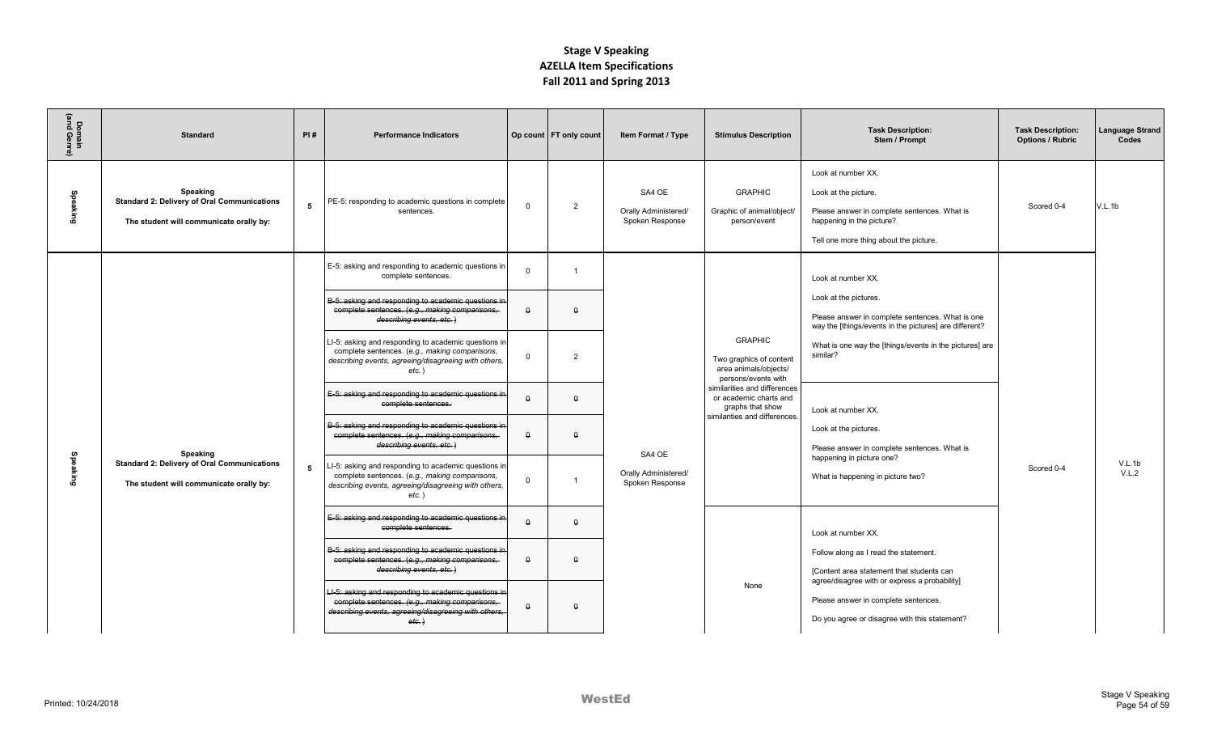# Stage V Speaking
## AZELLA Item Specifications
## Fall 2011 and Spring 2013

| Domain (and Genre) | Standard | PI # | Performance Indicators | Op count | FT only count | Item Format / Type | Stimulus Description | Task Description: Stem / Prompt | Task Description: Options / Rubric | Language Strand Codes |
|---|---|---|---|---|---|---|---|---|---|---|
| Speaking | **Speaking** **Standard 2: Delivery of Oral Communications** **The student will communicate orally by:** | 5 | PE-5: responding to academic questions in complete sentences. | 0 | 2 | SA4 OE Orally Administered/ Spoken Response | GRAPHIC Graphic of animal/object/ person/event | Look at number XX. Look at the picture. Please answer in complete sentences. What is happening in the picture? Tell one more thing about the picture. | Scored 0-4 | V.L.1b |
| Speaking | **Speaking** **Standard 2: Delivery of Oral Communications** **The student will communicate orally by:** | 5 | E-5: asking and responding to academic questions in complete sentences. | 0 | 1 | SA4 OE Orally Administered/ Spoken Response | GRAPHIC Two graphics of content area animals/objects/ persons/events with similarities and differences or academic charts and graphs that show similarities and differences. | Look at number XX. Look at the pictures. Please answer in complete sentences. What is one way the [things/events in the pictures] are different? What is one way the [things/events in the pictures] are similar? | Scored 0-4 | V.L.1b V.L.2 |
| | | | ~~B-5: asking and responding to academic questions in complete sentences. (e.g., making comparisons, describing events, etc.)~~ | ~~0~~ | ~~0~~ | | | | | |
| | | | LI-5: asking and responding to academic questions in complete sentences. (*e.g., making comparisons, describing events, agreeing/disagreeing with others, etc.*) | 0 | 2 | | | | | |
| | | | ~~E-5: asking and responding to academic questions in complete sentences.~~ | ~~0~~ | ~~0~~ | | | Look at number XX. Look at the pictures. Please answer in complete sentences. What is happening in picture one? What is happening in picture two? | | |
| | | | ~~B-5: asking and responding to academic questions in complete sentences. (e.g., making comparisons, describing events, etc.)~~ | ~~0~~ | ~~0~~ | | | | | |
| | | | LI-5: asking and responding to academic questions in complete sentences. (*e.g., making comparisons, describing events, agreeing/disagreeing with others, etc.*) | 0 | 1 | | | | | |
| | | | ~~E-5: asking and responding to academic questions in complete sentences.~~ | ~~0~~ | ~~0~~ | | None | Look at number XX. Follow along as I read the statement. [Content area statement that students can agree/disagree with or express a probability] Please answer in complete sentences. Do you agree or disagree with this statement? | | |
| | | | ~~B-5: asking and responding to academic questions in complete sentences. (e.g., making comparisons, describing events, etc.)~~ | ~~0~~ | ~~0~~ | | | | | |
| | | | ~~LI-5: asking and responding to academic questions in complete sentences. (e.g., making comparisons, describing events, agreeing/disagreeing with others, etc.)~~ | ~~0~~ | ~~0~~ | | | | | |

Printed: 10/24/2018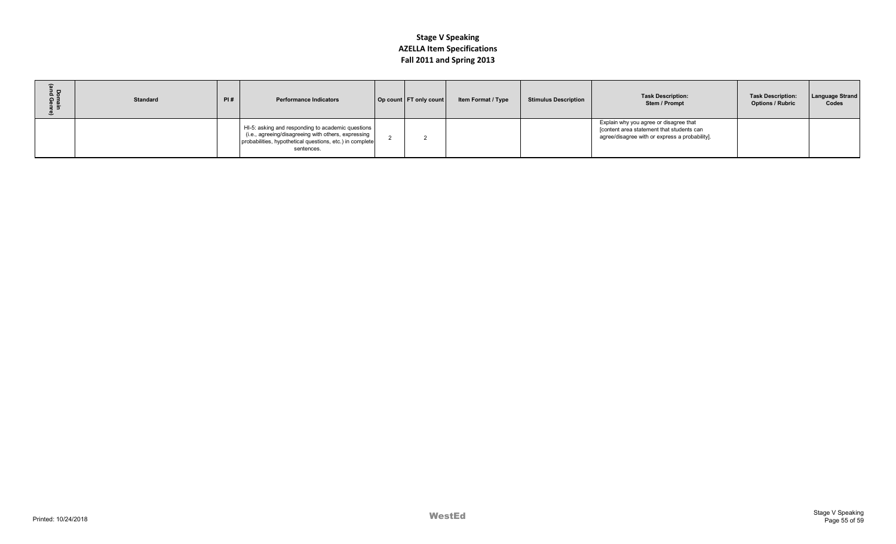# Stage V Speaking
## AZELLA Item Specifications
## Fall 2011 and Spring 2013

| Domain (and Genre) | Standard | PI # | Performance Indicators | Op count | FT only count | Item Format / Type | Stimulus Description | Task Description: Stem / Prompt | Task Description: Options / Rubric | Language Strand Codes |
|---|---|---|---|---|---|---|---|---|---|---|
| | | | HI-5: asking and responding to academic questions (i.e., agreeing/disagreeing with others, expressing probabilities, hypothetical questions, etc.) in complete sentences. | 2 | 2 | | | Explain why you agree or disagree that [content area statement that students can agree/disagree with or express a probability]. | | |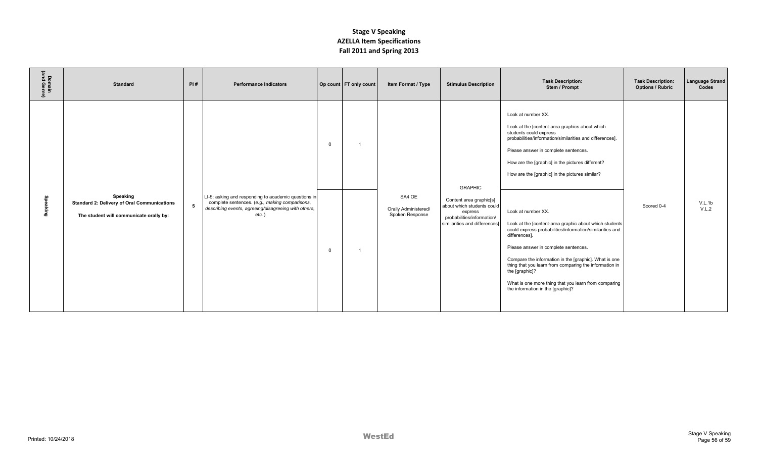# Stage V Speaking
## AZELLA Item Specifications
## Fall 2011 and Spring 2013

| Domain (and Genre) | Standard | PI # | Performance Indicators | Op count | FT only count | Item Format / Type | Stimulus Description | Task Description: Stem / Prompt | Task Description: Options / Rubric | Language Strand Codes |
|---|---|---|---|---|---|---|---|---|---|---|
| Speaking | **Speaking** **Standard 2: Delivery of Oral Communications** **The student will communicate orally by:** | **5** | LI-5: asking and responding to academic questions in complete sentences. (*e.g., making comparisons, describing events, agreeing/disagreeing with others, etc.*) | 0 | 1 | SA4 OE Orally Administered/ Spoken Response | GRAPHIC Content area graphic[s] about which students could express probabilities/information/ similarities and differences] | Look at number XX. Look at the [content-area graphics about which students could express probabilities/information/similarities and differences]. Please answer in complete sentences. How are the [graphic] in the pictures different? How are the [graphic] in the pictures similar? | Scored 0-4 | V.L.1b V.L.2 |
| | | | | 0 | 1 | | | Look at number XX. Look at the [content-area graphic about which students could express probabilities/information/similarities and differences]. Please answer in complete sentences. Compare the information in the [graphic]. What is one thing that you learn from comparing the information in the [graphic]? What is one more thing that you learn from comparing the information in the [graphic]? | | |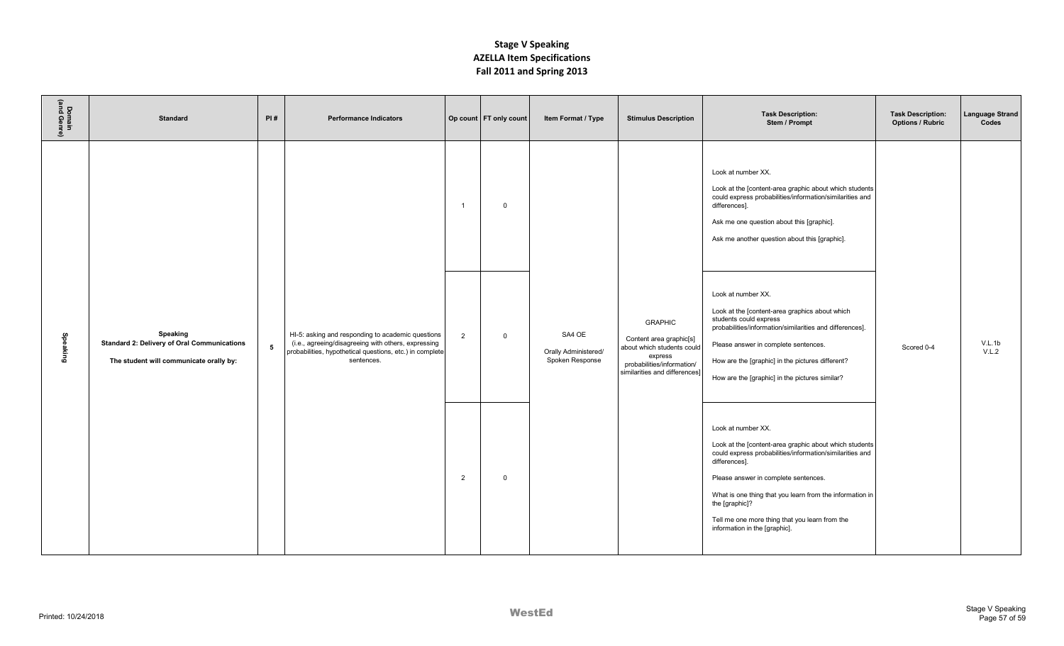# Stage V Speaking
## AZELLA Item Specifications
## Fall 2011 and Spring 2013

| Domain (and Genre) | Standard | PI # | Performance Indicators | Op count | FT only count | Item Format / Type | Stimulus Description | Task Description: Stem / Prompt | Task Description: Options / Rubric | Language Strand Codes |
|---|---|---|---|---|---|---|---|---|---|---|
| Speaking | **Speaking** **Standard 2: Delivery of Oral Communications** **The student will communicate orally by:** | 5 | HI-5: asking and responding to academic questions (i.e., agreeing/disagreeing with others, expressing probabilities, hypothetical questions, etc.) in complete sentences. | 1 | 0 | SA4 OE Orally Administered/ Spoken Response | GRAPHIC Content area graphic[s] about which students could express probabilities/information/ similarities and differences] | Look at number XX. Look at the [content-area graphic about which students could express probabilities/information/similarities and differences]. Ask me one question about this [graphic]. Ask me another question about this [graphic]. | Scored 0-4 | V.L.1b V.L.2 |
| | | | | 2 | 0 | | | Look at number XX. Look at the [content-area graphics about which students could express probabilities/information/similarities and differences]. Please answer in complete sentences. How are the [graphic] in the pictures different? How are the [graphic] in the pictures similar? | | |
| | | | | 2 | 0 | | | Look at number XX. Look at the [content-area graphic about which students could express probabilities/information/similarities and differences]. Please answer in complete sentences. What is one thing that you learn from the information in the [graphic]? Tell me one more thing that you learn from the information in the [graphic]. | | |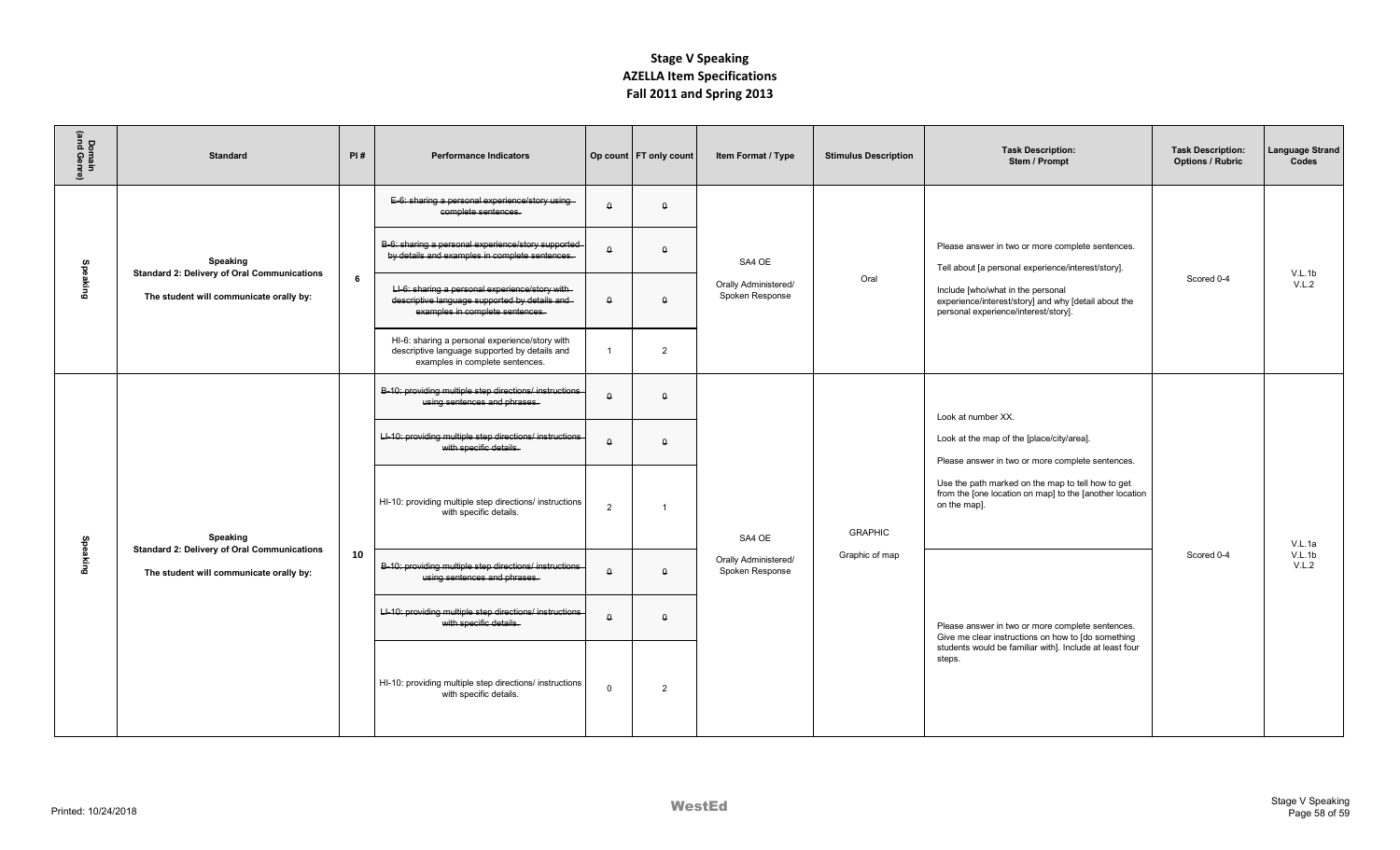# Stage V Speaking
## AZELLA Item Specifications
### Fall 2011 and Spring 2013

| Domain (and Genre) | Standard | PI # | Performance Indicators | Op count | FT only count | Item Format / Type | Stimulus Description | Task Description: Stem / Prompt | Task Description: Options / Rubric | Language Strand Codes |
|---|---|---|---|---|---|---|---|---|---|---|
| Speaking | **Speaking** **Standard 2: Delivery of Oral Communications** **The student will communicate orally by:** | 6 | ~~E-6: sharing a personal experience/story using complete sentences.~~ | ~~0~~ | ~~0~~ | SA4 OE Orally Administered/ Spoken Response | Oral | Please answer in two or more complete sentences. Tell about [a personal experience/interest/story]. Include [who/what in the personal experience/interest/story] and why [detail about the personal experience/interest/story]. | Scored 0-4 | V.L.1b V.L.2 |
| | | | ~~B-6: sharing a personal experience/story supported by details and examples in complete sentences.~~ | ~~0~~ | ~~0~~ | | | | | |
| | | | ~~LI-6: sharing a personal experience/story with descriptive language supported by details and examples in complete sentences.~~ | ~~0~~ | ~~0~~ | | | | | |
| | | | HI-6: sharing a personal experience/story with descriptive language supported by details and examples in complete sentences. | 1 | 2 | | | | | |
| Speaking | **Speaking** **Standard 2: Delivery of Oral Communications** **The student will communicate orally by:** | 10 | ~~B-10: providing multiple step directions/ instructions using sentences and phrases.~~ | ~~0~~ | ~~0~~ | SA4 OE Orally Administered/ Spoken Response | GRAPHIC Graphic of map | Look at number XX. Look at the map of the [place/city/area]. Please answer in two or more complete sentences. Use the path marked on the map to tell how to get from the [one location on map] to the [another location on the map]. | Scored 0-4 | V.L.1a V.L.1b V.L.2 |
| | | | ~~LI-10: providing multiple step directions/ instructions with specific details.~~ | ~~0~~ | ~~0~~ | | | | | |
| | | | HI-10: providing multiple step directions/ instructions with specific details. | 2 | 1 | | | | | |
| | | | ~~B-10: providing multiple step directions/ instructions using sentences and phrases.~~ | ~~0~~ | ~~0~~ | | | Please answer in two or more complete sentences. Give me clear instructions on how to [do something students would be familiar with]. Include at least four steps. | | |
| | | | ~~LI-10: providing multiple step directions/ instructions with specific details.~~ | ~~0~~ | ~~0~~ | | | | | |
| | | | HI-10: providing multiple step directions/ instructions with specific details. | 0 | 2 | | | | | |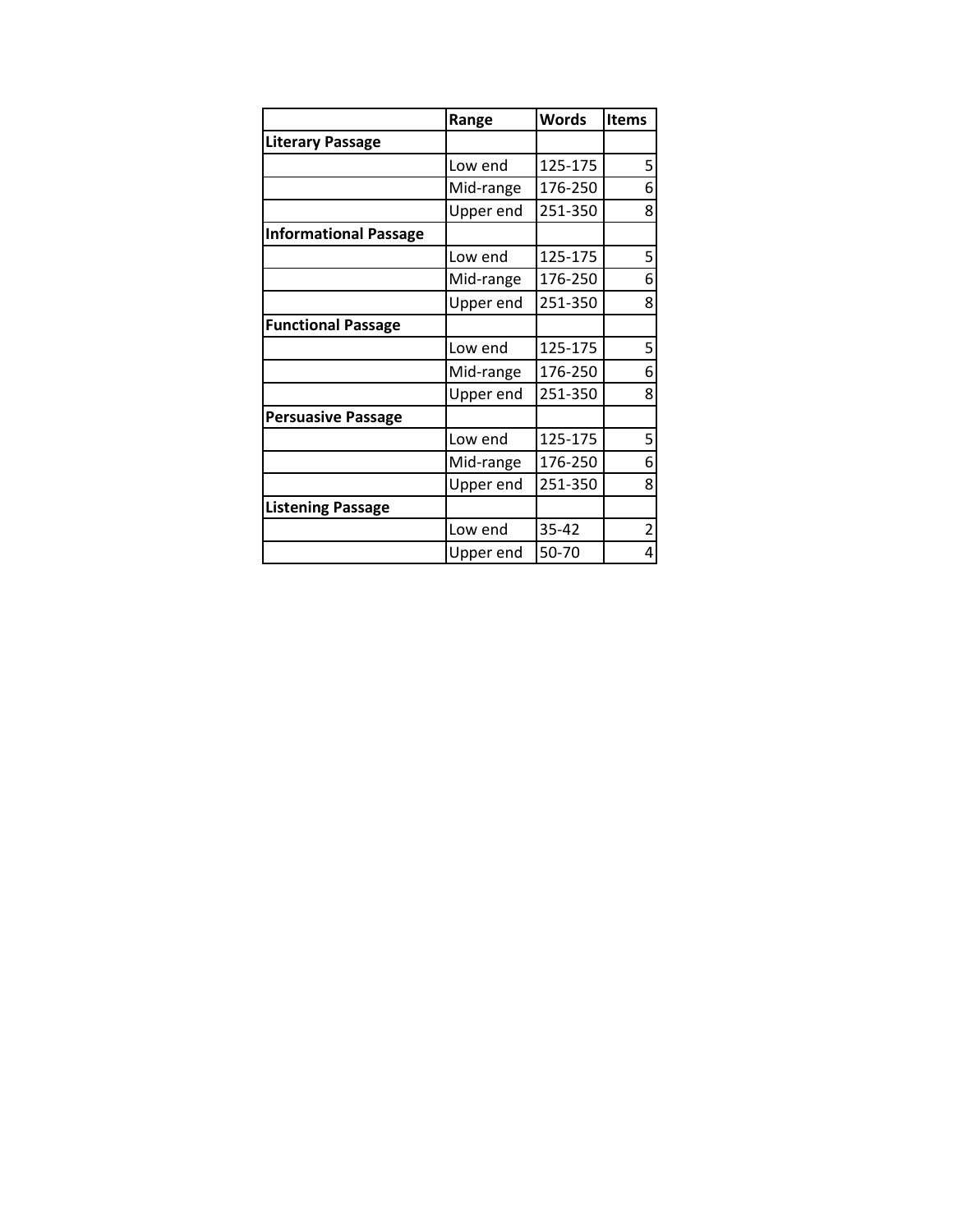| | Range | Words | Items |
|---|---|---|---|
| **Literary Passage** | | | |
| | Low end | 125-175 | 5 |
| | Mid-range | 176-250 | 6 |
| | Upper end | 251-350 | 8 |
| **Informational Passage** | | | |
| | Low end | 125-175 | 5 |
| | Mid-range | 176-250 | 6 |
| | Upper end | 251-350 | 8 |
| **Functional Passage** | | | |
| | Low end | 125-175 | 5 |
| | Mid-range | 176-250 | 6 |
| | Upper end | 251-350 | 8 |
| **Persuasive Passage** | | | |
| | Low end | 125-175 | 5 |
| | Mid-range | 176-250 | 6 |
| | Upper end | 251-350 | 8 |
| **Listening Passage** | | | |
| | Low end | 35-42 | 2 |
| | Upper end | 50-70 | 4 |